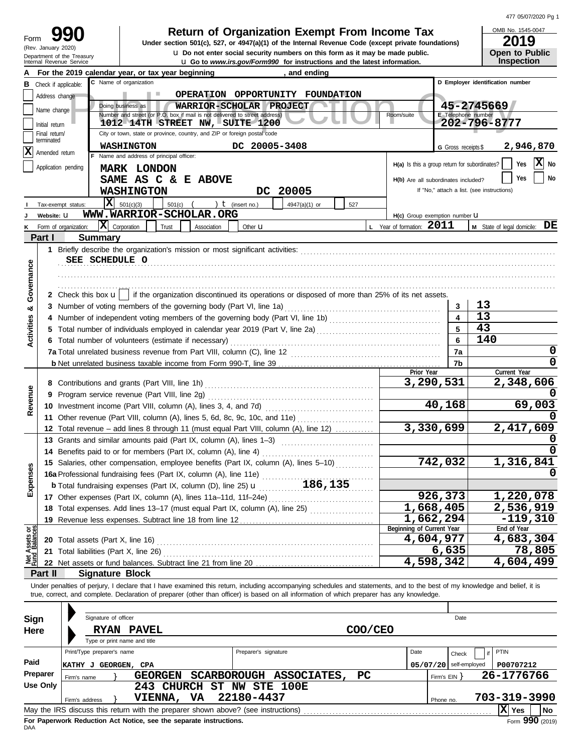# Form 990 — Return of Organization Exempt From Income Tax (2019)

(Rev. January 2020)
Department of the Treasury
Internal Revenue Service

Under section 501(c), 527, or 4947(a)(1) of the Internal Revenue Code (except private foundations)

u Do not enter social security numbers on this form as it may be made public.

u Go to *www.irs.gov/Form990* for instructions and the latest information.

OMB No. 1545-0047 — **2019** — Open to Public Inspection

**A** For the 2019 calendar year, or tax year beginning , and ending

**B** Check if applicable:
- Address change
- Name change
- Initial return
- Final return/terminated
- [X] Amended return
- Application pending

**C** Name of organization: **OPERATION OPPORTUNITY FOUNDATION**

Doing business as: **WARRIOR-SCHOLAR PROJECT**

Number and street (or P.O. box if mail is not delivered to street address): **1012 14TH STREET NW, SUITE 1200**

City or town, state or province, country, and ZIP or foreign postal code: **WASHINGTON DC 20005-3408**

**D** Employer identification number: **45-2745669**

**E** Telephone number: **202-796-8777**

**G** Gross receipts $ **2,946,870**

**F** Name and address of principal officer: **MARK LONDON, SAME AS C & E ABOVE, WASHINGTON DC 20005**

**H(a)** Is this a group return for subordinates? Yes [ ] No [X]

**H(b)** Are all subordinates included? Yes [ ] No [ ]
If "No," attach a list. (see instructions)

**H(c)** Group exemption number u

**I** Tax-exempt status: [X] 501(c)(3) [ ] 501(c) ( ) t (insert no.) [ ] 4947(a)(1) or [ ] 527

**J** Website: u **WWW.WARRIOR-SCHOLAR.ORG**

**K** Form of organization: [X] Corporation [ ] Trust [ ] Association [ ] Other u

**L** Year of formation: **2011**

**M** State of legal domicile: **DE**

## Part I — Summary

**Activities & Governance**

1 Briefly describe the organization's mission or most significant activities: SEE SCHEDULE O

2 Check this box u [ ] if the organization discontinued its operations or disposed of more than 25% of its net assets.

| Line | Description | No. | Value |
|---|---|---|---|
| 3 | Number of voting members of the governing body (Part VI, line 1a) | 3 | 13 |
| 4 | Number of independent voting members of the governing body (Part VI, line 1b) | 4 | 13 |
| 5 | Total number of individuals employed in calendar year 2019 (Part V, line 2a) | 5 | 43 |
| 6 | Total number of volunteers (estimate if necessary) | 6 | 140 |
| 7a | Total unrelated business revenue from Part VIII, column (C), line 12 | 7a | 0 |
| b | Net unrelated business taxable income from Form 990-T, line 39 | 7b | 0 |

| | Line | Description | Prior Year | Current Year |
|---|---|---|---|---|
| Revenue | 8 | Contributions and grants (Part VIII, line 1h) | 3,290,531 | 2,348,606 |
| | 9 | Program service revenue (Part VIII, line 2g) | | 0 |
| | 10 | Investment income (Part VIII, column (A), lines 3, 4, and 7d) | 40,168 | 69,003 |
| | 11 | Other revenue (Part VIII, column (A), lines 5, 6d, 8c, 9c, 10c, and 11e) | | 0 |
| | 12 | Total revenue – add lines 8 through 11 (must equal Part VIII, column (A), line 12) | 3,330,699 | 2,417,609 |
| Expenses | 13 | Grants and similar amounts paid (Part IX, column (A), lines 1–3) | | 0 |
| | 14 | Benefits paid to or for members (Part IX, column (A), line 4) | | 0 |
| | 15 | Salaries, other compensation, employee benefits (Part IX, column (A), lines 5–10) | 742,032 | 1,316,841 |
| | 16a | Professional fundraising fees (Part IX, column (A), line 11e) | | 0 |
| | b | Total fundraising expenses (Part IX, column (D), line 25) u 186,135 | | |
| | 17 | Other expenses (Part IX, column (A), lines 11a–11d, 11f–24e) | 926,373 | 1,220,078 |
| | 18 | Total expenses. Add lines 13–17 (must equal Part IX, column (A), line 25) | 1,668,405 | 2,536,919 |
| | 19 | Revenue less expenses. Subtract line 18 from line 12 | 1,662,294 | -119,310 |

| | Line | Description | Beginning of Current Year | End of Year |
|---|---|---|---|---|
| Net Assets or Fund Balances | 20 | Total assets (Part X, line 16) | 4,604,977 | 4,683,304 |
| | 21 | Total liabilities (Part X, line 26) | 6,635 | 78,805 |
| | 22 | Net assets or fund balances. Subtract line 21 from line 20 | 4,598,342 | 4,604,499 |

## Part II — Signature Block

Under penalties of perjury, I declare that I have examined this return, including accompanying schedules and statements, and to the best of my knowledge and belief, it is true, correct, and complete. Declaration of preparer (other than officer) is based on all information of which preparer has any knowledge.

**Sign Here**

Signature of officer — Date

**RYAN PAVEL — COO/CEO**
Type or print name and title

**Paid Preparer Use Only**

| Print/Type preparer's name | Preparer's signature | Date | Check [ ] if self-employed | PTIN |
|---|---|---|---|---|
| KATHY J GEORGEN, CPA | | 05/07/20 | | P00707212 |

Firm's name } **GEORGEN SCARBOROUGH ASSOCIATES, PC** — Firm's EIN } **26-1776766**

Firm's address } **243 CHURCH ST NW STE 100E, VIENNA, VA 22180-4437** — Phone no. **703-319-3990**

May the IRS discuss this return with the preparer shown above? (see instructions) [X] Yes [ ] No

**For Paperwork Reduction Act Notice, see the separate instructions.**

DAA — Form **990** (2019)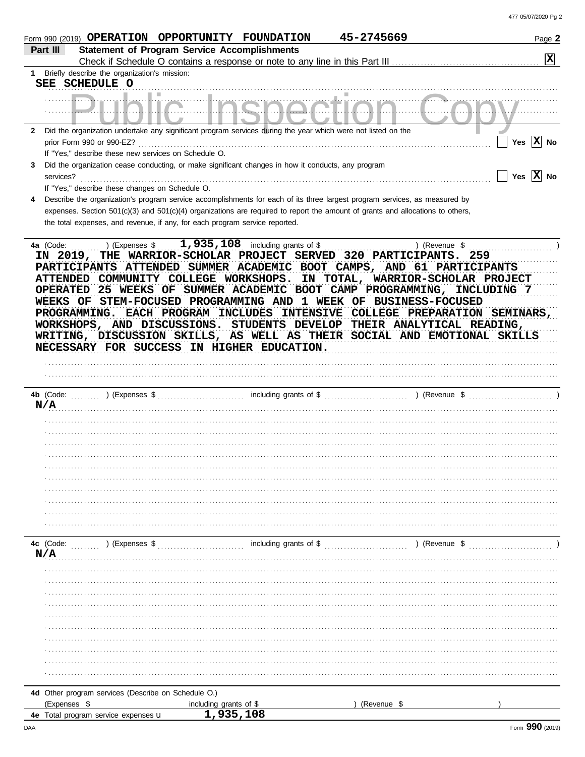Form 990 (2019) **OPERATION OPPORTUNITY FOUNDATION** **45-2745669** Page **2**

## Part III Statement of Program Service Accomplishments

Check if Schedule O contains a response or note to any line in this Part III .......... [X]

**1** Briefly describe the organization's mission:

SEE SCHEDULE O

Public Inspection Copy

**2** Did the organization undertake any significant program services during the year which were not listed on the prior Form 990 or 990-EZ? .......... [ ] Yes [X] No

If "Yes," describe these new services on Schedule O.

**3** Did the organization cease conducting, or make significant changes in how it conducts, any program services? .......... [ ] Yes [X] No

If "Yes," describe these changes on Schedule O.

**4** Describe the organization's program service accomplishments for each of its three largest program services, as measured by expenses. Section 501(c)(3) and 501(c)(4) organizations are required to report the amount of grants and allocations to others, the total expenses, and revenue, if any, for each program service reported.

**4a** (Code: ) (Expenses $ 1,935,108 including grants of $ ) (Revenue $ )

IN 2019, THE WARRIOR-SCHOLAR PROJECT SERVED 320 PARTICIPANTS. 259 PARTICIPANTS ATTENDED SUMMER ACADEMIC BOOT CAMPS, AND 61 PARTICIPANTS ATTENDED COMMUNITY COLLEGE WORKSHOPS. IN TOTAL, WARRIOR-SCHOLAR PROJECT OPERATED 25 WEEKS OF SUMMER ACADEMIC BOOT CAMP PROGRAMMING, INCLUDING 7 WEEKS OF STEM-FOCUSED PROGRAMMING AND 1 WEEK OF BUSINESS-FOCUSED PROGRAMMING. EACH PROGRAM INCLUDES INTENSIVE COLLEGE PREPARATION SEMINARS, WORKSHOPS, AND DISCUSSIONS. STUDENTS DEVELOP THEIR ANALYTICAL READING, WRITING, DISCUSSION SKILLS, AS WELL AS THEIR SOCIAL AND EMOTIONAL SKILLS NECESSARY FOR SUCCESS IN HIGHER EDUCATION.

**4b** (Code: ) (Expenses $ including grants of $ ) (Revenue $ )

N/A

**4c** (Code: ) (Expenses $ including grants of $ ) (Revenue $ )

N/A

**4d** Other program services (Describe on Schedule O.)

(Expenses $ including grants of $ ) (Revenue $ )

**4e** Total program service expenses 1,935,108

Form **990** (2019)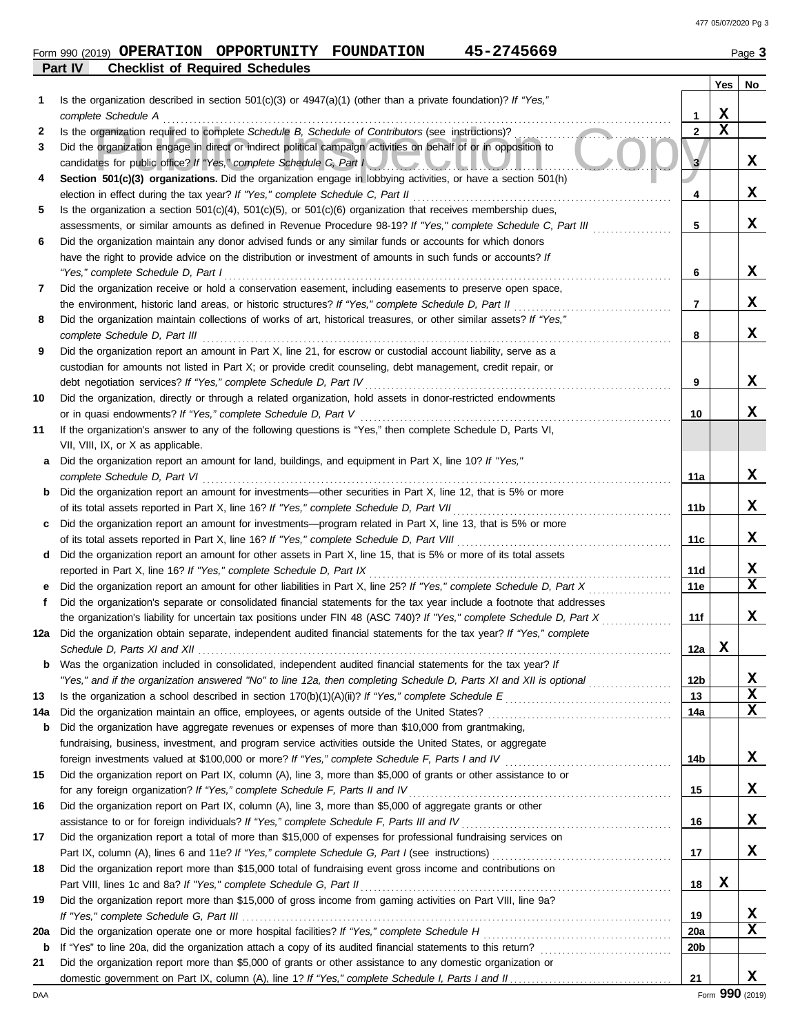Form 990 (2019) **OPERATION OPPORTUNITY FOUNDATION 45-2745669** Page **3**

**Part IV Checklist of Required Schedules**

| | | | Yes | No |
|---|---|---|---|---|
| 1 | Is the organization described in section 501(c)(3) or 4947(a)(1) (other than a private foundation)? *If "Yes," complete Schedule A* | 1 | X | |
| 2 | Is the organization required to complete *Schedule B, Schedule of Contributors* (see instructions)? | 2 | X | |
| 3 | Did the organization engage in direct or indirect political campaign activities on behalf of or in opposition to candidates for public office? *If "Yes," complete Schedule C, Part I* | 3 | | X |
| 4 | **Section 501(c)(3) organizations.** Did the organization engage in lobbying activities, or have a section 501(h) election in effect during the tax year? *If "Yes," complete Schedule C, Part II* | 4 | | X |
| 5 | Is the organization a section 501(c)(4), 501(c)(5), or 501(c)(6) organization that receives membership dues, assessments, or similar amounts as defined in Revenue Procedure 98-19? *If "Yes," complete Schedule C, Part III* | 5 | | X |
| 6 | Did the organization maintain any donor advised funds or any similar funds or accounts for which donors have the right to provide advice on the distribution or investment of amounts in such funds or accounts? *If "Yes," complete Schedule D, Part I* | 6 | | X |
| 7 | Did the organization receive or hold a conservation easement, including easements to preserve open space, the environment, historic land areas, or historic structures? *If "Yes," complete Schedule D, Part II* | 7 | | X |
| 8 | Did the organization maintain collections of works of art, historical treasures, or other similar assets? *If "Yes," complete Schedule D, Part III* | 8 | | X |
| 9 | Did the organization report an amount in Part X, line 21, for escrow or custodial account liability, serve as a custodian for amounts not listed in Part X; or provide credit counseling, debt management, credit repair, or debt negotiation services? *If "Yes," complete Schedule D, Part IV* | 9 | | X |
| 10 | Did the organization, directly or through a related organization, hold assets in donor-restricted endowments or in quasi endowments? *If "Yes," complete Schedule D, Part V* | 10 | | X |
| 11 | If the organization's answer to any of the following questions is "Yes," then complete Schedule D, Parts VI, VII, VIII, IX, or X as applicable. | | | |
| a | Did the organization report an amount for land, buildings, and equipment in Part X, line 10? *If "Yes," complete Schedule D, Part VI* | 11a | | X |
| b | Did the organization report an amount for investments—other securities in Part X, line 12, that is 5% or more of its total assets reported in Part X, line 16? *If "Yes," complete Schedule D, Part VII* | 11b | | X |
| c | Did the organization report an amount for investments—program related in Part X, line 13, that is 5% or more of its total assets reported in Part X, line 16? *If "Yes," complete Schedule D, Part VIII* | 11c | | X |
| d | Did the organization report an amount for other assets in Part X, line 15, that is 5% or more of its total assets reported in Part X, line 16? *If "Yes," complete Schedule D, Part IX* | 11d | | X |
| e | Did the organization report an amount for other liabilities in Part X, line 25? *If "Yes," complete Schedule D, Part X* | 11e | | X |
| f | Did the organization's separate or consolidated financial statements for the tax year include a footnote that addresses the organization's liability for uncertain tax positions under FIN 48 (ASC 740)? *If "Yes," complete Schedule D, Part X* | 11f | | X |
| 12a | Did the organization obtain separate, independent audited financial statements for the tax year? *If "Yes," complete Schedule D, Parts XI and XII* | 12a | X | |
| b | Was the organization included in consolidated, independent audited financial statements for the tax year? *If "Yes," and if the organization answered "No" to line 12a, then completing Schedule D, Parts XI and XII is optional* | 12b | | X |
| 13 | Is the organization a school described in section 170(b)(1)(A)(ii)? *If "Yes," complete Schedule E* | 13 | | X |
| 14a | Did the organization maintain an office, employees, or agents outside of the United States? | 14a | | X |
| b | Did the organization have aggregate revenues or expenses of more than $10,000 from grantmaking, fundraising, business, investment, and program service activities outside the United States, or aggregate foreign investments valued at $100,000 or more? *If "Yes," complete Schedule F, Parts I and IV* | 14b | | X |
| 15 | Did the organization report on Part IX, column (A), line 3, more than $5,000 of grants or other assistance to or for any foreign organization? *If "Yes," complete Schedule F, Parts II and IV* | 15 | | X |
| 16 | Did the organization report on Part IX, column (A), line 3, more than $5,000 of aggregate grants or other assistance to or for foreign individuals? *If "Yes," complete Schedule F, Parts III and IV* | 16 | | X |
| 17 | Did the organization report a total of more than $15,000 of expenses for professional fundraising services on Part IX, column (A), lines 6 and 11e? *If "Yes," complete Schedule G, Part I* (see instructions) | 17 | | X |
| 18 | Did the organization report more than $15,000 total of fundraising event gross income and contributions on Part VIII, lines 1c and 8a? *If "Yes," complete Schedule G, Part II* | 18 | X | |
| 19 | Did the organization report more than $15,000 of gross income from gaming activities on Part VIII, line 9a? *If "Yes," complete Schedule G, Part III* | 19 | | X |
| 20a | Did the organization operate one or more hospital facilities? *If "Yes," complete Schedule H* | 20a | | X |
| b | If "Yes" to line 20a, did the organization attach a copy of its audited financial statements to this return? | 20b | | |
| 21 | Did the organization report more than $5,000 of grants or other assistance to any domestic organization or domestic government on Part IX, column (A), line 1? *If "Yes," complete Schedule I, Parts I and II* | 21 | | X |

Form **990** (2019)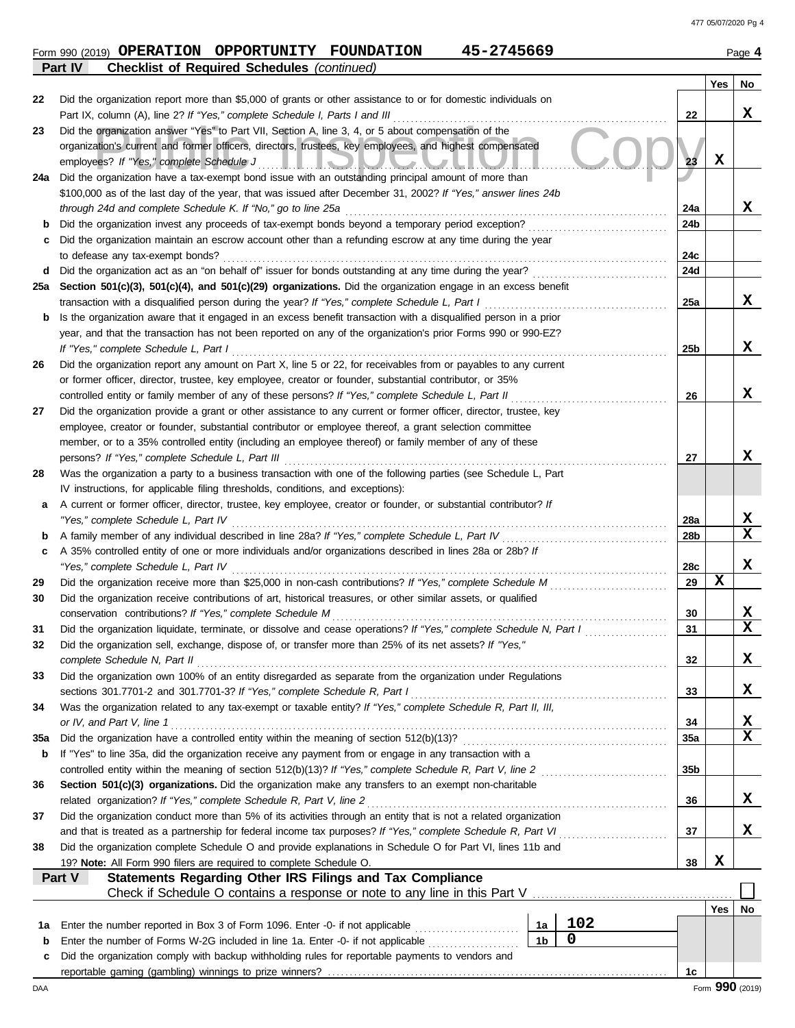Form 990 (2019) **OPERATION OPPORTUNITY FOUNDATION** **45-2745669** Page **4**

**Part IV** **Checklist of Required Schedules** *(continued)*

| | | | Yes | No |
|---|---|---|---|---|
| 22 | Did the organization report more than $5,000 of grants or other assistance to or for domestic individuals on Part IX, column (A), line 2? *If "Yes," complete Schedule I, Parts I and III* | 22 | | X |
| 23 | Did the organization answer "Yes" to Part VII, Section A, line 3, 4, or 5 about compensation of the organization's current and former officers, directors, trustees, key employees, and highest compensated employees? *If "Yes," complete Schedule J* | 23 | X | |
| 24a | Did the organization have a tax-exempt bond issue with an outstanding principal amount of more than $100,000 as of the last day of the year, that was issued after December 31, 2002? *If "Yes," answer lines 24b through 24d and complete Schedule K. If "No," go to line 25a* | 24a | | X |
| b | Did the organization invest any proceeds of tax-exempt bonds beyond a temporary period exception? | 24b | | |
| c | Did the organization maintain an escrow account other than a refunding escrow at any time during the year to defease any tax-exempt bonds? | 24c | | |
| d | Did the organization act as an "on behalf of" issuer for bonds outstanding at any time during the year? | 24d | | |
| 25a | **Section 501(c)(3), 501(c)(4), and 501(c)(29) organizations.** Did the organization engage in an excess benefit transaction with a disqualified person during the year? *If "Yes," complete Schedule L, Part I* | 25a | | X |
| b | Is the organization aware that it engaged in an excess benefit transaction with a disqualified person in a prior year, and that the transaction has not been reported on any of the organization's prior Forms 990 or 990-EZ? *If "Yes," complete Schedule L, Part I* | 25b | | X |
| 26 | Did the organization report any amount on Part X, line 5 or 22, for receivables from or payables to any current or former officer, director, trustee, key employee, creator or founder, substantial contributor, or 35% controlled entity or family member of any of these persons? *If "Yes," complete Schedule L, Part II* | 26 | | X |
| 27 | Did the organization provide a grant or other assistance to any current or former officer, director, trustee, key employee, creator or founder, substantial contributor or employee thereof, a grant selection committee member, or to a 35% controlled entity (including an employee thereof) or family member of any of these persons? *If "Yes," complete Schedule L, Part III* | 27 | | X |
| 28 | Was the organization a party to a business transaction with one of the following parties (see Schedule L, Part IV instructions, for applicable filing thresholds, conditions, and exceptions): | | | |
| a | A current or former officer, director, trustee, key employee, creator or founder, or substantial contributor? *If "Yes," complete Schedule L, Part IV* | 28a | | X |
| b | A family member of any individual described in line 28a? *If "Yes," complete Schedule L, Part IV* | 28b | | X |
| c | A 35% controlled entity of one or more individuals and/or organizations described in lines 28a or 28b? *If "Yes," complete Schedule L, Part IV* | 28c | | X |
| 29 | Did the organization receive more than $25,000 in non-cash contributions? *If "Yes," complete Schedule M* | 29 | X | |
| 30 | Did the organization receive contributions of art, historical treasures, or other similar assets, or qualified conservation contributions? *If "Yes," complete Schedule M* | 30 | | X |
| 31 | Did the organization liquidate, terminate, or dissolve and cease operations? *If "Yes," complete Schedule N, Part I* | 31 | | X |
| 32 | Did the organization sell, exchange, dispose of, or transfer more than 25% of its net assets? *If "Yes," complete Schedule N, Part II* | 32 | | X |
| 33 | Did the organization own 100% of an entity disregarded as separate from the organization under Regulations sections 301.7701-2 and 301.7701-3? *If "Yes," complete Schedule R, Part I* | 33 | | X |
| 34 | Was the organization related to any tax-exempt or taxable entity? *If "Yes," complete Schedule R, Part II, III, or IV, and Part V, line 1* | 34 | | X |
| 35a | Did the organization have a controlled entity within the meaning of section 512(b)(13)? | 35a | | X |
| b | If "Yes" to line 35a, did the organization receive any payment from or engage in any transaction with a controlled entity within the meaning of section 512(b)(13)? *If "Yes," complete Schedule R, Part V, line 2* | 35b | | |
| 36 | **Section 501(c)(3) organizations.** Did the organization make any transfers to an exempt non-charitable related organization? *If "Yes," complete Schedule R, Part V, line 2* | 36 | | X |
| 37 | Did the organization conduct more than 5% of its activities through an entity that is not a related organization and that is treated as a partnership for federal income tax purposes? *If "Yes," complete Schedule R, Part VI* | 37 | | X |
| 38 | Did the organization complete Schedule O and provide explanations in Schedule O for Part VI, lines 11b and 19? **Note:** All Form 990 filers are required to complete Schedule O. | 38 | X | |

**Part V** **Statements Regarding Other IRS Filings and Tax Compliance**

Check if Schedule O contains a response or note to any line in this Part V ☐

| | | | | | Yes | No |
|---|---|---|---|---|---|---|
| 1a | Enter the number reported in Box 3 of Form 1096. Enter -0- if not applicable | 1a | 102 | | | |
| b | Enter the number of Forms W-2G included in line 1a. Enter -0- if not applicable | 1b | 0 | | | |
| c | Did the organization comply with backup withholding rules for reportable payments to vendors and reportable gaming (gambling) winnings to prize winners? | | | 1c | | |

Form **990** (2019)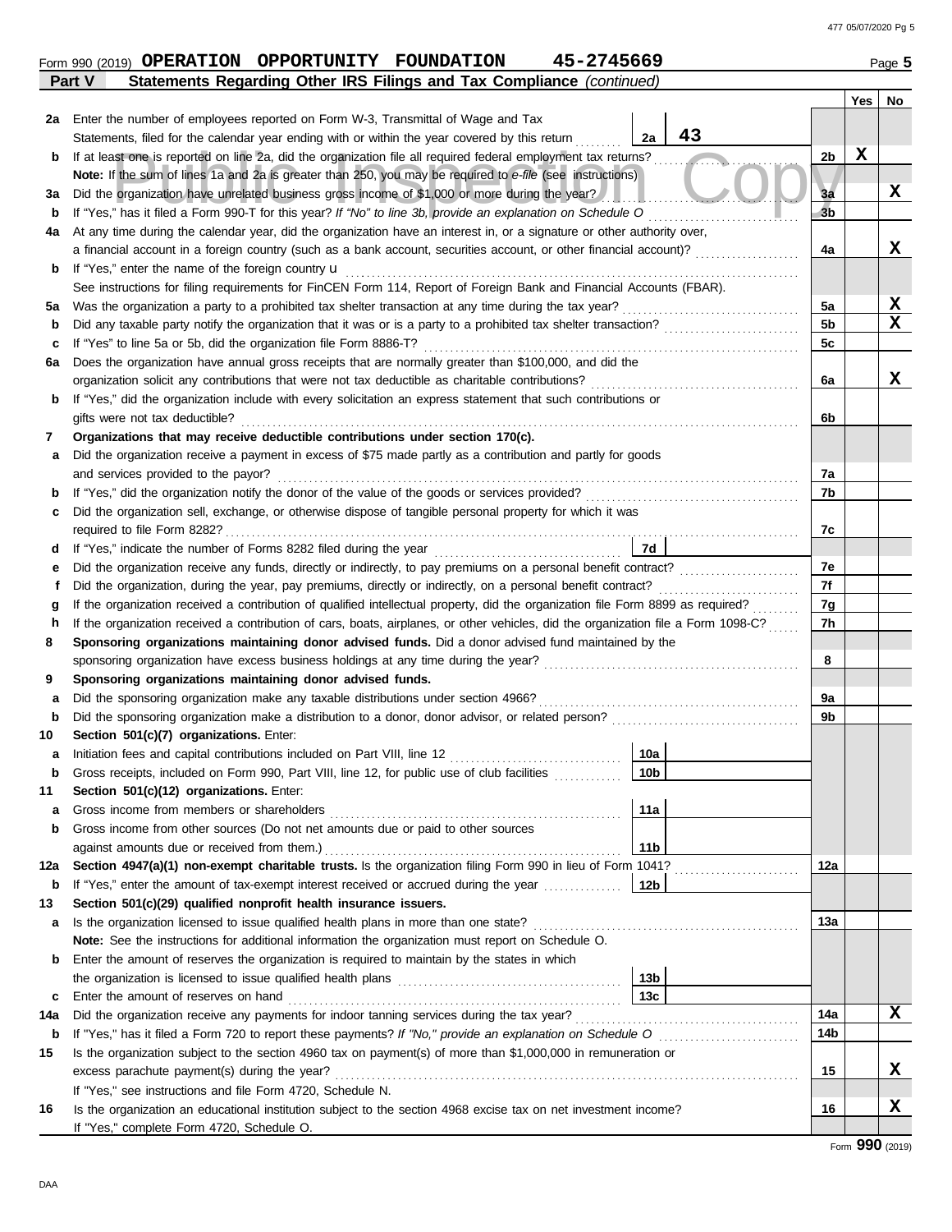Form 990 (2019) **OPERATION OPPORTUNITY FOUNDATION 45-2745669** Page **5**

## Part V Statements Regarding Other IRS Filings and Tax Compliance *(continued)*

| | | | | Yes | No |
|---|---|---|---|---|---|
| **2a** | Enter the number of employees reported on Form W-3, Transmittal of Wage and Tax Statements, filed for the calendar year ending with or within the year covered by this return | **2a** 43 | | | |
| **b** | If at least one is reported on line 2a, did the organization file all required federal employment tax returns? | | **2b** | X | |
| | **Note:** If the sum of lines 1a and 2a is greater than 250, you may be required to *e-file* (see instructions) | | | | |
| **3a** | Did the organization have unrelated business gross income of $1,000 or more during the year? | | **3a** | | X |
| **b** | If "Yes," has it filed a Form 990-T for this year? *If "No" to line 3b, provide an explanation on Schedule O* | | **3b** | | |
| **4a** | At any time during the calendar year, did the organization have an interest in, or a signature or other authority over, a financial account in a foreign country (such as a bank account, securities account, or other financial account)? | | **4a** | | X |
| **b** | If "Yes," enter the name of the foreign country u | | | | |
| | See instructions for filing requirements for FinCEN Form 114, Report of Foreign Bank and Financial Accounts (FBAR). | | | | |
| **5a** | Was the organization a party to a prohibited tax shelter transaction at any time during the tax year? | | **5a** | | X |
| **b** | Did any taxable party notify the organization that it was or is a party to a prohibited tax shelter transaction? | | **5b** | | X |
| **c** | If "Yes" to line 5a or 5b, did the organization file Form 8886-T? | | **5c** | | |
| **6a** | Does the organization have annual gross receipts that are normally greater than $100,000, and did the organization solicit any contributions that were not tax deductible as charitable contributions? | | **6a** | | X |
| **b** | If "Yes," did the organization include with every solicitation an express statement that such contributions or gifts were not tax deductible? | | **6b** | | |
| **7** | **Organizations that may receive deductible contributions under section 170(c).** | | | | |
| **a** | Did the organization receive a payment in excess of $75 made partly as a contribution and partly for goods and services provided to the payor? | | **7a** | | |
| **b** | If "Yes," did the organization notify the donor of the value of the goods or services provided? | | **7b** | | |
| **c** | Did the organization sell, exchange, or otherwise dispose of tangible personal property for which it was required to file Form 8282? | | **7c** | | |
| **d** | If "Yes," indicate the number of Forms 8282 filed during the year | **7d** | | | |
| **e** | Did the organization receive any funds, directly or indirectly, to pay premiums on a personal benefit contract? | | **7e** | | |
| **f** | Did the organization, during the year, pay premiums, directly or indirectly, on a personal benefit contract? | | **7f** | | |
| **g** | If the organization received a contribution of qualified intellectual property, did the organization file Form 8899 as required? | | **7g** | | |
| **h** | If the organization received a contribution of cars, boats, airplanes, or other vehicles, did the organization file a Form 1098-C? | | **7h** | | |
| **8** | **Sponsoring organizations maintaining donor advised funds.** Did a donor advised fund maintained by the sponsoring organization have excess business holdings at any time during the year? | | **8** | | |
| **9** | **Sponsoring organizations maintaining donor advised funds.** | | | | |
| **a** | Did the sponsoring organization make any taxable distributions under section 4966? | | **9a** | | |
| **b** | Did the sponsoring organization make a distribution to a donor, donor advisor, or related person? | | **9b** | | |
| **10** | **Section 501(c)(7) organizations.** Enter: | | | | |
| **a** | Initiation fees and capital contributions included on Part VIII, line 12 | **10a** | | | |
| **b** | Gross receipts, included on Form 990, Part VIII, line 12, for public use of club facilities | **10b** | | | |
| **11** | **Section 501(c)(12) organizations.** Enter: | | | | |
| **a** | Gross income from members or shareholders | **11a** | | | |
| **b** | Gross income from other sources (Do not net amounts due or paid to other sources against amounts due or received from them.) | **11b** | | | |
| **12a** | **Section 4947(a)(1) non-exempt charitable trusts.** Is the organization filing Form 990 in lieu of Form 1041? | | **12a** | | |
| **b** | If "Yes," enter the amount of tax-exempt interest received or accrued during the year | **12b** | | | |
| **13** | **Section 501(c)(29) qualified nonprofit health insurance issuers.** | | | | |
| **a** | Is the organization licensed to issue qualified health plans in more than one state? | | **13a** | | |
| | **Note:** See the instructions for additional information the organization must report on Schedule O. | | | | |
| **b** | Enter the amount of reserves the organization is required to maintain by the states in which the organization is licensed to issue qualified health plans | **13b** | | | |
| **c** | Enter the amount of reserves on hand | **13c** | | | |
| **14a** | Did the organization receive any payments for indoor tanning services during the tax year? | | **14a** | | X |
| **b** | If "Yes," has it filed a Form 720 to report these payments? *If "No," provide an explanation on Schedule O* | | **14b** | | |
| **15** | Is the organization subject to the section 4960 tax on payment(s) of more than $1,000,000 in remuneration or excess parachute payment(s) during the year? | | **15** | | X |
| | If "Yes," see instructions and file Form 4720, Schedule N. | | | | |
| **16** | Is the organization an educational institution subject to the section 4968 excise tax on net investment income? | | **16** | | X |
| | If "Yes," complete Form 4720, Schedule O. | | | | |

Form **990** (2019)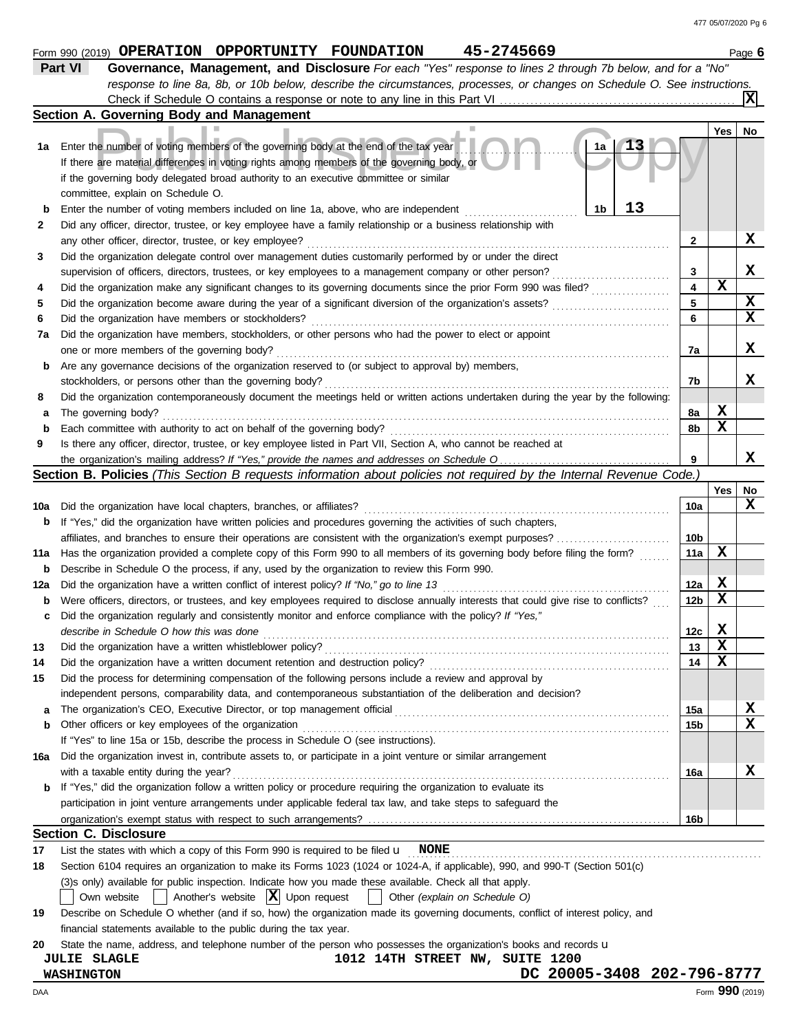Form 990 (2019) **OPERATION OPPORTUNITY FOUNDATION** **45-2745669** Page **6**

## Part VI Governance, Management, and Disclosure

*For each "Yes" response to lines 2 through 7b below, and for a "No" response to line 8a, 8b, or 10b below, describe the circumstances, processes, or changes on Schedule O. See instructions.*

Check if Schedule O contains a response or note to any line in this Part VI ..... [X]

### Section A. Governing Body and Management

| | | | | Yes | No |
|---|---|---|---|---|---|
| **1a** | Enter the number of voting members of the governing body at the end of the tax year ..... | 1a: **13** | | | |
| | If there are material differences in voting rights among members of the governing body, or if the governing body delegated broad authority to an executive committee or similar committee, explain on Schedule O. | | | | |
| **b** | Enter the number of voting members included on line 1a, above, who are independent ..... | 1b: **13** | | | |
| **2** | Did any officer, director, trustee, or key employee have a family relationship or a business relationship with any other officer, director, trustee, or key employee? | | 2 | | X |
| **3** | Did the organization delegate control over management duties customarily performed by or under the direct supervision of officers, directors, trustees, or key employees to a management company or other person? | | 3 | | X |
| **4** | Did the organization make any significant changes to its governing documents since the prior Form 990 was filed? | | 4 | X | |
| **5** | Did the organization become aware during the year of a significant diversion of the organization's assets? | | 5 | | X |
| **6** | Did the organization have members or stockholders? | | 6 | | X |
| **7a** | Did the organization have members, stockholders, or other persons who had the power to elect or appoint one or more members of the governing body? | | 7a | | X |
| **b** | Are any governance decisions of the organization reserved to (or subject to approval by) members, stockholders, or persons other than the governing body? | | 7b | | X |
| **8** | Did the organization contemporaneously document the meetings held or written actions undertaken during the year by the following: | | | | |
| **a** | The governing body? | | 8a | X | |
| **b** | Each committee with authority to act on behalf of the governing body? | | 8b | X | |
| **9** | Is there any officer, director, trustee, or key employee listed in Part VII, Section A, who cannot be reached at the organization's mailing address? *If "Yes," provide the names and addresses on Schedule O* | | 9 | | X |

### Section B. Policies *(This Section B requests information about policies not required by the Internal Revenue Code.)*

| | | | Yes | No |
|---|---|---|---|---|
| **10a** | Did the organization have local chapters, branches, or affiliates? | 10a | | X |
| **b** | If "Yes," did the organization have written policies and procedures governing the activities of such chapters, affiliates, and branches to ensure their operations are consistent with the organization's exempt purposes? | 10b | | |
| **11a** | Has the organization provided a complete copy of this Form 990 to all members of its governing body before filing the form? | 11a | X | |
| **b** | Describe in Schedule O the process, if any, used by the organization to review this Form 990. | | | |
| **12a** | Did the organization have a written conflict of interest policy? *If "No," go to line 13* | 12a | X | |
| **b** | Were officers, directors, or trustees, and key employees required to disclose annually interests that could give rise to conflicts? | 12b | X | |
| **c** | Did the organization regularly and consistently monitor and enforce compliance with the policy? *If "Yes," describe in Schedule O how this was done* | 12c | X | |
| **13** | Did the organization have a written whistleblower policy? | 13 | X | |
| **14** | Did the organization have a written document retention and destruction policy? | 14 | X | |
| **15** | Did the process for determining compensation of the following persons include a review and approval by independent persons, comparability data, and contemporaneous substantiation of the deliberation and decision? | | | |
| **a** | The organization's CEO, Executive Director, or top management official | 15a | | X |
| **b** | Other officers or key employees of the organization | 15b | | X |
| | If "Yes" to line 15a or 15b, describe the process in Schedule O (see instructions). | | | |
| **16a** | Did the organization invest in, contribute assets to, or participate in a joint venture or similar arrangement with a taxable entity during the year? | 16a | | X |
| **b** | If "Yes," did the organization follow a written policy or procedure requiring the organization to evaluate its participation in joint venture arrangements under applicable federal tax law, and take steps to safeguard the organization's exempt status with respect to such arrangements? | 16b | | |

### Section C. Disclosure

**17** List the states with which a copy of this Form 990 is required to be filed u **NONE**

**18** Section 6104 requires an organization to make its Forms 1023 (1024 or 1024-A, if applicable), 990, and 990-T (Section 501(c)(3)s only) available for public inspection. Indicate how you made these available. Check all that apply.

[ ] Own website [ ] Another's website [X] Upon request [ ] Other *(explain on Schedule O)*

**19** Describe on Schedule O whether (and if so, how) the organization made its governing documents, conflict of interest policy, and financial statements available to the public during the tax year.

**20** State the name, address, and telephone number of the person who possesses the organization's books and records u

**JULIE SLAGLE** **1012 14TH STREET NW, SUITE 1200**
**WASHINGTON** **DC 20005-3408 202-796-8777**

Form **990** (2019)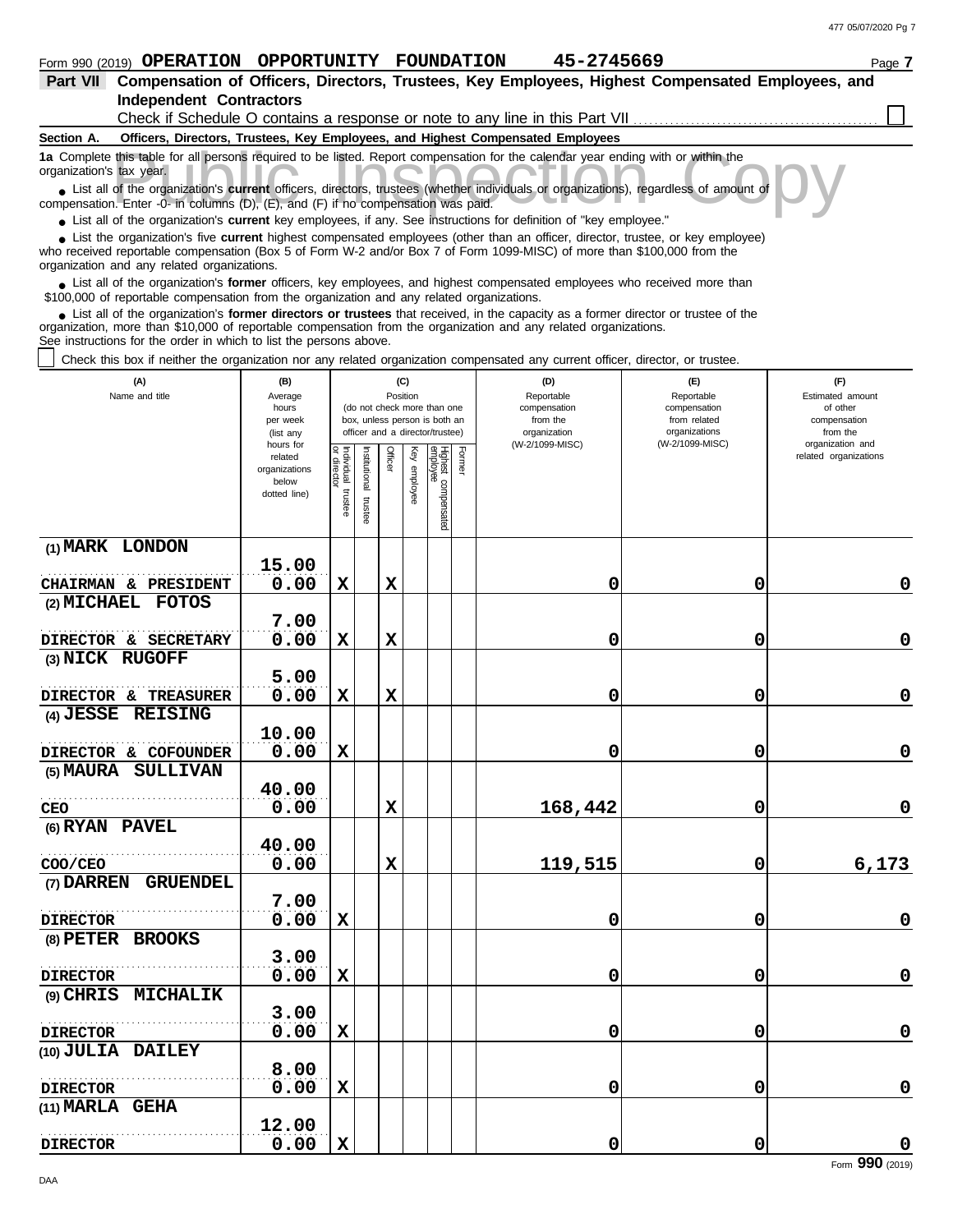Form 990 (2019) **OPERATION OPPORTUNITY FOUNDATION** **45-2745669** Page **7**

## Part VII Compensation of Officers, Directors, Trustees, Key Employees, Highest Compensated Employees, and Independent Contractors

Check if Schedule O contains a response or note to any line in this Part VII ☐

**Section A. Officers, Directors, Trustees, Key Employees, and Highest Compensated Employees**

**1a** Complete this table for all persons required to be listed. Report compensation for the calendar year ending with or within the organization's tax year.

- List all of the organization's **current** officers, directors, trustees (whether individuals or organizations), regardless of amount of compensation. Enter -0- in columns (D), (E), and (F) if no compensation was paid.
- List all of the organization's **current** key employees, if any. See instructions for definition of "key employee."
- List the organization's five **current** highest compensated employees (other than an officer, director, trustee, or key employee) who received reportable compensation (Box 5 of Form W-2 and/or Box 7 of Form 1099-MISC) of more than $100,000 from the organization and any related organizations.
- List all of the organization's **former** officers, key employees, and highest compensated employees who received more than $100,000 of reportable compensation from the organization and any related organizations.
- List all of the organization's **former directors or trustees** that received, in the capacity as a former director or trustee of the organization, more than $10,000 of reportable compensation from the organization and any related organizations.

See instructions for the order in which to list the persons above.

☐ Check this box if neither the organization nor any related organization compensated any current officer, director, or trustee.

| (A) Name and title | (B) Average hours per week (list any hours for related organizations below dotted line) | (C) Position: Individual trustee or director | Institutional trustee | Officer | Key employee | Highest compensated employee | Former | (D) Reportable compensation from the organization (W-2/1099-MISC) | (E) Reportable compensation from related organizations (W-2/1099-MISC) | (F) Estimated amount of other compensation from the organization and related organizations |
|---|---|---|---|---|---|---|---|---|---|---|
| (1) MARK LONDON<br>CHAIRMAN & PRESIDENT | 15.00<br>0.00 | X | | X | | | | 0 | 0 | 0 |
| (2) MICHAEL FOTOS<br>DIRECTOR & SECRETARY | 7.00<br>0.00 | X | | X | | | | 0 | 0 | 0 |
| (3) NICK RUGOFF<br>DIRECTOR & TREASURER | 5.00<br>0.00 | X | | X | | | | 0 | 0 | 0 |
| (4) JESSE REISING<br>DIRECTOR & COFOUNDER | 10.00<br>0.00 | X | | | | | | 0 | 0 | 0 |
| (5) MAURA SULLIVAN<br>CEO | 40.00<br>0.00 | | | X | | | | 168,442 | 0 | 0 |
| (6) RYAN PAVEL<br>COO/CEO | 40.00<br>0.00 | | | X | | | | 119,515 | 0 | 6,173 |
| (7) DARREN GRUENDEL<br>DIRECTOR | 7.00<br>0.00 | X | | | | | | 0 | 0 | 0 |
| (8) PETER BROOKS<br>DIRECTOR | 3.00<br>0.00 | X | | | | | | 0 | 0 | 0 |
| (9) CHRIS MICHALIK<br>DIRECTOR | 3.00<br>0.00 | X | | | | | | 0 | 0 | 0 |
| (10) JULIA DAILEY<br>DIRECTOR | 8.00<br>0.00 | X | | | | | | 0 | 0 | 0 |
| (11) MARLA GEHA<br>DIRECTOR | 12.00<br>0.00 | X | | | | | | 0 | 0 | 0 |

Form **990** (2019)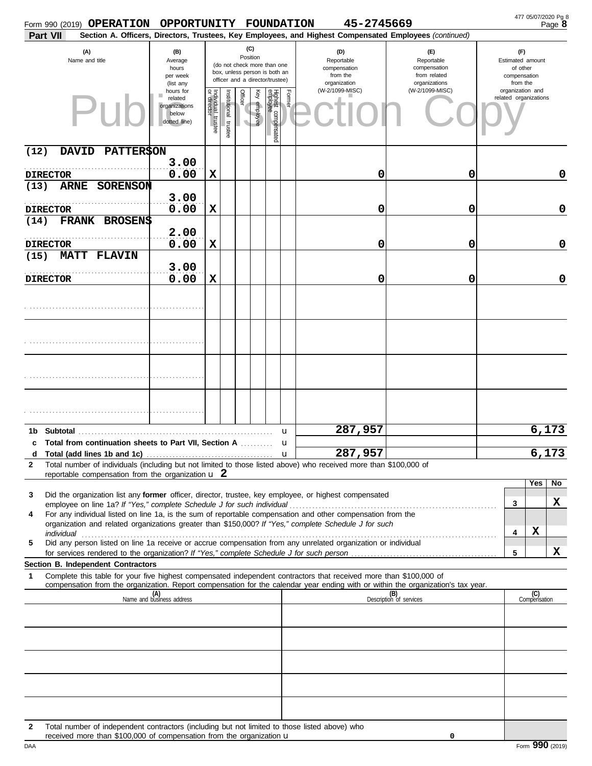Form 990 (2019) **OPERATION OPPORTUNITY FOUNDATION** **45-2745669**

**Part VII** **Section A. Officers, Directors, Trustees, Key Employees, and Highest Compensated Employees** *(continued)*

| (A) Name and title | (B) Average hours per week (list any hours for related organizations below dotted line) | (C) Position: Individual trustee or director | Institutional trustee | Officer | Key employee | Highest compensated employee | Former | (D) Reportable compensation from the organization (W-2/1099-MISC) | (E) Reportable compensation from related organizations (W-2/1099-MISC) | (F) Estimated amount of other compensation from the organization and related organizations |
|---|---|---|---|---|---|---|---|---|---|---|
| (12) DAVID PATTERSON DIRECTOR | 3.00 0.00 | X | | | | | | 0 | 0 | 0 |
| (13) ARNE SORENSON DIRECTOR | 3.00 0.00 | X | | | | | | 0 | 0 | 0 |
| (14) FRANK BROSENS DIRECTOR | 2.00 0.00 | X | | | | | | 0 | 0 | 0 |
| (15) MATT FLAVIN DIRECTOR | 3.00 0.00 | X | | | | | | 0 | 0 | 0 |

| | | (D) | (E) | (F) |
|---|---|---|---|---|
| 1b | Subtotal | 287,957 | | 6,173 |
| c | Total from continuation sheets to Part VII, Section A | | | |
| d | Total (add lines 1b and 1c) | 287,957 | | 6,173 |

**2** Total number of individuals (including but not limited to those listed above) who received more than $100,000 of reportable compensation from the organization **2**

| | | | Yes | No |
|---|---|---|---|---|
| 3 | Did the organization list any **former** officer, director, trustee, key employee, or highest compensated employee on line 1a? *If "Yes," complete Schedule J for such individual* | 3 | | X |
| 4 | For any individual listed on line 1a, is the sum of reportable compensation and other compensation from the organization and related organizations greater than $150,000? *If "Yes," complete Schedule J for such individual* | 4 | X | |
| 5 | Did any person listed on line 1a receive or accrue compensation from any unrelated organization or individual for services rendered to the organization? *If "Yes," complete Schedule J for such person* | 5 | | X |

**Section B. Independent Contractors**

**1** Complete this table for your five highest compensated independent contractors that received more than $100,000 of compensation from the organization. Report compensation for the calendar year ending with or within the organization's tax year.

| (A) Name and business address | (B) Description of services | (C) Compensation |
|---|---|---|
| | | |
| | | |
| | | |
| | | |
| | | |

**2** Total number of independent contractors (including but not limited to those listed above) who received more than $100,000 of compensation from the organization **0**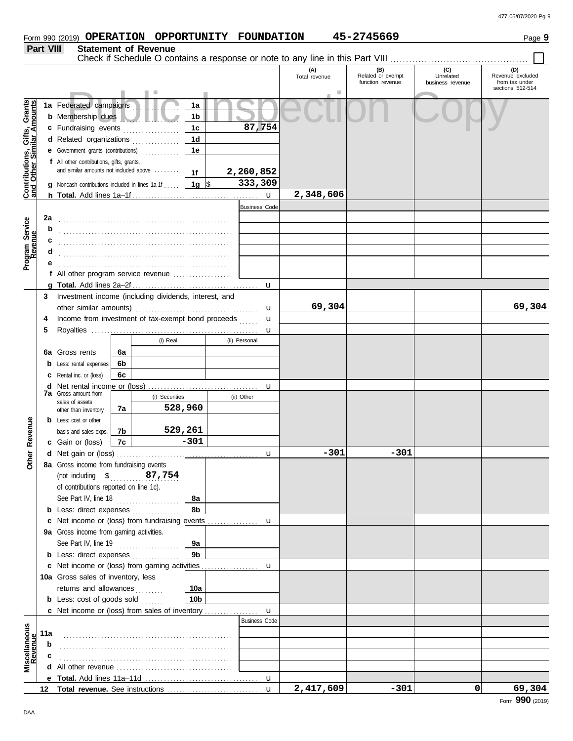Form 990 (2019) **OPERATION OPPORTUNITY FOUNDATION** **45-2745669** Page **9**

## Part VIII Statement of Revenue

Check if Schedule O contains a response or note to any line in this Part VIII ☐

| | | | | (A) Total revenue | (B) Related or exempt function revenue | (C) Unrelated business revenue | (D) Revenue excluded from tax under sections 512-514 |
|---|---|---|---|---|---|---|---|
| **Contributions, Gifts, Grants and Other Similar Amounts** | 1a Federated campaigns | 1a | | | | | |
| | b Membership dues | 1b | | | | | |
| | c Fundraising events | 1c | 87,754 | | | | |
| | d Related organizations | 1d | | | | | |
| | e Government grants (contributions) | 1e | | | | | |
| | f All other contributions, gifts, grants, and similar amounts not included above | 1f | 2,260,852 | | | | |
| | g Noncash contributions included in lines 1a-1f | 1g | $ 333,309 | | | | |
| | h **Total.** Add lines 1a–1f | | u | 2,348,606 | | | |
| **Program Service Revenue** | | | Business Code | | | | |
| | 2a | | | | | | |
| | b | | | | | | |
| | c | | | | | | |
| | d | | | | | | |
| | e | | | | | | |
| | f All other program service revenue | | | | | | |
| | g **Total.** Add lines 2a–2f | | u | | | | |
| **Other Revenue** | 3 Investment income (including dividends, interest, and other similar amounts) | | u | 69,304 | | | 69,304 |
| | 4 Income from investment of tax-exempt bond proceeds | | u | | | | |
| | 5 Royalties | | u | | | | |
| | | (i) Real | (ii) Personal | | | | |
| | 6a Gross rents | 6a | | | | | |
| | b Less: rental expenses | 6b | | | | | |
| | c Rental inc. or (loss) | 6c | | | | | |
| | d Net rental income or (loss) | | u | | | | |
| | | (i) Securities | (ii) Other | | | | |
| | 7a Gross amount from sales of assets other than inventory | 7a 528,960 | | | | | |
| | b Less: cost or other basis and sales exps. | 7b 529,261 | | | | | |
| | c Gain or (loss) | 7c -301 | | | | | |
| | d Net gain or (loss) | | u | -301 | -301 | | |
| | 8a Gross income from fundraising events (not including $ 87,754 of contributions reported on line 1c). See Part IV, line 18 | 8a | | | | | |
| | b Less: direct expenses | 8b | | | | | |
| | c Net income or (loss) from fundraising events | | u | | | | |
| | 9a Gross income from gaming activities. See Part IV, line 19 | 9a | | | | | |
| | b Less: direct expenses | 9b | | | | | |
| | c Net income or (loss) from gaming activities | | u | | | | |
| | 10a Gross sales of inventory, less returns and allowances | 10a | | | | | |
| | b Less: cost of goods sold | 10b | | | | | |
| | c Net income or (loss) from sales of inventory | | u | | | | |
| **Miscellaneous Revenue** | | | Business Code | | | | |
| | 11a | | | | | | |
| | b | | | | | | |
| | c | | | | | | |
| | d All other revenue | | | | | | |
| | e **Total.** Add lines 11a–11d | | u | | | | |
| | 12 **Total revenue.** See instructions | | u | 2,417,609 | -301 | 0 | 69,304 |

Form **990** (2019)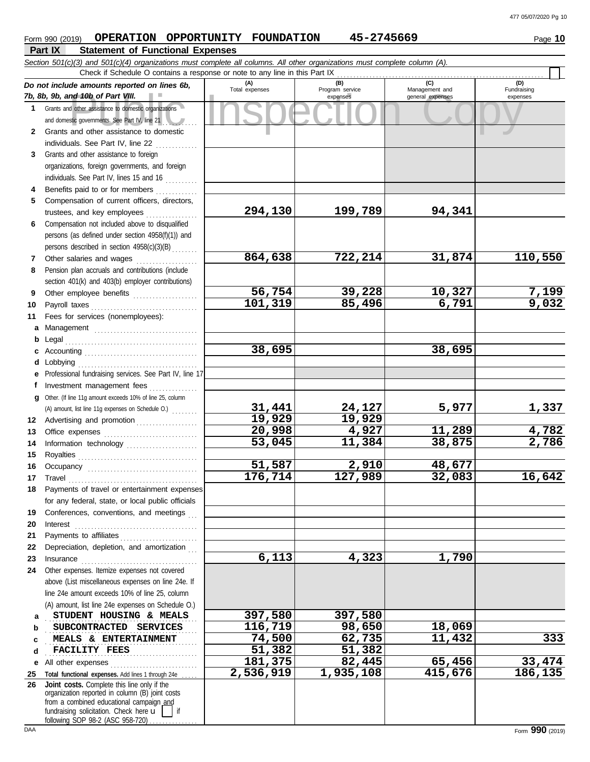Form 990 (2019) **OPERATION OPPORTUNITY FOUNDATION 45-2745669** Page **10**

## Part IX Statement of Functional Expenses

*Section 501(c)(3) and 501(c)(4) organizations must complete all columns. All other organizations must complete column (A).*

Check if Schedule O contains a response or note to any line in this Part IX

| *Do not include amounts reported on lines 6b, 7b, 8b, 9b, and 10b of Part VIII.* | (A) Total expenses | (B) Program service expenses | (C) Management and general expenses | (D) Fundraising expenses |
|---|---|---|---|---|
| **1** Grants and other assistance to domestic organizations and domestic governments. See Part IV, line 21 | | | | |
| **2** Grants and other assistance to domestic individuals. See Part IV, line 22 | | | | |
| **3** Grants and other assistance to foreign organizations, foreign governments, and foreign individuals. See Part IV, lines 15 and 16 | | | | |
| **4** Benefits paid to or for members | | | | |
| **5** Compensation of current officers, directors, trustees, and key employees | 294,130 | 199,789 | 94,341 | |
| **6** Compensation not included above to disqualified persons (as defined under section 4958(f)(1)) and persons described in section 4958(c)(3)(B) | | | | |
| **7** Other salaries and wages | 864,638 | 722,214 | 31,874 | 110,550 |
| **8** Pension plan accruals and contributions (include section 401(k) and 403(b) employer contributions) | | | | |
| **9** Other employee benefits | 56,754 | 39,228 | 10,327 | 7,199 |
| **10** Payroll taxes | 101,319 | 85,496 | 6,791 | 9,032 |
| **11** Fees for services (nonemployees): | | | | |
| **a** Management | | | | |
| **b** Legal | | | | |
| **c** Accounting | 38,695 | | 38,695 | |
| **d** Lobbying | | | | |
| **e** Professional fundraising services. See Part IV, line 17 | | | | |
| **f** Investment management fees | | | | |
| **g** Other. (If line 11g amount exceeds 10% of line 25, column (A) amount, list line 11g expenses on Schedule O.) | 31,441 | 24,127 | 5,977 | 1,337 |
| **12** Advertising and promotion | 19,929 | 19,929 | | |
| **13** Office expenses | 20,998 | 4,927 | 11,289 | 4,782 |
| **14** Information technology | 53,045 | 11,384 | 38,875 | 2,786 |
| **15** Royalties | | | | |
| **16** Occupancy | 51,587 | 2,910 | 48,677 | |
| **17** Travel | 176,714 | 127,989 | 32,083 | 16,642 |
| **18** Payments of travel or entertainment expenses for any federal, state, or local public officials | | | | |
| **19** Conferences, conventions, and meetings | | | | |
| **20** Interest | | | | |
| **21** Payments to affiliates | | | | |
| **22** Depreciation, depletion, and amortization | | | | |
| **23** Insurance | 6,113 | 4,323 | 1,790 | |
| **24** Other expenses. Itemize expenses not covered above (List miscellaneous expenses on line 24e. If line 24e amount exceeds 10% of line 25, column (A) amount, list line 24e expenses on Schedule O.) | | | | |
| **a** STUDENT HOUSING & MEALS | 397,580 | 397,580 | | |
| **b** SUBCONTRACTED SERVICES | 116,719 | 98,650 | 18,069 | |
| **c** MEALS & ENTERTAINMENT | 74,500 | 62,735 | 11,432 | 333 |
| **d** FACILITY FEES | 51,382 | 51,382 | | |
| **e** All other expenses | 181,375 | 82,445 | 65,456 | 33,474 |
| **25 Total functional expenses.** Add lines 1 through 24e | 2,536,919 | 1,935,108 | 415,676 | 186,135 |
| **26 Joint costs.** Complete this line only if the organization reported in column (B) joint costs from a combined educational campaign and fundraising solicitation. Check here ☐ if following SOP 98-2 (ASC 958-720) | | | | |

Form **990** (2019)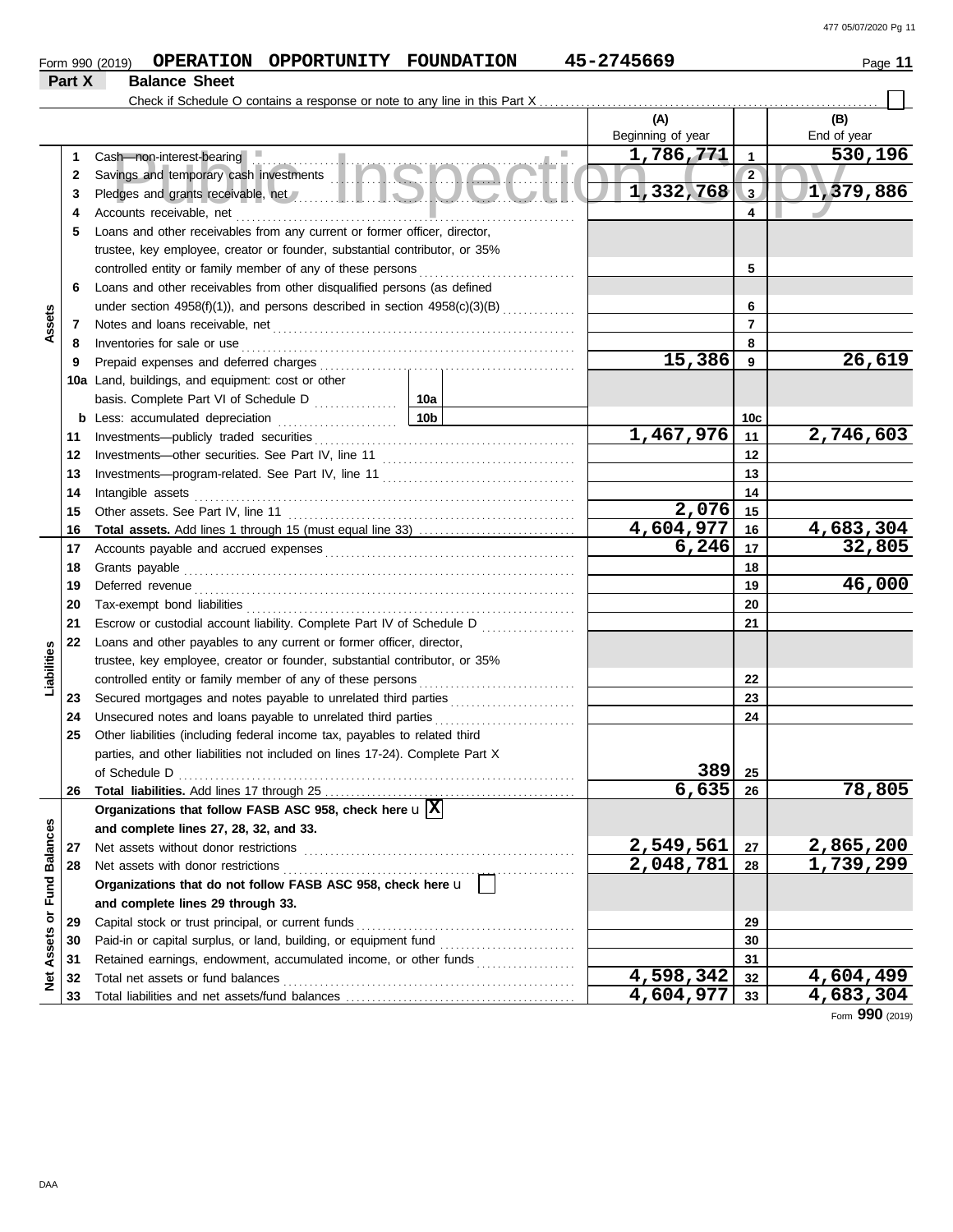Form 990 (2019) **OPERATION OPPORTUNITY FOUNDATION** 45-2745669

## Part X Balance Sheet

Check if Schedule O contains a response or note to any line in this Part X ☐

| | | | | (A) Beginning of year | | (B) End of year |
|---|---|---|---|---|---|---|
| **Assets** | 1 | Cash—non-interest-bearing | | 1,786,771 | 1 | 530,196 |
| | 2 | Savings and temporary cash investments | | | 2 | |
| | 3 | Pledges and grants receivable, net | | 1,332,768 | 3 | 1,379,886 |
| | 4 | Accounts receivable, net | | | 4 | |
| | 5 | Loans and other receivables from any current or former officer, director, trustee, key employee, creator or founder, substantial contributor, or 35% controlled entity or family member of any of these persons | | | 5 | |
| | 6 | Loans and other receivables from other disqualified persons (as defined under section 4958(f)(1)), and persons described in section 4958(c)(3)(B) | | | 6 | |
| | 7 | Notes and loans receivable, net | | | 7 | |
| | 8 | Inventories for sale or use | | | 8 | |
| | 9 | Prepaid expenses and deferred charges | | 15,386 | 9 | 26,619 |
| | 10a | Land, buildings, and equipment: cost or other basis. Complete Part VI of Schedule D | 10a | | | |
| | b | Less: accumulated depreciation | 10b | | 10c | |
| | 11 | Investments—publicly traded securities | | 1,467,976 | 11 | 2,746,603 |
| | 12 | Investments—other securities. See Part IV, line 11 | | | 12 | |
| | 13 | Investments—program-related. See Part IV, line 11 | | | 13 | |
| | 14 | Intangible assets | | | 14 | |
| | 15 | Other assets. See Part IV, line 11 | | 2,076 | 15 | |
| | 16 | **Total assets.** Add lines 1 through 15 (must equal line 33) | | 4,604,977 | 16 | 4,683,304 |
| **Liabilities** | 17 | Accounts payable and accrued expenses | | 6,246 | 17 | 32,805 |
| | 18 | Grants payable | | | 18 | |
| | 19 | Deferred revenue | | | 19 | 46,000 |
| | 20 | Tax-exempt bond liabilities | | | 20 | |
| | 21 | Escrow or custodial account liability. Complete Part IV of Schedule D | | | 21 | |
| | 22 | Loans and other payables to any current or former officer, director, trustee, key employee, creator or founder, substantial contributor, or 35% controlled entity or family member of any of these persons | | | 22 | |
| | 23 | Secured mortgages and notes payable to unrelated third parties | | | 23 | |
| | 24 | Unsecured notes and loans payable to unrelated third parties | | | 24 | |
| | 25 | Other liabilities (including federal income tax, payables to related third parties, and other liabilities not included on lines 17-24). Complete Part X of Schedule D | | 389 | 25 | |
| | 26 | **Total liabilities.** Add lines 17 through 25 | | 6,635 | 26 | 78,805 |
| **Net Assets or Fund Balances** | | **Organizations that follow FASB ASC 958, check here** u ☒ **and complete lines 27, 28, 32, and 33.** | | | | |
| | 27 | Net assets without donor restrictions | | 2,549,561 | 27 | 2,865,200 |
| | 28 | Net assets with donor restrictions | | 2,048,781 | 28 | 1,739,299 |
| | | **Organizations that do not follow FASB ASC 958, check here** u ☐ **and complete lines 29 through 33.** | | | | |
| | 29 | Capital stock or trust principal, or current funds | | | 29 | |
| | 30 | Paid-in or capital surplus, or land, building, or equipment fund | | | 30 | |
| | 31 | Retained earnings, endowment, accumulated income, or other funds | | | 31 | |
| | 32 | Total net assets or fund balances | | 4,598,342 | 32 | 4,604,499 |
| | 33 | Total liabilities and net assets/fund balances | | 4,604,977 | 33 | 4,683,304 |

Form **990** (2019)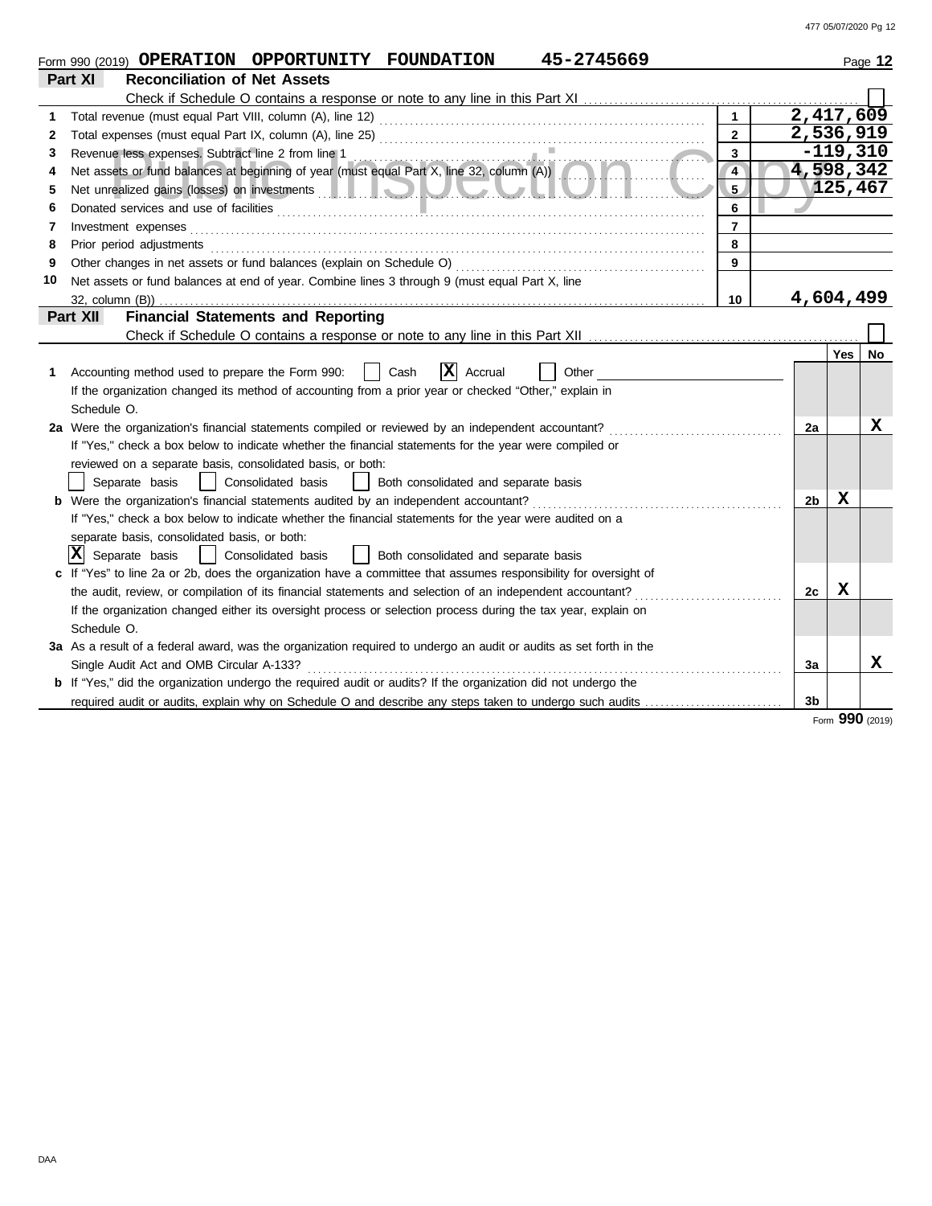Form 990 (2019) **OPERATION OPPORTUNITY FOUNDATION 45-2745669**

## Part XI Reconciliation of Net Assets

Check if Schedule O contains a response or note to any line in this Part XI . . . . . . . . . . ☐

| | | | |
|---|---|---|---|
| 1 | Total revenue (must equal Part VIII, column (A), line 12) | 1 | 2,417,609 |
| 2 | Total expenses (must equal Part IX, column (A), line 25) | 2 | 2,536,919 |
| 3 | Revenue less expenses. Subtract line 2 from line 1 | 3 | -119,310 |
| 4 | Net assets or fund balances at beginning of year (must equal Part X, line 32, column (A)) | 4 | 4,598,342 |
| 5 | Net unrealized gains (losses) on investments | 5 | 125,467 |
| 6 | Donated services and use of facilities | 6 | |
| 7 | Investment expenses | 7 | |
| 8 | Prior period adjustments | 8 | |
| 9 | Other changes in net assets or fund balances (explain on Schedule O) | 9 | |
| 10 | Net assets or fund balances at end of year. Combine lines 3 through 9 (must equal Part X, line 32, column (B)) | 10 | 4,604,499 |

## Part XII Financial Statements and Reporting

Check if Schedule O contains a response or note to any line in this Part XII . . . . . . . . . . ☐

| | | | Yes | No |
|---|---|---|---|---|
| 1 | Accounting method used to prepare the Form 990: ☐ Cash ☒ Accrual ☐ Other ______ <br> If the organization changed its method of accounting from a prior year or checked "Other," explain in Schedule O. | | | |
| 2a | Were the organization's financial statements compiled or reviewed by an independent accountant? <br> If "Yes," check a box below to indicate whether the financial statements for the year were compiled or reviewed on a separate basis, consolidated basis, or both: <br> ☐ Separate basis ☐ Consolidated basis ☐ Both consolidated and separate basis | 2a | | X |
| b | Were the organization's financial statements audited by an independent accountant? <br> If "Yes," check a box below to indicate whether the financial statements for the year were audited on a separate basis, consolidated basis, or both: <br> ☒ Separate basis ☐ Consolidated basis ☐ Both consolidated and separate basis | 2b | X | |
| c | If "Yes" to line 2a or 2b, does the organization have a committee that assumes responsibility for oversight of the audit, review, or compilation of its financial statements and selection of an independent accountant? <br> If the organization changed either its oversight process or selection process during the tax year, explain on Schedule O. | 2c | X | |
| 3a | As a result of a federal award, was the organization required to undergo an audit or audits as set forth in the Single Audit Act and OMB Circular A-133? | 3a | | X |
| b | If "Yes," did the organization undergo the required audit or audits? If the organization did not undergo the required audit or audits, explain why on Schedule O and describe any steps taken to undergo such audits | 3b | | |

Form **990** (2019)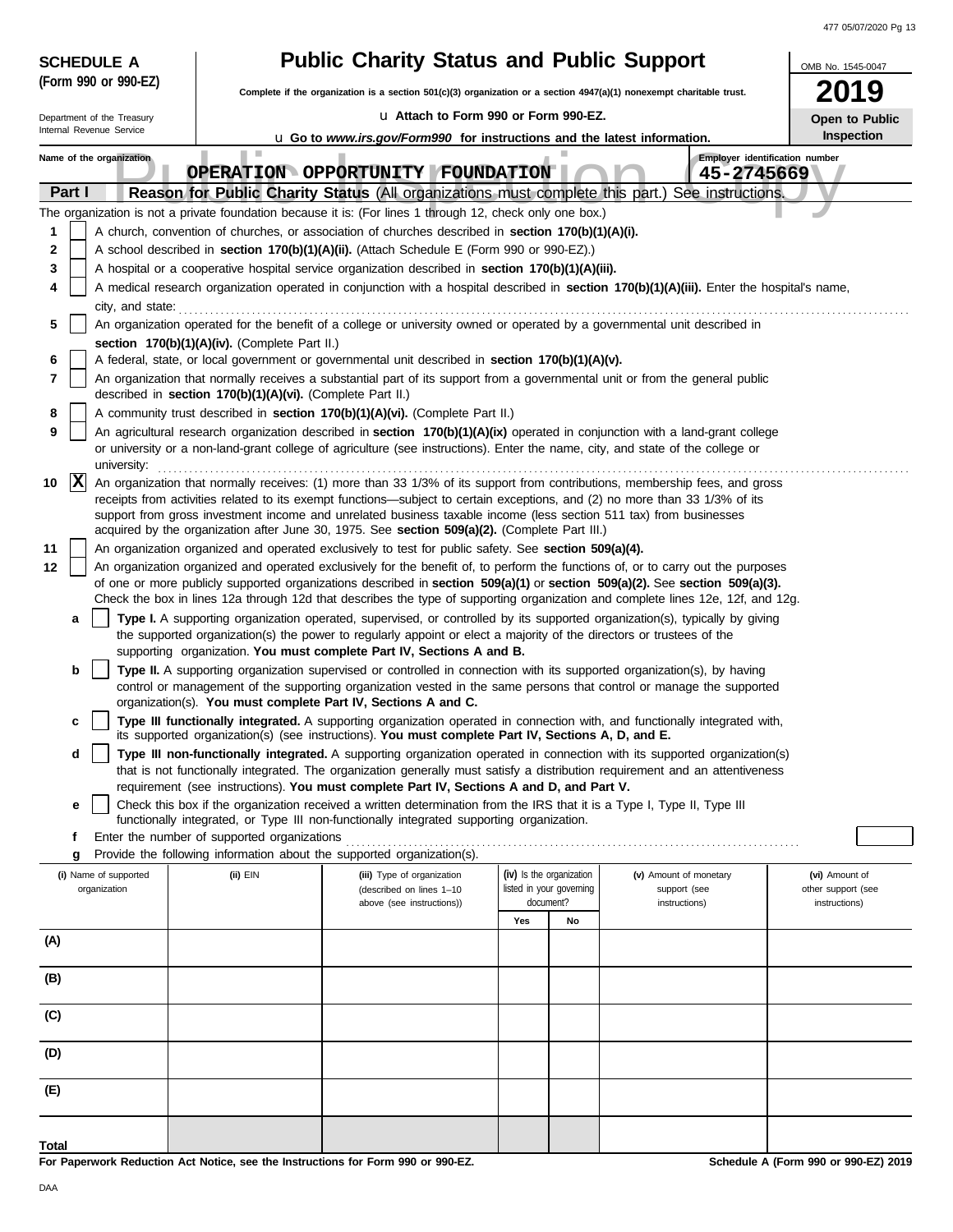**SCHEDULE A (Form 990 or 990-EZ)**

Department of the Treasury
Internal Revenue Service

# Public Charity Status and Public Support

**Complete if the organization is a section 501(c)(3) organization or a section 4947(a)(1) nonexempt charitable trust.**

u Attach to Form 990 or Form 990-EZ.

u Go to *www.irs.gov/Form990* for instructions and the latest information.

OMB No. 1545-0047

**2019**

**Open to Public Inspection**

Name of the organization: **OPERATION OPPORTUNITY FOUNDATION**

Employer identification number: **45-2745669**

## Part I Reason for Public Charity Status (All organizations must complete this part.) See instructions.

The organization is not a private foundation because it is: (For lines 1 through 12, check only one box.)

1 [ ] A church, convention of churches, or association of churches described in **section 170(b)(1)(A)(i).**

2 [ ] A school described in **section 170(b)(1)(A)(ii).** (Attach Schedule E (Form 990 or 990-EZ).)

3 [ ] A hospital or a cooperative hospital service organization described in **section 170(b)(1)(A)(iii).**

4 [ ] A medical research organization operated in conjunction with a hospital described in **section 170(b)(1)(A)(iii).** Enter the hospital's name, city, and state:

5 [ ] An organization operated for the benefit of a college or university owned or operated by a governmental unit described in **section 170(b)(1)(A)(iv).** (Complete Part II.)

6 [ ] A federal, state, or local government or governmental unit described in **section 170(b)(1)(A)(v).**

7 [ ] An organization that normally receives a substantial part of its support from a governmental unit or from the general public described in **section 170(b)(1)(A)(vi).** (Complete Part II.)

8 [ ] A community trust described in **section 170(b)(1)(A)(vi).** (Complete Part II.)

9 [ ] An agricultural research organization described in **section 170(b)(1)(A)(ix)** operated in conjunction with a land-grant college or university or a non-land-grant college of agriculture (see instructions). Enter the name, city, and state of the college or university:

10 [X] An organization that normally receives: (1) more than 33 1/3% of its support from contributions, membership fees, and gross receipts from activities related to its exempt functions—subject to certain exceptions, and (2) no more than 33 1/3% of its support from gross investment income and unrelated business taxable income (less section 511 tax) from businesses acquired by the organization after June 30, 1975. See **section 509(a)(2).** (Complete Part III.)

11 [ ] An organization organized and operated exclusively to test for public safety. See **section 509(a)(4).**

12 [ ] An organization organized and operated exclusively for the benefit of, to perform the functions of, or to carry out the purposes of one or more publicly supported organizations described in **section 509(a)(1)** or **section 509(a)(2).** See **section 509(a)(3).** Check the box in lines 12a through 12d that describes the type of supporting organization and complete lines 12e, 12f, and 12g.

a [ ] **Type I.** A supporting organization operated, supervised, or controlled by its supported organization(s), typically by giving the supported organization(s) the power to regularly appoint or elect a majority of the directors or trustees of the supporting organization. **You must complete Part IV, Sections A and B.**

b [ ] **Type II.** A supporting organization supervised or controlled in connection with its supported organization(s), by having control or management of the supporting organization vested in the same persons that control or manage the supported organization(s). **You must complete Part IV, Sections A and C.**

c [ ] **Type III functionally integrated.** A supporting organization operated in connection with, and functionally integrated with, its supported organization(s) (see instructions). **You must complete Part IV, Sections A, D, and E.**

d [ ] **Type III non-functionally integrated.** A supporting organization operated in connection with its supported organization(s) that is not functionally integrated. The organization generally must satisfy a distribution requirement and an attentiveness requirement (see instructions). **You must complete Part IV, Sections A and D, and Part V.**

e [ ] Check this box if the organization received a written determination from the IRS that it is a Type I, Type II, Type III functionally integrated, or Type III non-functionally integrated supporting organization.

f Enter the number of supported organizations

g Provide the following information about the supported organization(s).

| (i) Name of supported organization | (ii) EIN | (iii) Type of organization (described on lines 1–10 above (see instructions)) | (iv) Is the organization listed in your governing document? | | (v) Amount of monetary support (see instructions) | (vi) Amount of other support (see instructions) |
|---|---|---|---|---|---|---|
| | | | Yes | No | | |
| (A) | | | | | | |
| (B) | | | | | | |
| (C) | | | | | | |
| (D) | | | | | | |
| (E) | | | | | | |
| Total | | | | | | |

**For Paperwork Reduction Act Notice, see the Instructions for Form 990 or 990-EZ.**

**Schedule A (Form 990 or 990-EZ) 2019**

DAA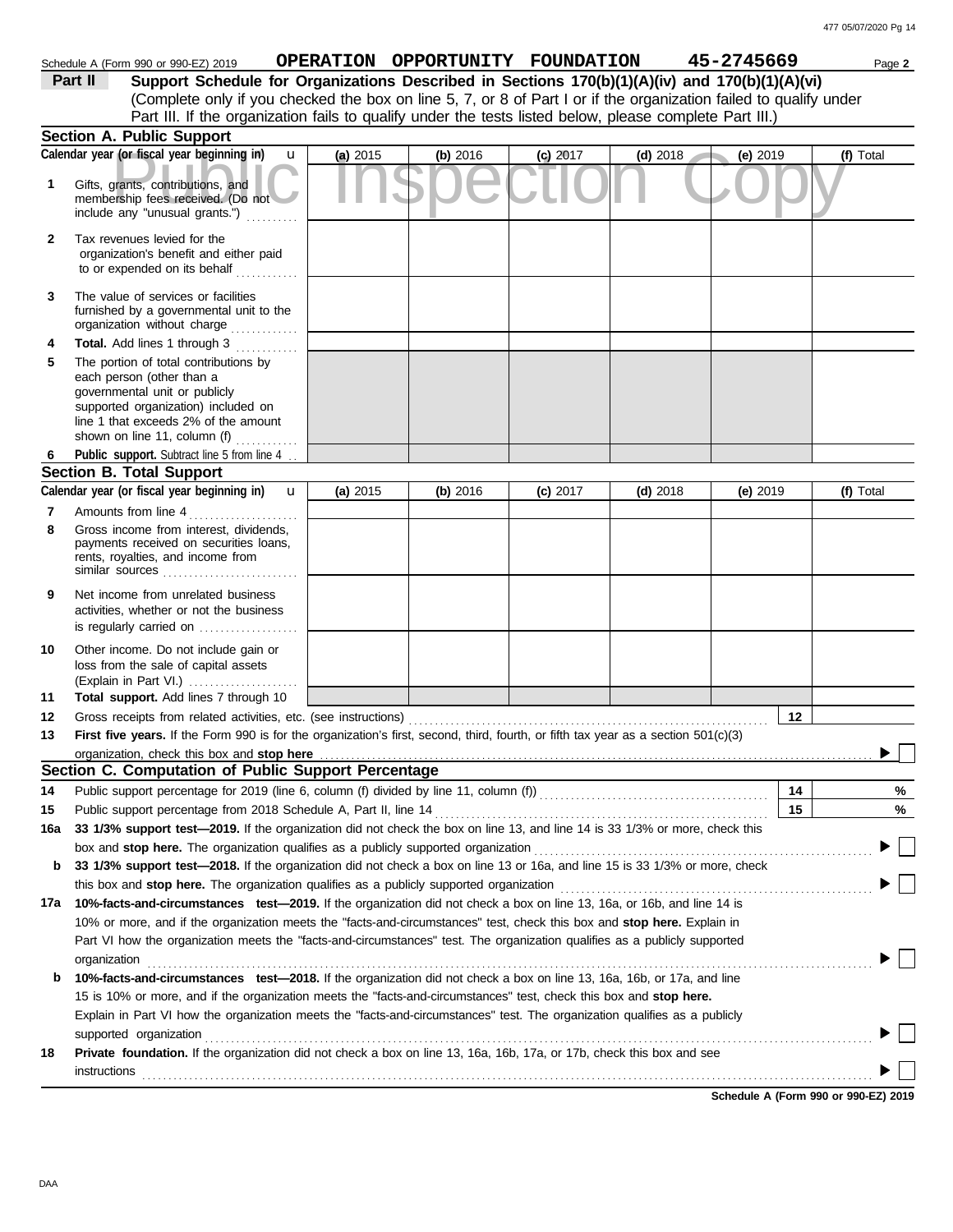Schedule A (Form 990 or 990-EZ) 2019 **OPERATION OPPORTUNITY FOUNDATION 45-2745669** Page **2**

## Part II Support Schedule for Organizations Described in Sections 170(b)(1)(A)(iv) and 170(b)(1)(A)(vi)

(Complete only if you checked the box on line 5, 7, or 8 of Part I or if the organization failed to qualify under Part III. If the organization fails to qualify under the tests listed below, please complete Part III.)

### Section A. Public Support

| Calendar year (or fiscal year beginning in) | (a) 2015 | (b) 2016 | (c) 2017 | (d) 2018 | (e) 2019 | (f) Total |
|---|---|---|---|---|---|---|
| **1** Gifts, grants, contributions, and membership fees received. (Do not include any "unusual grants.") | | | | | | |
| **2** Tax revenues levied for the organization's benefit and either paid to or expended on its behalf | | | | | | |
| **3** The value of services or facilities furnished by a governmental unit to the organization without charge | | | | | | |
| **4** **Total.** Add lines 1 through 3 | | | | | | |
| **5** The portion of total contributions by each person (other than a governmental unit or publicly supported organization) included on line 1 that exceeds 2% of the amount shown on line 11, column (f) | | | | | | |
| **6** **Public support.** Subtract line 5 from line 4 | | | | | | |

### Section B. Total Support

| Calendar year (or fiscal year beginning in) | (a) 2015 | (b) 2016 | (c) 2017 | (d) 2018 | (e) 2019 | (f) Total |
|---|---|---|---|---|---|---|
| **7** Amounts from line 4 | | | | | | |
| **8** Gross income from interest, dividends, payments received on securities loans, rents, royalties, and income from similar sources | | | | | | |
| **9** Net income from unrelated business activities, whether or not the business is regularly carried on | | | | | | |
| **10** Other income. Do not include gain or loss from the sale of capital assets (Explain in Part VI.) | | | | | | |
| **11** **Total support.** Add lines 7 through 10 | | | | | | |

**12** Gross receipts from related activities, etc. (see instructions) | **12** |

**13** **First five years.** If the Form 990 is for the organization's first, second, third, fourth, or fifth tax year as a section 501(c)(3) organization, check this box and **stop here** ☐

### Section C. Computation of Public Support Percentage

**14** Public support percentage for 2019 (line 6, column (f) divided by line 11, column (f)) | **14** | %

**15** Public support percentage from 2018 Schedule A, Part II, line 14 | **15** | %

**16a** **33 1/3% support test—2019.** If the organization did not check the box on line 13, and line 14 is 33 1/3% or more, check this box and **stop here.** The organization qualifies as a publicly supported organization ☐

**b** **33 1/3% support test—2018.** If the organization did not check a box on line 13 or 16a, and line 15 is 33 1/3% or more, check this box and **stop here.** The organization qualifies as a publicly supported organization ☐

**17a** **10%-facts-and-circumstances test—2019.** If the organization did not check a box on line 13, 16a, or 16b, and line 14 is 10% or more, and if the organization meets the "facts-and-circumstances" test, check this box and **stop here.** Explain in Part VI how the organization meets the "facts-and-circumstances" test. The organization qualifies as a publicly supported organization ☐

**b** **10%-facts-and-circumstances test—2018.** If the organization did not check a box on line 13, 16a, 16b, or 17a, and line 15 is 10% or more, and if the organization meets the "facts-and-circumstances" test, check this box and **stop here.** Explain in Part VI how the organization meets the "facts-and-circumstances" test. The organization qualifies as a publicly supported organization ☐

**18** **Private foundation.** If the organization did not check a box on line 13, 16a, 16b, 17a, or 17b, check this box and see instructions ☐

**Schedule A (Form 990 or 990-EZ) 2019**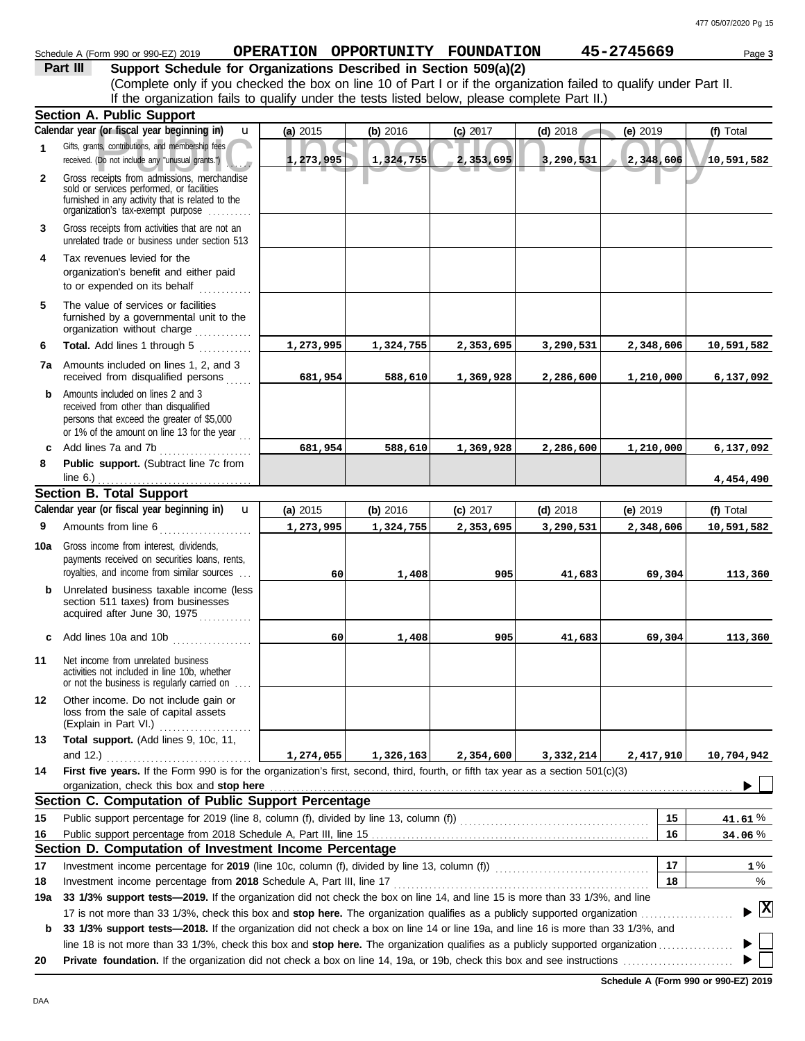Schedule A (Form 990 or 990-EZ) 2019 **OPERATION OPPORTUNITY FOUNDATION 45-2745669** Page **3**

**Part III** **Support Schedule for Organizations Described in Section 509(a)(2)**

(Complete only if you checked the box on line 10 of Part I or if the organization failed to qualify under Part II. If the organization fails to qualify under the tests listed below, please complete Part II.)

**Section A. Public Support**

| | Calendar year (or fiscal year beginning in) | (a) 2015 | (b) 2016 | (c) 2017 | (d) 2018 | (e) 2019 | (f) Total |
|---|---|---|---|---|---|---|---|
| 1 | Gifts, grants, contributions, and membership fees received. (Do not include any "unusual grants.") | 1,273,995 | 1,324,755 | 2,353,695 | 3,290,531 | 2,348,606 | 10,591,582 |
| 2 | Gross receipts from admissions, merchandise sold or services performed, or facilities furnished in any activity that is related to the organization's tax-exempt purpose | | | | | | |
| 3 | Gross receipts from activities that are not an unrelated trade or business under section 513 | | | | | | |
| 4 | Tax revenues levied for the organization's benefit and either paid to or expended on its behalf | | | | | | |
| 5 | The value of services or facilities furnished by a governmental unit to the organization without charge | | | | | | |
| 6 | **Total.** Add lines 1 through 5 | 1,273,995 | 1,324,755 | 2,353,695 | 3,290,531 | 2,348,606 | 10,591,582 |
| 7a | Amounts included on lines 1, 2, and 3 received from disqualified persons | 681,954 | 588,610 | 1,369,928 | 2,286,600 | 1,210,000 | 6,137,092 |
| b | Amounts included on lines 2 and 3 received from other than disqualified persons that exceed the greater of $5,000 or 1% of the amount on line 13 for the year | | | | | | |
| c | Add lines 7a and 7b | 681,954 | 588,610 | 1,369,928 | 2,286,600 | 1,210,000 | 6,137,092 |
| 8 | **Public support.** (Subtract line 7c from line 6.) | | | | | | 4,454,490 |

**Section B. Total Support**

| | Calendar year (or fiscal year beginning in) | (a) 2015 | (b) 2016 | (c) 2017 | (d) 2018 | (e) 2019 | (f) Total |
|---|---|---|---|---|---|---|---|
| 9 | Amounts from line 6 | 1,273,995 | 1,324,755 | 2,353,695 | 3,290,531 | 2,348,606 | 10,591,582 |
| 10a | Gross income from interest, dividends, payments received on securities loans, rents, royalties, and income from similar sources | 60 | 1,408 | 905 | 41,683 | 69,304 | 113,360 |
| b | Unrelated business taxable income (less section 511 taxes) from businesses acquired after June 30, 1975 | | | | | | |
| c | Add lines 10a and 10b | 60 | 1,408 | 905 | 41,683 | 69,304 | 113,360 |
| 11 | Net income from unrelated business activities not included in line 10b, whether or not the business is regularly carried on | | | | | | |
| 12 | Other income. Do not include gain or loss from the sale of capital assets (Explain in Part VI.) | | | | | | |
| 13 | **Total support.** (Add lines 9, 10c, 11, and 12.) | 1,274,055 | 1,326,163 | 2,354,600 | 3,332,214 | 2,417,910 | 10,704,942 |

**14** **First five years.** If the Form 990 is for the organization's first, second, third, fourth, or fifth tax year as a section 501(c)(3) organization, check this box and **stop here** ☐

**Section C. Computation of Public Support Percentage**

| | | | |
|---|---|---|---|
| 15 | Public support percentage for 2019 (line 8, column (f), divided by line 13, column (f)) | 15 | 41.61 % |
| 16 | Public support percentage from 2018 Schedule A, Part III, line 15 | 16 | 34.06 % |

**Section D. Computation of Investment Income Percentage**

| | | | |
|---|---|---|---|
| 17 | Investment income percentage for **2019** (line 10c, column (f), divided by line 13, column (f)) | 17 | 1 % |
| 18 | Investment income percentage from **2018** Schedule A, Part III, line 17 | 18 | % |

**19a** **33 1/3% support tests—2019.** If the organization did not check the box on line 14, and line 15 is more than 33 1/3%, and line 17 is not more than 33 1/3%, check this box and **stop here.** The organization qualifies as a publicly supported organization ☒

**b** **33 1/3% support tests—2018.** If the organization did not check a box on line 14 or line 19a, and line 16 is more than 33 1/3%, and line 18 is not more than 33 1/3%, check this box and **stop here.** The organization qualifies as a publicly supported organization ☐

**20** **Private foundation.** If the organization did not check a box on line 14, 19a, or 19b, check this box and see instructions ☐

**Schedule A (Form 990 or 990-EZ) 2019**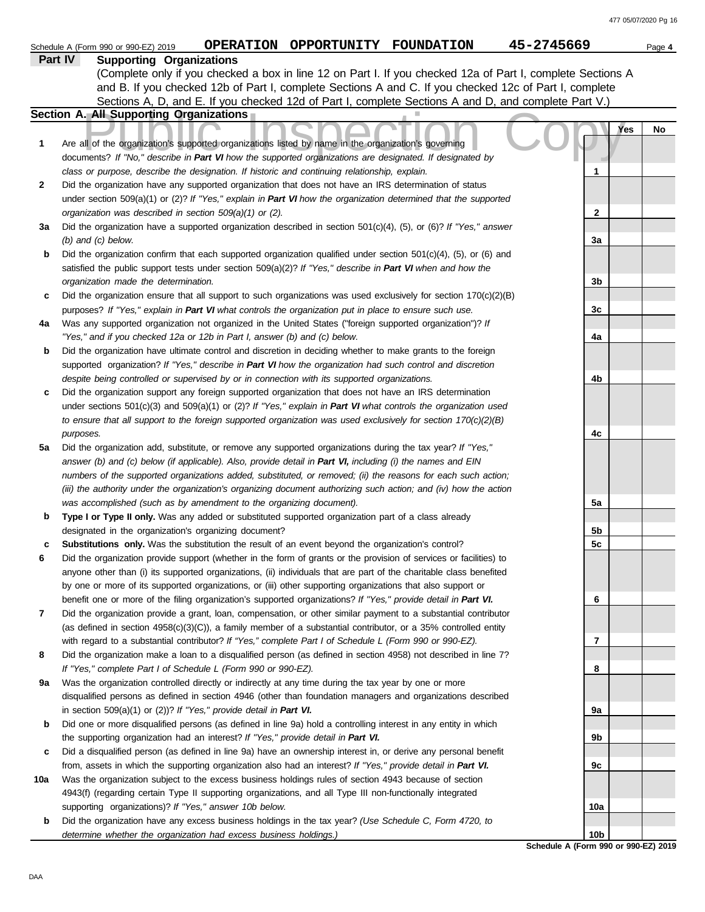Schedule A (Form 990 or 990-EZ) 2019 **OPERATION OPPORTUNITY FOUNDATION** **45-2745669** Page **4**

## Part IV Supporting Organizations

(Complete only if you checked a box in line 12 on Part I. If you checked 12a of Part I, complete Sections A and B. If you checked 12b of Part I, complete Sections A and C. If you checked 12c of Part I, complete Sections A, D, and E. If you checked 12d of Part I, complete Sections A and D, and complete Part V.)

### Section A. All Supporting Organizations

| | | Line | Yes | No |
|---|---|---|---|---|
| **1** | Are all of the organization's supported organizations listed by name in the organization's governing documents? *If "No," describe in* ***Part VI*** *how the supported organizations are designated. If designated by class or purpose, describe the designation. If historic and continuing relationship, explain.* | 1 | | |
| **2** | Did the organization have any supported organization that does not have an IRS determination of status under section 509(a)(1) or (2)? *If "Yes," explain in* ***Part VI*** *how the organization determined that the supported organization was described in section 509(a)(1) or (2).* | 2 | | |
| **3a** | Did the organization have a supported organization described in section 501(c)(4), (5), or (6)? *If "Yes," answer (b) and (c) below.* | 3a | | |
| **b** | Did the organization confirm that each supported organization qualified under section 501(c)(4), (5), or (6) and satisfied the public support tests under section 509(a)(2)? *If "Yes," describe in* ***Part VI*** *when and how the organization made the determination.* | 3b | | |
| **c** | Did the organization ensure that all support to such organizations was used exclusively for section 170(c)(2)(B) purposes? *If "Yes," explain in* ***Part VI*** *what controls the organization put in place to ensure such use.* | 3c | | |
| **4a** | Was any supported organization not organized in the United States ("foreign supported organization")? *If "Yes," and if you checked 12a or 12b in Part I, answer (b) and (c) below.* | 4a | | |
| **b** | Did the organization have ultimate control and discretion in deciding whether to make grants to the foreign supported organization? *If "Yes," describe in* ***Part VI*** *how the organization had such control and discretion despite being controlled or supervised by or in connection with its supported organizations.* | 4b | | |
| **c** | Did the organization support any foreign supported organization that does not have an IRS determination under sections 501(c)(3) and 509(a)(1) or (2)? *If "Yes," explain in* ***Part VI*** *what controls the organization used to ensure that all support to the foreign supported organization was used exclusively for section 170(c)(2)(B) purposes.* | 4c | | |
| **5a** | Did the organization add, substitute, or remove any supported organizations during the tax year? *If "Yes," answer (b) and (c) below (if applicable). Also, provide detail in* ***Part VI,*** *including (i) the names and EIN numbers of the supported organizations added, substituted, or removed; (ii) the reasons for each such action; (iii) the authority under the organization's organizing document authorizing such action; and (iv) how the action was accomplished (such as by amendment to the organizing document).* | 5a | | |
| **b** | **Type I or Type II only.** Was any added or substituted supported organization part of a class already designated in the organization's organizing document? | 5b | | |
| **c** | **Substitutions only.** Was the substitution the result of an event beyond the organization's control? | 5c | | |
| **6** | Did the organization provide support (whether in the form of grants or the provision of services or facilities) to anyone other than (i) its supported organizations, (ii) individuals that are part of the charitable class benefited by one or more of its supported organizations, or (iii) other supporting organizations that also support or benefit one or more of the filing organization's supported organizations? *If "Yes," provide detail in* ***Part VI.*** | 6 | | |
| **7** | Did the organization provide a grant, loan, compensation, or other similar payment to a substantial contributor (as defined in section 4958(c)(3)(C)), a family member of a substantial contributor, or a 35% controlled entity with regard to a substantial contributor? *If "Yes," complete Part I of Schedule L (Form 990 or 990-EZ).* | 7 | | |
| **8** | Did the organization make a loan to a disqualified person (as defined in section 4958) not described in line 7? *If "Yes," complete Part I of Schedule L (Form 990 or 990-EZ).* | 8 | | |
| **9a** | Was the organization controlled directly or indirectly at any time during the tax year by one or more disqualified persons as defined in section 4946 (other than foundation managers and organizations described in section 509(a)(1) or (2))? *If "Yes," provide detail in* ***Part VI.*** | 9a | | |
| **b** | Did one or more disqualified persons (as defined in line 9a) hold a controlling interest in any entity in which the supporting organization had an interest? *If "Yes," provide detail in* ***Part VI.*** | 9b | | |
| **c** | Did a disqualified person (as defined in line 9a) have an ownership interest in, or derive any personal benefit from, assets in which the supporting organization also had an interest? *If "Yes," provide detail in* ***Part VI.*** | 9c | | |
| **10a** | Was the organization subject to the excess business holdings rules of section 4943 because of section 4943(f) (regarding certain Type II supporting organizations, and all Type III non-functionally integrated supporting organizations)? *If "Yes," answer 10b below.* | 10a | | |
| **b** | Did the organization have any excess business holdings in the tax year? *(Use Schedule C, Form 4720, to determine whether the organization had excess business holdings.)* | 10b | | |

**Schedule A (Form 990 or 990-EZ) 2019**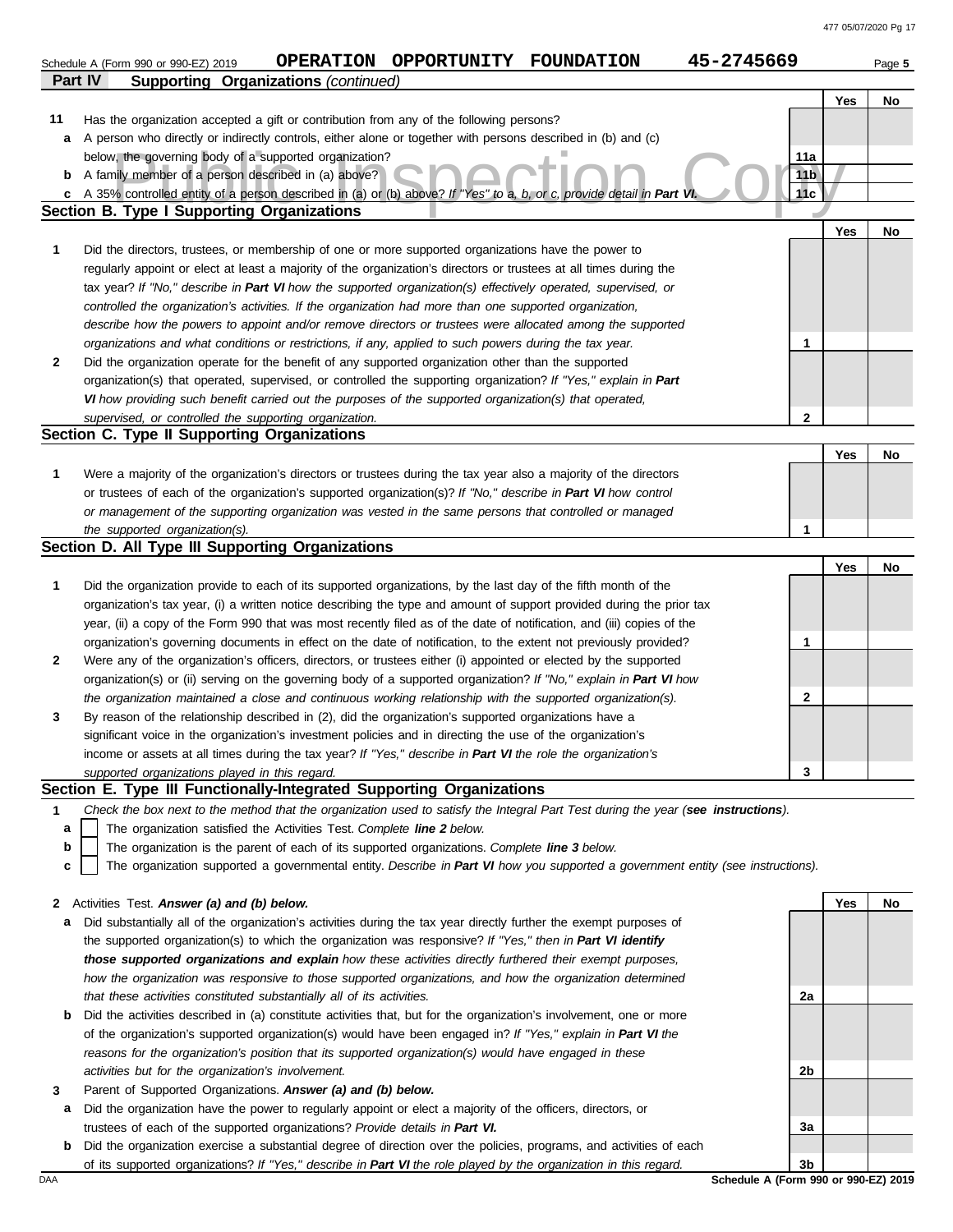Schedule A (Form 990 or 990-EZ) 2019 **OPERATION OPPORTUNITY FOUNDATION 45-2745669** Page **5**

## Part IV Supporting Organizations *(continued)*

| | | | Yes | No |
|---|---|---|---|---|
| **11** | Has the organization accepted a gift or contribution from any of the following persons? | | | |
| **a** | A person who directly or indirectly controls, either alone or together with persons described in (b) and (c) below, the governing body of a supported organization? | **11a** | | |
| **b** | A family member of a person described in (a) above? | **11b** | | |
| **c** | A 35% controlled entity of a person described in (a) or (b) above? *If "Yes" to a, b, or c, provide detail in* ***Part VI.*** | **11c** | | |

### Section B. Type I Supporting Organizations

| | | | Yes | No |
|---|---|---|---|---|
| **1** | Did the directors, trustees, or membership of one or more supported organizations have the power to regularly appoint or elect at least a majority of the organization's directors or trustees at all times during the tax year? *If "No," describe in* ***Part VI*** *how the supported organization(s) effectively operated, supervised, or controlled the organization's activities. If the organization had more than one supported organization, describe how the powers to appoint and/or remove directors or trustees were allocated among the supported organizations and what conditions or restrictions, if any, applied to such powers during the tax year.* | **1** | | |
| **2** | Did the organization operate for the benefit of any supported organization other than the supported organization(s) that operated, supervised, or controlled the supporting organization? *If "Yes," explain in* ***Part VI*** *how providing such benefit carried out the purposes of the supported organization(s) that operated, supervised, or controlled the supporting organization.* | **2** | | |

### Section C. Type II Supporting Organizations

| | | | Yes | No |
|---|---|---|---|---|
| **1** | Were a majority of the organization's directors or trustees during the tax year also a majority of the directors or trustees of each of the organization's supported organization(s)? *If "No," describe in* ***Part VI*** *how control or management of the supporting organization was vested in the same persons that controlled or managed the supported organization(s).* | **1** | | |

### Section D. All Type III Supporting Organizations

| | | | Yes | No |
|---|---|---|---|---|
| **1** | Did the organization provide to each of its supported organizations, by the last day of the fifth month of the organization's tax year, (i) a written notice describing the type and amount of support provided during the prior tax year, (ii) a copy of the Form 990 that was most recently filed as of the date of notification, and (iii) copies of the organization's governing documents in effect on the date of notification, to the extent not previously provided? | **1** | | |
| **2** | Were any of the organization's officers, directors, or trustees either (i) appointed or elected by the supported organization(s) or (ii) serving on the governing body of a supported organization? *If "No," explain in* ***Part VI*** *how the organization maintained a close and continuous working relationship with the supported organization(s).* | **2** | | |
| **3** | By reason of the relationship described in (2), did the organization's supported organizations have a significant voice in the organization's investment policies and in directing the use of the organization's income or assets at all times during the tax year? *If "Yes," describe in* ***Part VI*** *the role the organization's supported organizations played in this regard.* | **3** | | |

### Section E. Type III Functionally-Integrated Supporting Organizations

**1** *Check the box next to the method that the organization used to satisfy the Integral Part Test during the year (****see instructions****).*

**a** ☐ The organization satisfied the Activities Test. *Complete* ***line 2*** *below.*

**b** ☐ The organization is the parent of each of its supported organizations. *Complete* ***line 3*** *below.*

**c** ☐ The organization supported a governmental entity. *Describe in* ***Part VI*** *how you supported a government entity (see instructions).*

| | | | Yes | No |
|---|---|---|---|---|
| **2** | Activities Test. ***Answer (a) and (b) below.*** | | | |
| **a** | Did substantially all of the organization's activities during the tax year directly further the exempt purposes of the supported organization(s) to which the organization was responsive? *If "Yes," then in* ***Part VI identify those supported organizations and explain*** *how these activities directly furthered their exempt purposes, how the organization was responsive to those supported organizations, and how the organization determined that these activities constituted substantially all of its activities.* | **2a** | | |
| **b** | Did the activities described in (a) constitute activities that, but for the organization's involvement, one or more of the organization's supported organization(s) would have been engaged in? *If "Yes," explain in* ***Part VI*** *the reasons for the organization's position that its supported organization(s) would have engaged in these activities but for the organization's involvement.* | **2b** | | |
| **3** | Parent of Supported Organizations. ***Answer (a) and (b) below.*** | | | |
| **a** | Did the organization have the power to regularly appoint or elect a majority of the officers, directors, or trustees of each of the supported organizations? *Provide details in* ***Part VI.*** | **3a** | | |
| **b** | Did the organization exercise a substantial degree of direction over the policies, programs, and activities of each of its supported organizations? *If "Yes," describe in* ***Part VI*** *the role played by the organization in this regard.* | **3b** | | |

DAA **Schedule A (Form 990 or 990-EZ) 2019**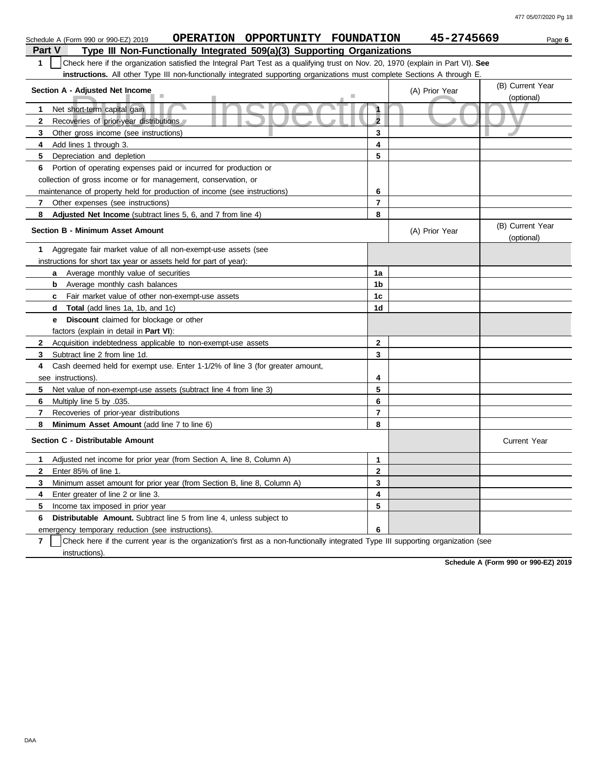Schedule A (Form 990 or 990-EZ) 2019 **OPERATION OPPORTUNITY FOUNDATION** **45-2745669** Page **6**

## Part V Type III Non-Functionally Integrated 509(a)(3) Supporting Organizations

**1** ☐ Check here if the organization satisfied the Integral Part Test as a qualifying trust on Nov. 20, 1970 (explain in Part VI). **See instructions.** All other Type III non-functionally integrated supporting organizations must complete Sections A through E.

| Section A - Adjusted Net Income | | (A) Prior Year | (B) Current Year (optional) |
|---|---|---|---|
| **1** Net short-term capital gain | 1 | | |
| **2** Recoveries of prior-year distributions | 2 | | |
| **3** Other gross income (see instructions) | 3 | | |
| **4** Add lines 1 through 3. | 4 | | |
| **5** Depreciation and depletion | 5 | | |
| **6** Portion of operating expenses paid or incurred for production or collection of gross income or for management, conservation, or maintenance of property held for production of income (see instructions) | 6 | | |
| **7** Other expenses (see instructions) | 7 | | |
| **8** **Adjusted Net Income** (subtract lines 5, 6, and 7 from line 4) | 8 | | |

| Section B - Minimum Asset Amount | | (A) Prior Year | (B) Current Year (optional) |
|---|---|---|---|
| **1** Aggregate fair market value of all non-exempt-use assets (see instructions for short tax year or assets held for part of year): | | | |
| **a** Average monthly value of securities | 1a | | |
| **b** Average monthly cash balances | 1b | | |
| **c** Fair market value of other non-exempt-use assets | 1c | | |
| **d** **Total** (add lines 1a, 1b, and 1c) | 1d | | |
| **e** **Discount** claimed for blockage or other factors (explain in detail in **Part VI**): | | | |
| **2** Acquisition indebtedness applicable to non-exempt-use assets | 2 | | |
| **3** Subtract line 2 from line 1d. | 3 | | |
| **4** Cash deemed held for exempt use. Enter 1-1/2% of line 3 (for greater amount, see instructions). | 4 | | |
| **5** Net value of non-exempt-use assets (subtract line 4 from line 3) | 5 | | |
| **6** Multiply line 5 by .035. | 6 | | |
| **7** Recoveries of prior-year distributions | 7 | | |
| **8** **Minimum Asset Amount** (add line 7 to line 6) | 8 | | |

| Section C - Distributable Amount | | | Current Year |
|---|---|---|---|
| **1** Adjusted net income for prior year (from Section A, line 8, Column A) | 1 | | |
| **2** Enter 85% of line 1. | 2 | | |
| **3** Minimum asset amount for prior year (from Section B, line 8, Column A) | 3 | | |
| **4** Enter greater of line 2 or line 3. | 4 | | |
| **5** Income tax imposed in prior year | 5 | | |
| **6** **Distributable Amount.** Subtract line 5 from line 4, unless subject to emergency temporary reduction (see instructions). | 6 | | |

**7** ☐ Check here if the current year is the organization's first as a non-functionally integrated Type III supporting organization (see instructions).

**Schedule A (Form 990 or 990-EZ) 2019**

DAA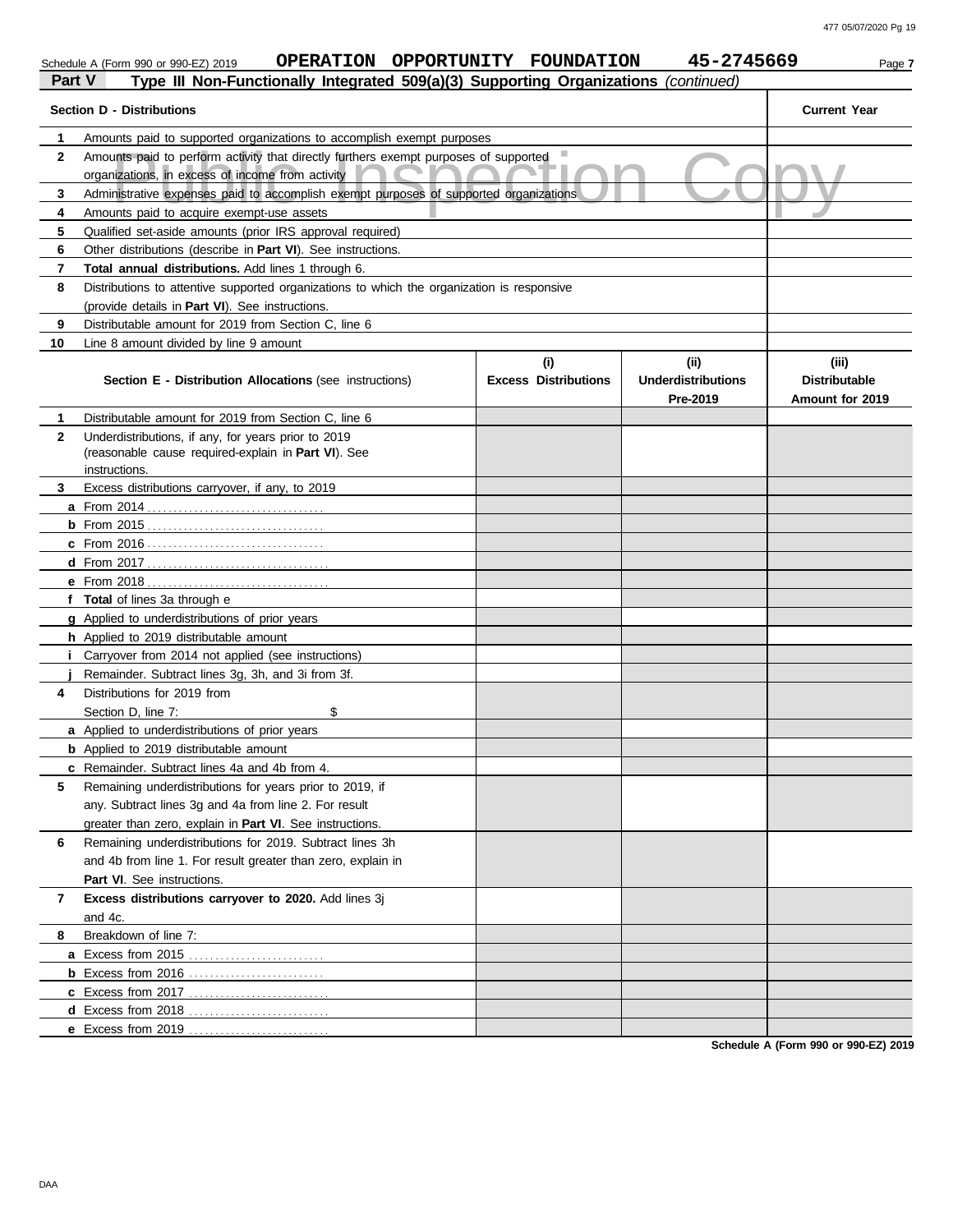Schedule A (Form 990 or 990-EZ) 2019 **OPERATION OPPORTUNITY FOUNDATION** **45-2745669** Page **7**

## Part V Type III Non-Functionally Integrated 509(a)(3) Supporting Organizations *(continued)*

| Section D - Distributions | | Current Year |
|---|---|---|
| **1** | Amounts paid to supported organizations to accomplish exempt purposes | |
| **2** | Amounts paid to perform activity that directly furthers exempt purposes of supported organizations, in excess of income from activity | |
| **3** | Administrative expenses paid to accomplish exempt purposes of supported organizations | |
| **4** | Amounts paid to acquire exempt-use assets | |
| **5** | Qualified set-aside amounts (prior IRS approval required) | |
| **6** | Other distributions (describe in **Part VI**). See instructions. | |
| **7** | **Total annual distributions.** Add lines 1 through 6. | |
| **8** | Distributions to attentive supported organizations to which the organization is responsive (provide details in **Part VI**). See instructions. | |
| **9** | Distributable amount for 2019 from Section C, line 6 | |
| **10** | Line 8 amount divided by line 9 amount | |

| | Section E - Distribution Allocations (see instructions) | (i) Excess Distributions | (ii) Underdistributions Pre-2019 | (iii) Distributable Amount for 2019 |
|---|---|---|---|---|
| **1** | Distributable amount for 2019 from Section C, line 6 | | | |
| **2** | Underdistributions, if any, for years prior to 2019 (reasonable cause required-explain in **Part VI**). See instructions. | | | |
| **3** | Excess distributions carryover, if any, to 2019 | | | |
| **a** | From 2014 | | | |
| **b** | From 2015 | | | |
| **c** | From 2016 | | | |
| **d** | From 2017 | | | |
| **e** | From 2018 | | | |
| **f** | **Total** of lines 3a through e | | | |
| **g** | Applied to underdistributions of prior years | | | |
| **h** | Applied to 2019 distributable amount | | | |
| **i** | Carryover from 2014 not applied (see instructions) | | | |
| **j** | Remainder. Subtract lines 3g, 3h, and 3i from 3f. | | | |
| **4** | Distributions for 2019 from Section D, line 7: $ | | | |
| **a** | Applied to underdistributions of prior years | | | |
| **b** | Applied to 2019 distributable amount | | | |
| **c** | Remainder. Subtract lines 4a and 4b from 4. | | | |
| **5** | Remaining underdistributions for years prior to 2019, if any. Subtract lines 3g and 4a from line 2. For result greater than zero, explain in **Part VI**. See instructions. | | | |
| **6** | Remaining underdistributions for 2019. Subtract lines 3h and 4b from line 1. For result greater than zero, explain in **Part VI**. See instructions. | | | |
| **7** | **Excess distributions carryover to 2020.** Add lines 3j and 4c. | | | |
| **8** | Breakdown of line 7: | | | |
| **a** | Excess from 2015 | | | |
| **b** | Excess from 2016 | | | |
| **c** | Excess from 2017 | | | |
| **d** | Excess from 2018 | | | |
| **e** | Excess from 2019 | | | |

**Schedule A (Form 990 or 990-EZ) 2019**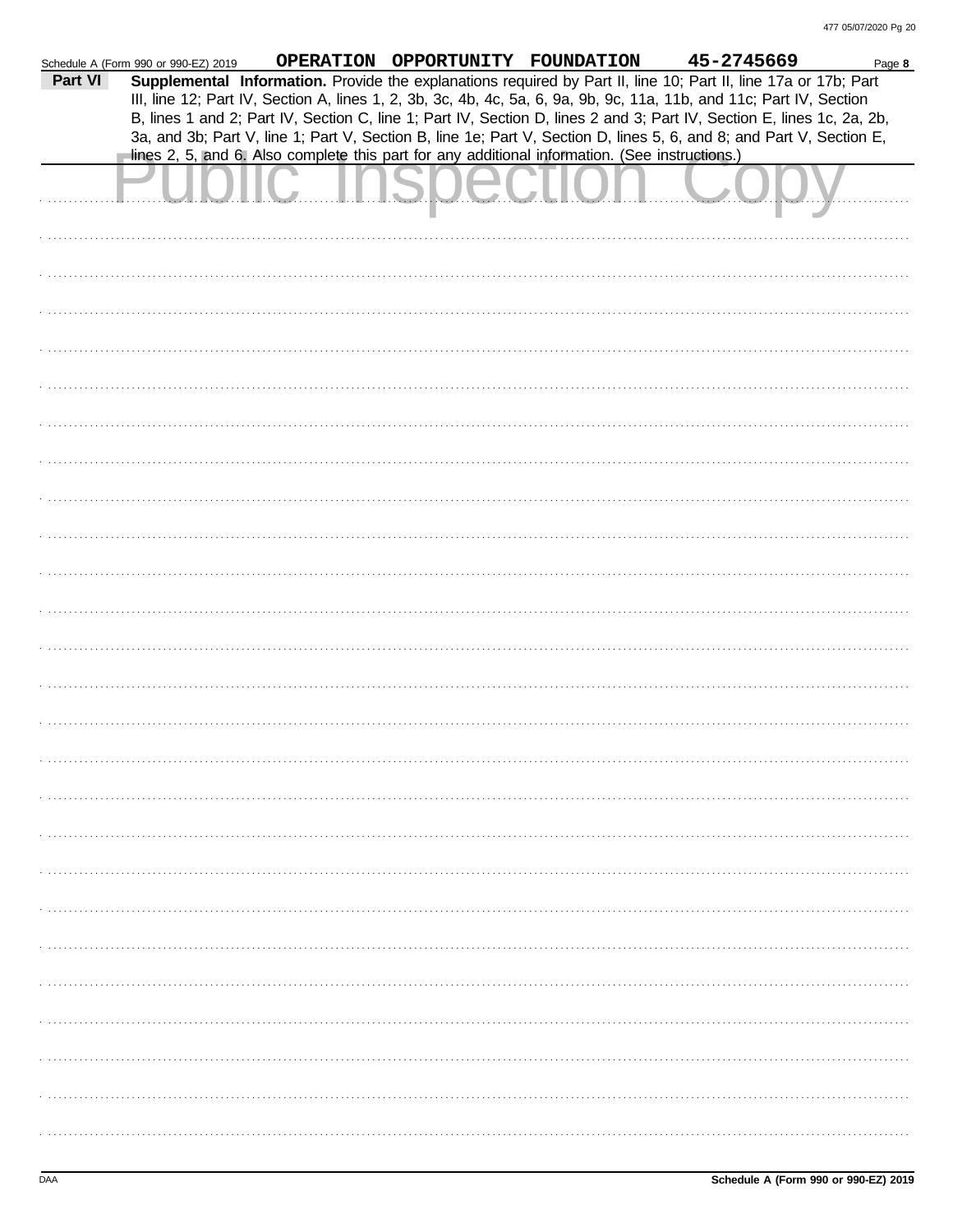Schedule A (Form 990 or 990-EZ) 2019 **OPERATION OPPORTUNITY FOUNDATION** **45-2745669** Page **8**

**Part VI** **Supplemental Information.** Provide the explanations required by Part II, line 10; Part II, line 17a or 17b; Part III, line 12; Part IV, Section A, lines 1, 2, 3b, 3c, 4b, 4c, 5a, 6, 9a, 9b, 9c, 11a, 11b, and 11c; Part IV, Section B, lines 1 and 2; Part IV, Section C, line 1; Part IV, Section D, lines 2 and 3; Part IV, Section E, lines 1c, 2a, 2b, 3a, and 3b; Part V, line 1; Part V, Section B, line 1e; Part V, Section D, lines 5, 6, and 8; and Part V, Section E, lines 2, 5, and 6. Also complete this part for any additional information. (See instructions.)

Public Inspection Copy

DAA **Schedule A (Form 990 or 990-EZ) 2019**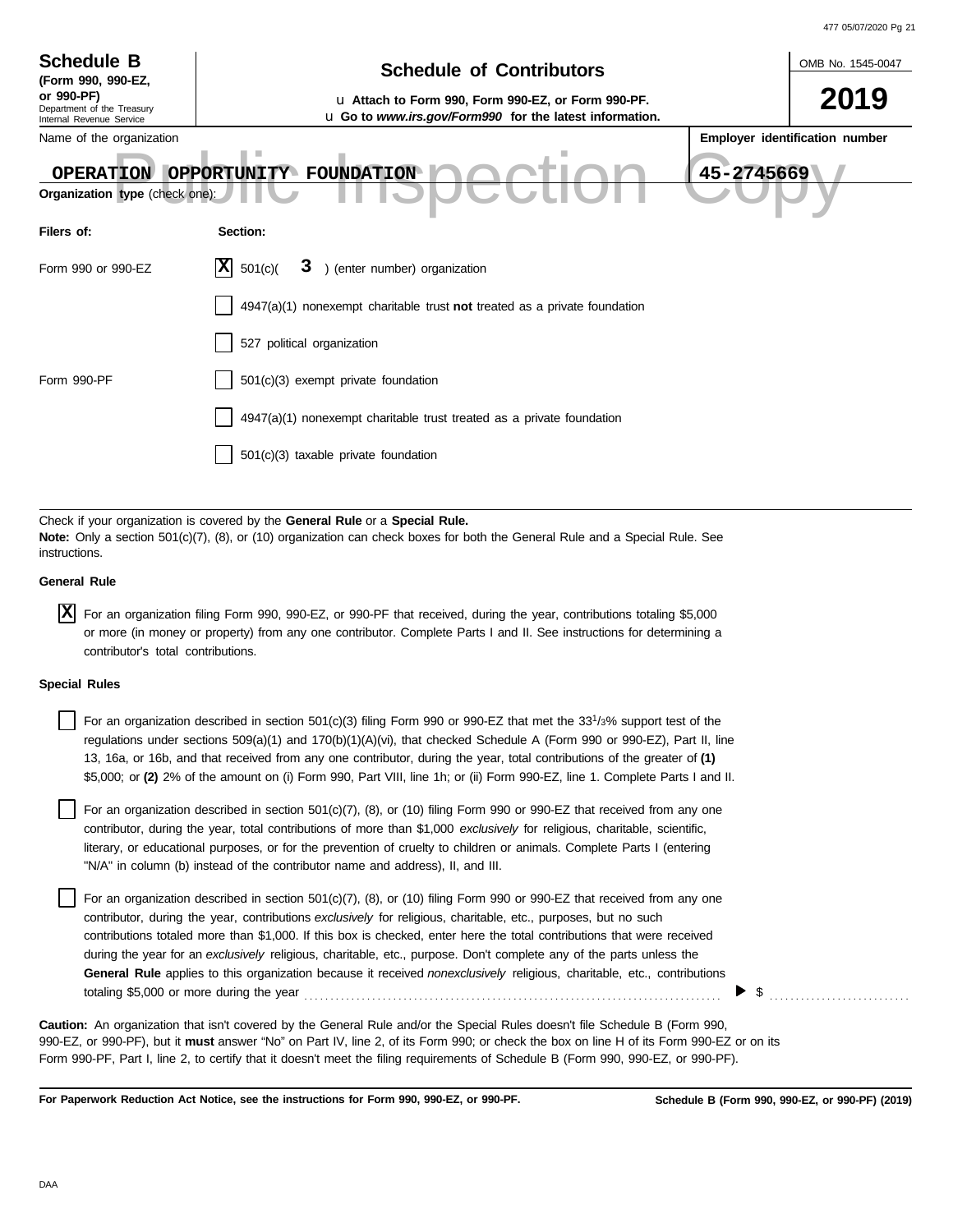**Schedule B**
**(Form 990, 990-EZ, or 990-PF)**
Department of the Treasury
Internal Revenue Service

# Schedule of Contributors

u **Attach to Form 990, Form 990-EZ, or Form 990-PF.**
u **Go to *www.irs.gov/Form990* for the latest information.**

OMB No. 1545-0047

**2019**

Name of the organization: **OPERATION OPPORTUNITY FOUNDATION**

**Employer identification number**: **45-2745669**

Public Inspection Copy

**Organization type** (check one):

| **Filers of:** | **Section:** |
|---|---|
| Form 990 or 990-EZ | [X] 501(c)( **3** ) (enter number) organization |
| | [ ] 4947(a)(1) nonexempt charitable trust **not** treated as a private foundation |
| | [ ] 527 political organization |
| Form 990-PF | [ ] 501(c)(3) exempt private foundation |
| | [ ] 4947(a)(1) nonexempt charitable trust treated as a private foundation |
| | [ ] 501(c)(3) taxable private foundation |

Check if your organization is covered by the **General Rule** or a **Special Rule.**

**Note:** Only a section 501(c)(7), (8), or (10) organization can check boxes for both the General Rule and a Special Rule. See instructions.

**General Rule**

[X] For an organization filing Form 990, 990-EZ, or 990-PF that received, during the year, contributions totaling $5,000 or more (in money or property) from any one contributor. Complete Parts I and II. See instructions for determining a contributor's total contributions.

**Special Rules**

[ ] For an organization described in section 501(c)(3) filing Form 990 or 990-EZ that met the 33 1/3% support test of the regulations under sections 509(a)(1) and 170(b)(1)(A)(vi), that checked Schedule A (Form 990 or 990-EZ), Part II, line 13, 16a, or 16b, and that received from any one contributor, during the year, total contributions of the greater of **(1)** $5,000; or **(2)** 2% of the amount on (i) Form 990, Part VIII, line 1h; or (ii) Form 990-EZ, line 1. Complete Parts I and II.

[ ] For an organization described in section 501(c)(7), (8), or (10) filing Form 990 or 990-EZ that received from any one contributor, during the year, total contributions of more than $1,000 *exclusively* for religious, charitable, scientific, literary, or educational purposes, or for the prevention of cruelty to children or animals. Complete Parts I (entering "N/A" in column (b) instead of the contributor name and address), II, and III.

[ ] For an organization described in section 501(c)(7), (8), or (10) filing Form 990 or 990-EZ that received from any one contributor, during the year, contributions *exclusively* for religious, charitable, etc., purposes, but no such contributions totaled more than $1,000. If this box is checked, enter here the total contributions that were received during the year for an *exclusively* religious, charitable, etc., purpose. Don't complete any of the parts unless the **General Rule** applies to this organization because it received *nonexclusively* religious, charitable, etc., contributions totaling $5,000 or more during the year ........ ▶ $ ..........

**Caution:** An organization that isn't covered by the General Rule and/or the Special Rules doesn't file Schedule B (Form 990, 990-EZ, or 990-PF), but it **must** answer "No" on Part IV, line 2, of its Form 990; or check the box on line H of its Form 990-EZ or on its Form 990-PF, Part I, line 2, to certify that it doesn't meet the filing requirements of Schedule B (Form 990, 990-EZ, or 990-PF).

**For Paperwork Reduction Act Notice, see the instructions for Form 990, 990-EZ, or 990-PF.** **Schedule B (Form 990, 990-EZ, or 990-PF) (2019)**

DAA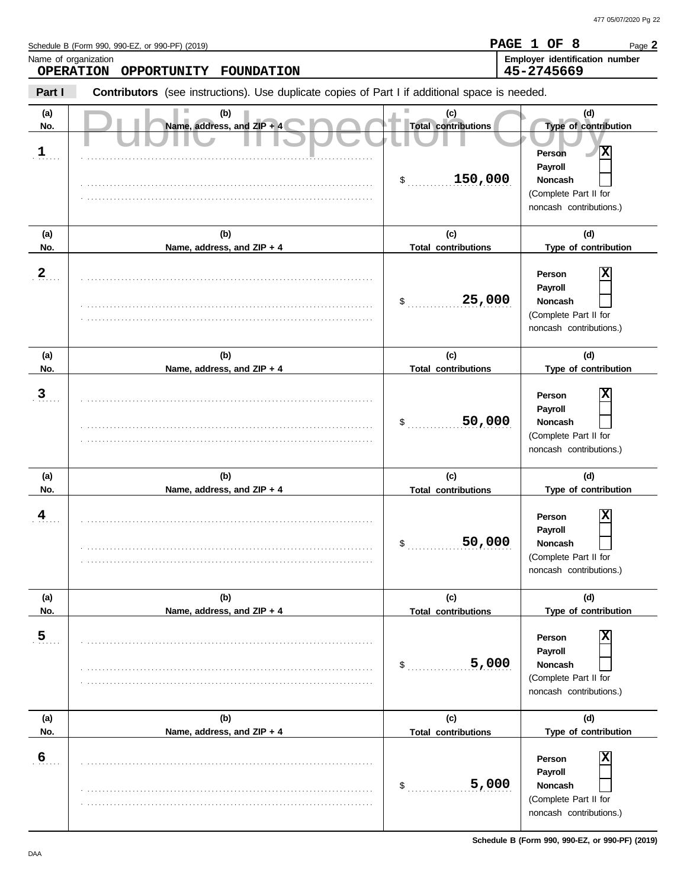Schedule B (Form 990, 990-EZ, or 990-PF) (2019)

PAGE 1 OF 8

Name of organization
**OPERATION OPPORTUNITY FOUNDATION**

Employer identification number
**45-2745669**

**Part I** **Contributors** (see instructions). Use duplicate copies of Part I if additional space is needed.

Public Inspection Copy

| (a) No. | (b) Name, address, and ZIP + 4 | (c) Total contributions | (d) Type of contribution |
|---|---|---|---|
| 1 | | $ 150,000 | Person [X] Payroll [ ] Noncash [ ] (Complete Part II for noncash contributions.) |
| 2 | | $ 25,000 | Person [X] Payroll [ ] Noncash [ ] (Complete Part II for noncash contributions.) |
| 3 | | $ 50,000 | Person [X] Payroll [ ] Noncash [ ] (Complete Part II for noncash contributions.) |
| 4 | | $ 50,000 | Person [X] Payroll [ ] Noncash [ ] (Complete Part II for noncash contributions.) |
| 5 | | $ 5,000 | Person [X] Payroll [ ] Noncash [ ] (Complete Part II for noncash contributions.) |
| 6 | | $ 5,000 | Person [X] Payroll [ ] Noncash [ ] (Complete Part II for noncash contributions.) |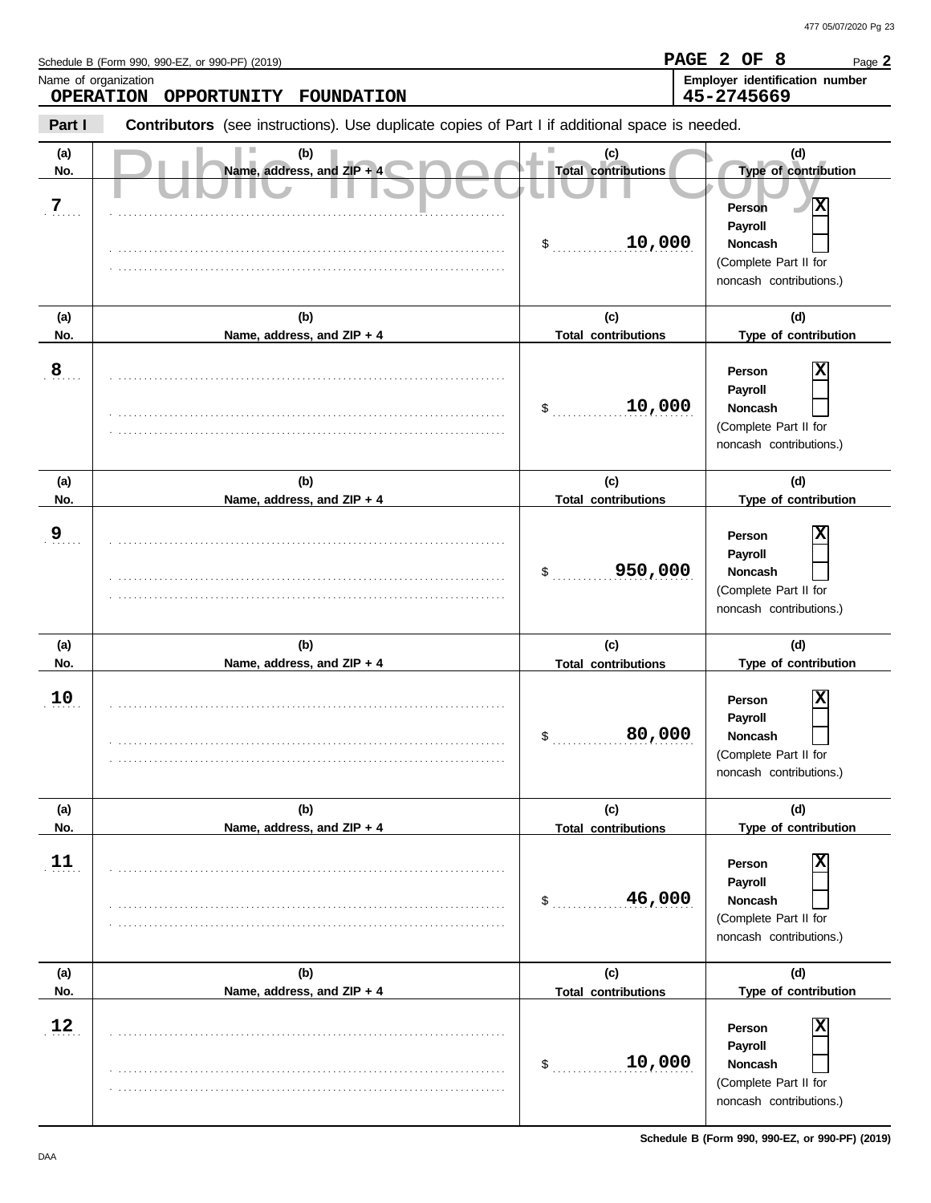Schedule B (Form 990, 990-EZ, or 990-PF) (2019)

**PAGE 2 OF 8**

Page **2**

Name of organization

**OPERATION OPPORTUNITY FOUNDATION**

**Employer identification number**

**45-2745669**

**Part I** **Contributors** (see instructions). Use duplicate copies of Part I if additional space is needed.

Public Inspection Copy

| (a) No. | (b) Name, address, and ZIP + 4 | (c) Total contributions | (d) Type of contribution |
|---|---|---|---|
| 7 | | $ 10,000 | Person [X] Payroll [ ] Noncash [ ] (Complete Part II for noncash contributions.) |
| 8 | | $ 10,000 | Person [X] Payroll [ ] Noncash [ ] (Complete Part II for noncash contributions.) |
| 9 | | $ 950,000 | Person [X] Payroll [ ] Noncash [ ] (Complete Part II for noncash contributions.) |
| 10 | | $ 80,000 | Person [X] Payroll [ ] Noncash [ ] (Complete Part II for noncash contributions.) |
| 11 | | $ 46,000 | Person [X] Payroll [ ] Noncash [ ] (Complete Part II for noncash contributions.) |
| 12 | | $ 10,000 | Person [X] Payroll [ ] Noncash [ ] (Complete Part II for noncash contributions.) |

DAA

**Schedule B (Form 990, 990-EZ, or 990-PF) (2019)**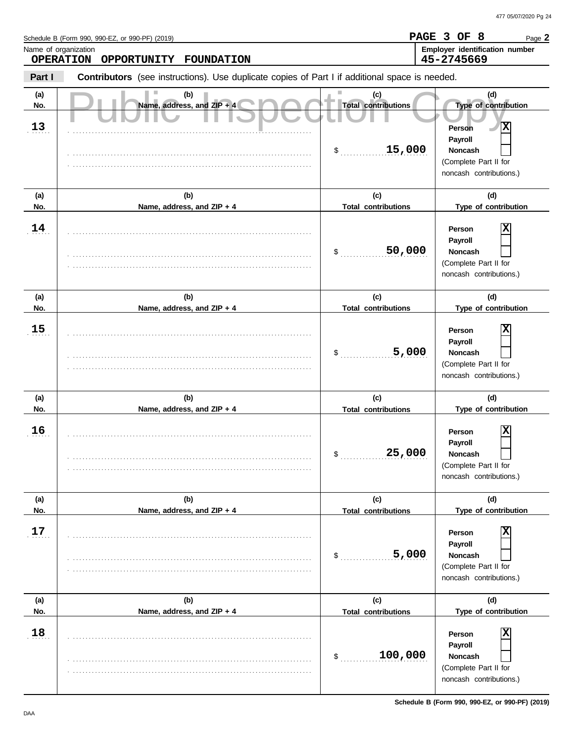Schedule B (Form 990, 990-EZ, or 990-PF) (2019)

PAGE 3 OF 8

Name of organization: **OPERATION OPPORTUNITY FOUNDATION**

Employer identification number: **45-2745669**

**Part I** **Contributors** (see instructions). Use duplicate copies of Part I if additional space is needed.

Public Inspection Copy

| (a) No. | (b) Name, address, and ZIP + 4 | (c) Total contributions | (d) Type of contribution |
|---|---|---|---|
| 13 | | $ 15,000 | Person [X] Payroll [ ] Noncash [ ] (Complete Part II for noncash contributions.) |
| 14 | | $ 50,000 | Person [X] Payroll [ ] Noncash [ ] (Complete Part II for noncash contributions.) |
| 15 | | $ 5,000 | Person [X] Payroll [ ] Noncash [ ] (Complete Part II for noncash contributions.) |
| 16 | | $ 25,000 | Person [X] Payroll [ ] Noncash [ ] (Complete Part II for noncash contributions.) |
| 17 | | $ 5,000 | Person [X] Payroll [ ] Noncash [ ] (Complete Part II for noncash contributions.) |
| 18 | | $ 100,000 | Person [X] Payroll [ ] Noncash [ ] (Complete Part II for noncash contributions.) |

**Schedule B (Form 990, 990-EZ, or 990-PF) (2019)**

DAA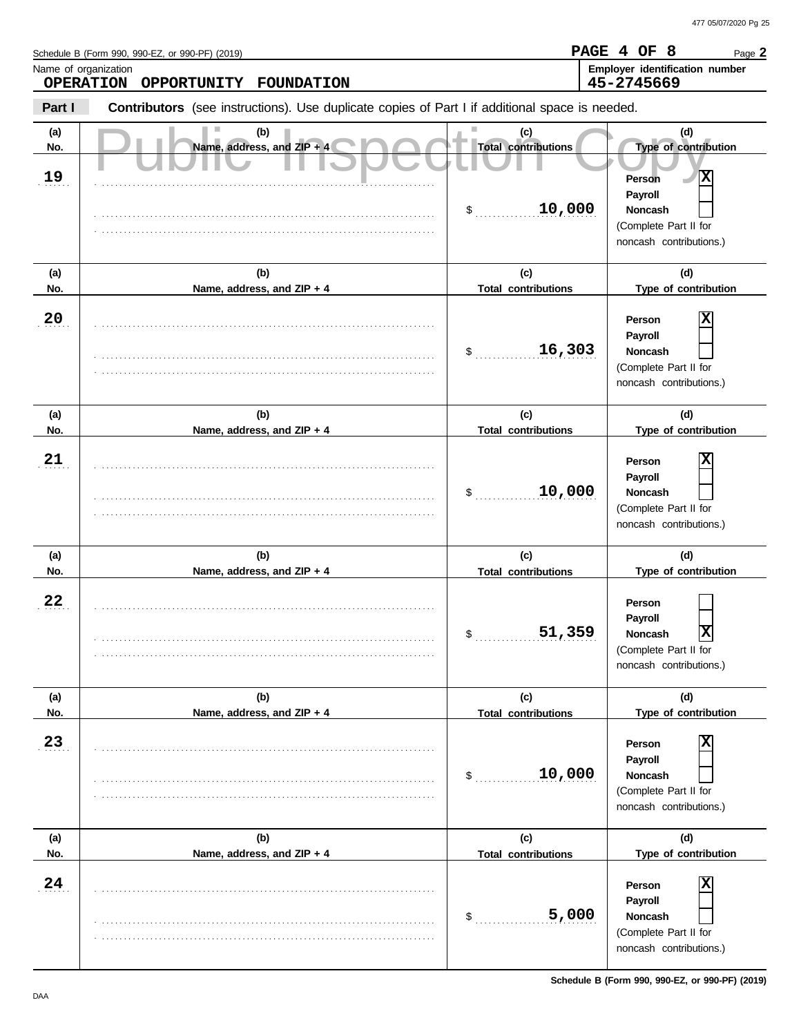Schedule B (Form 990, 990-EZ, or 990-PF) (2019)

**PAGE 4 OF 8** Page **2**

Name of organization: **OPERATION OPPORTUNITY FOUNDATION**

Employer identification number: **45-2745669**

**Part I** **Contributors** (see instructions). Use duplicate copies of Part I if additional space is needed.

Public Inspection Copy

| (a) No. | (b) Name, address, and ZIP + 4 | (c) Total contributions | (d) Type of contribution |
|---|---|---|---|
| 19 | | $ 10,000 | Person [X] Payroll [ ] Noncash [ ] (Complete Part II for noncash contributions.) |
| 20 | | $ 16,303 | Person [X] Payroll [ ] Noncash [ ] (Complete Part II for noncash contributions.) |
| 21 | | $ 10,000 | Person [X] Payroll [ ] Noncash [ ] (Complete Part II for noncash contributions.) |
| 22 | | $ 51,359 | Person [ ] Payroll [ ] Noncash [X] (Complete Part II for noncash contributions.) |
| 23 | | $ 10,000 | Person [X] Payroll [ ] Noncash [ ] (Complete Part II for noncash contributions.) |
| 24 | | $ 5,000 | Person [X] Payroll [ ] Noncash [ ] (Complete Part II for noncash contributions.) |

DAA

**Schedule B (Form 990, 990-EZ, or 990-PF) (2019)**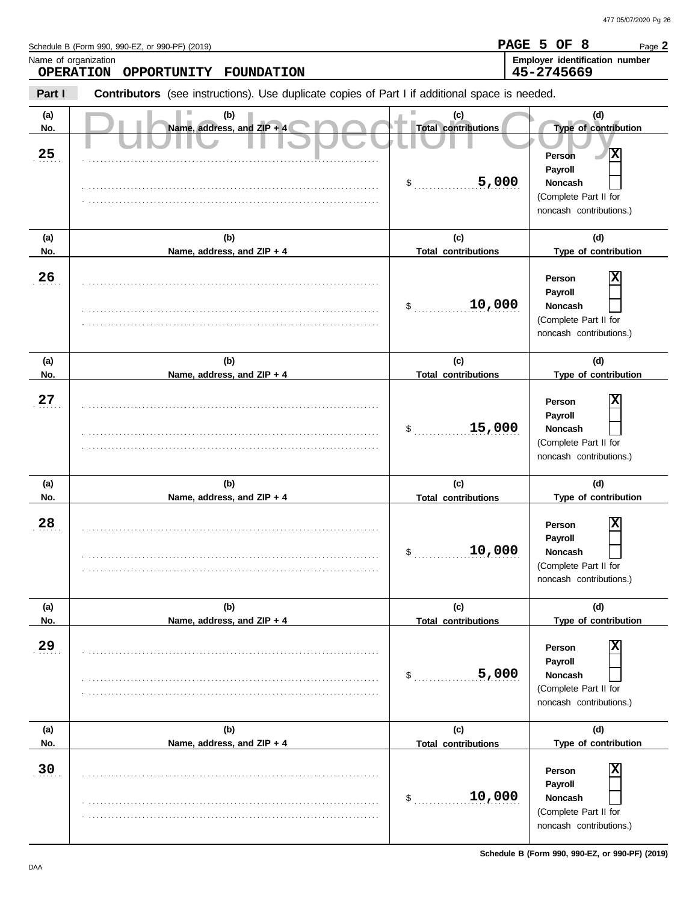Schedule B (Form 990, 990-EZ, or 990-PF) (2019)

PAGE 5 OF 8

Page **2**

Name of organization
**OPERATION OPPORTUNITY FOUNDATION**

**Employer identification number**
**45-2745669**

**Part I** **Contributors** (see instructions). Use duplicate copies of Part I if additional space is needed.

Public Inspection Copy

| (a) No. | (b) Name, address, and ZIP + 4 | (c) Total contributions | (d) Type of contribution |
|---|---|---|---|
| 25 | | $ 5,000 | Person [X] Payroll [ ] Noncash [ ] (Complete Part II for noncash contributions.) |
| 26 | | $ 10,000 | Person [X] Payroll [ ] Noncash [ ] (Complete Part II for noncash contributions.) |
| 27 | | $ 15,000 | Person [X] Payroll [ ] Noncash [ ] (Complete Part II for noncash contributions.) |
| 28 | | $ 10,000 | Person [X] Payroll [ ] Noncash [ ] (Complete Part II for noncash contributions.) |
| 29 | | $ 5,000 | Person [X] Payroll [ ] Noncash [ ] (Complete Part II for noncash contributions.) |
| 30 | | $ 10,000 | Person [X] Payroll [ ] Noncash [ ] (Complete Part II for noncash contributions.) |

**Schedule B (Form 990, 990-EZ, or 990-PF) (2019)**

DAA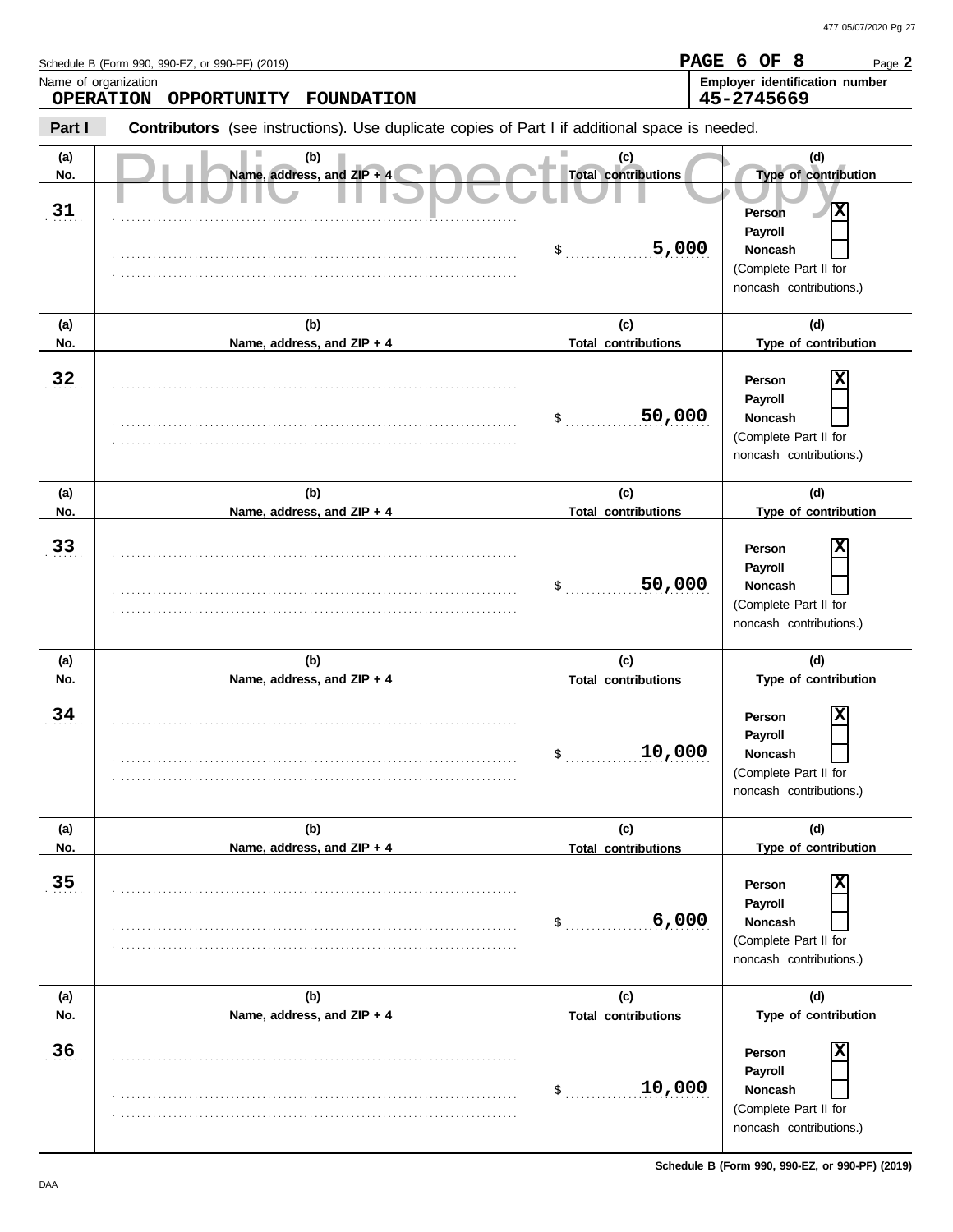Schedule B (Form 990, 990-EZ, or 990-PF) (2019)

PAGE 6 OF 8

Name of organization
**OPERATION OPPORTUNITY FOUNDATION**

**Employer identification number**
**45-2745669**

**Part I** **Contributors** (see instructions). Use duplicate copies of Part I if additional space is needed.

Public Inspection Copy

| (a) No. | (b) Name, address, and ZIP + 4 | (c) Total contributions | (d) Type of contribution |
|---|---|---|---|
| 31 | | $ 5,000 | Person [X] Payroll [ ] Noncash [ ] (Complete Part II for noncash contributions.) |
| 32 | | $ 50,000 | Person [X] Payroll [ ] Noncash [ ] (Complete Part II for noncash contributions.) |
| 33 | | $ 50,000 | Person [X] Payroll [ ] Noncash [ ] (Complete Part II for noncash contributions.) |
| 34 | | $ 10,000 | Person [X] Payroll [ ] Noncash [ ] (Complete Part II for noncash contributions.) |
| 35 | | $ 6,000 | Person [X] Payroll [ ] Noncash [ ] (Complete Part II for noncash contributions.) |
| 36 | | $ 10,000 | Person [X] Payroll [ ] Noncash [ ] (Complete Part II for noncash contributions.) |

DAA

**Schedule B (Form 990, 990-EZ, or 990-PF) (2019)**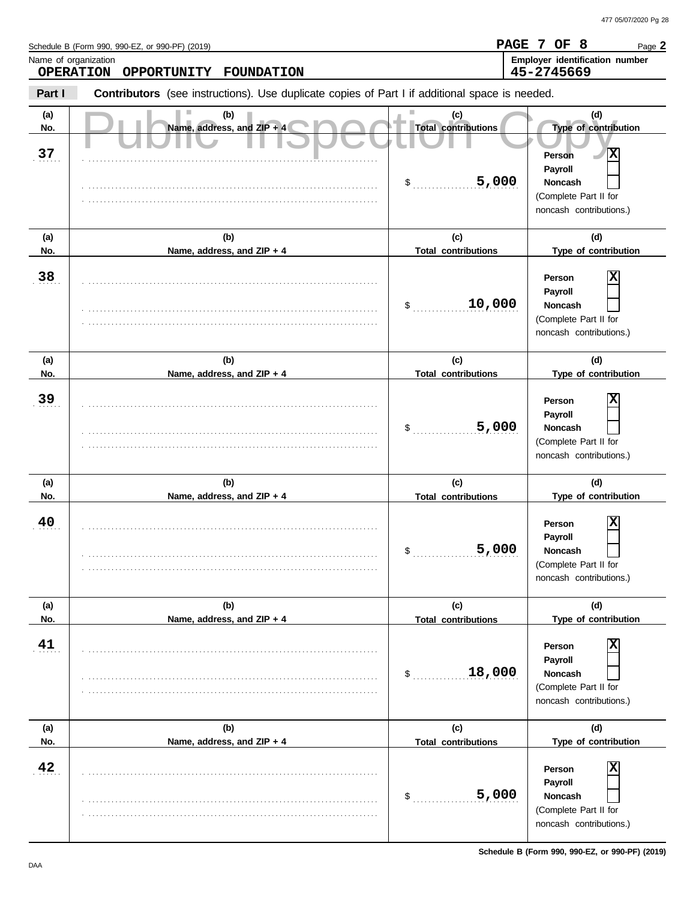Schedule B (Form 990, 990-EZ, or 990-PF) (2019)

PAGE 7 OF 8

Name of organization
**OPERATION OPPORTUNITY FOUNDATION**

Employer identification number
**45-2745669**

**Part I** **Contributors** (see instructions). Use duplicate copies of Part I if additional space is needed.

Public Inspection Copy

| (a) No. | (b) Name, address, and ZIP + 4 | (c) Total contributions | (d) Type of contribution |
|---|---|---|---|
| 37 | | $ 5,000 | Person [X] Payroll [ ] Noncash [ ] (Complete Part II for noncash contributions.) |
| 38 | | $ 10,000 | Person [X] Payroll [ ] Noncash [ ] (Complete Part II for noncash contributions.) |
| 39 | | $ 5,000 | Person [X] Payroll [ ] Noncash [ ] (Complete Part II for noncash contributions.) |
| 40 | | $ 5,000 | Person [X] Payroll [ ] Noncash [ ] (Complete Part II for noncash contributions.) |
| 41 | | $ 18,000 | Person [X] Payroll [ ] Noncash [ ] (Complete Part II for noncash contributions.) |
| 42 | | $ 5,000 | Person [X] Payroll [ ] Noncash [ ] (Complete Part II for noncash contributions.) |

DAA

**Schedule B (Form 990, 990-EZ, or 990-PF) (2019)**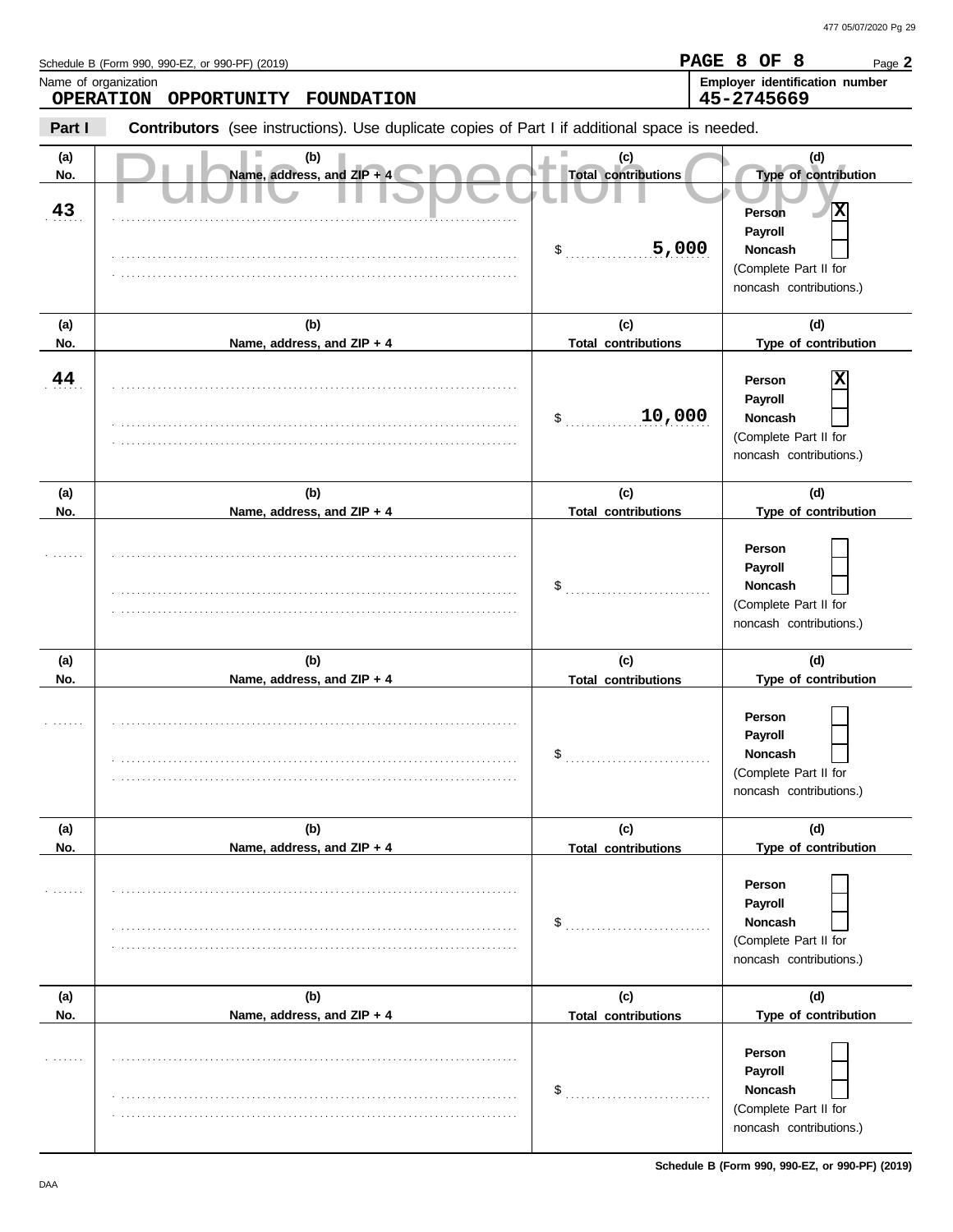Schedule B (Form 990, 990-EZ, or 990-PF) (2019)

PAGE 8 OF 8

Name of organization: **OPERATION OPPORTUNITY FOUNDATION**

Employer identification number: **45-2745669**

**Part I** **Contributors** (see instructions). Use duplicate copies of Part I if additional space is needed.

Public Inspection Copy

| (a) No. | (b) Name, address, and ZIP + 4 | (c) Total contributions | (d) Type of contribution |
|---|---|---|---|
| 43 | | $ 5,000 | Person [X] Payroll [ ] Noncash [ ] (Complete Part II for noncash contributions.) |
| 44 | | $ 10,000 | Person [X] Payroll [ ] Noncash [ ] (Complete Part II for noncash contributions.) |
| | | $ | Person [ ] Payroll [ ] Noncash [ ] (Complete Part II for noncash contributions.) |
| | | $ | Person [ ] Payroll [ ] Noncash [ ] (Complete Part II for noncash contributions.) |
| | | $ | Person [ ] Payroll [ ] Noncash [ ] (Complete Part II for noncash contributions.) |
| | | $ | Person [ ] Payroll [ ] Noncash [ ] (Complete Part II for noncash contributions.) |

DAA

**Schedule B (Form 990, 990-EZ, or 990-PF) (2019)**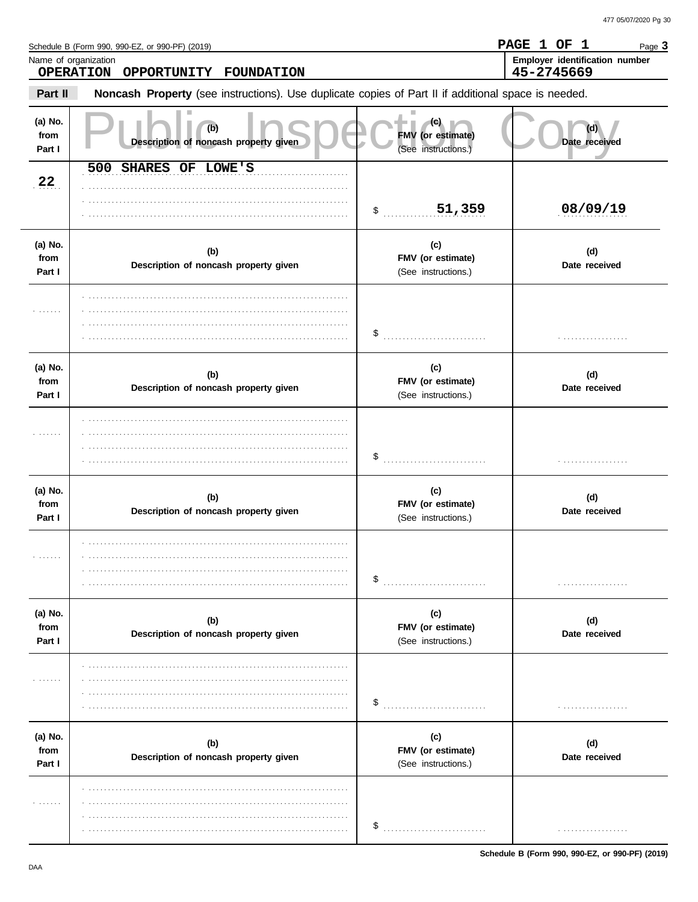Schedule B (Form 990, 990-EZ, or 990-PF) (2019)

PAGE 1 OF 1

Name of organization: **OPERATION OPPORTUNITY FOUNDATION**

Employer identification number: **45-2745669**

Public Inspection Copy

## Part II Noncash Property (see instructions). Use duplicate copies of Part II if additional space is needed.

| (a) No. from Part I | (b) Description of noncash property given | (c) FMV (or estimate) (See instructions.) | (d) Date received |
|---|---|---|---|
| 22 | 500 SHARES OF LOWE'S | $ 51,359 | 08/09/19 |
| | | $ | |
| | | $ | |
| | | $ | |
| | | $ | |
| | | $ | |

DAA

Schedule B (Form 990, 990-EZ, or 990-PF) (2019)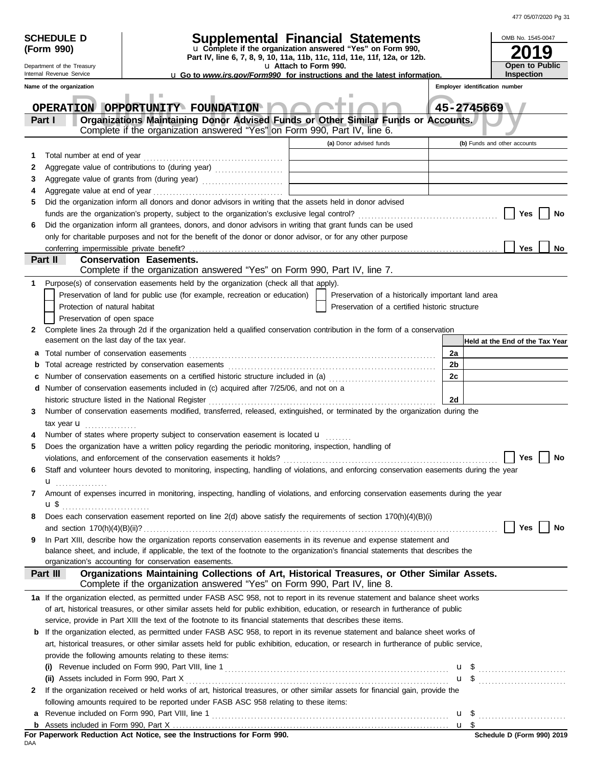**SCHEDULE D (Form 990)**

Department of the Treasury
Internal Revenue Service

# Supplemental Financial Statements

u Complete if the organization answered "Yes" on Form 990, Part IV, line 6, 7, 8, 9, 10, 11a, 11b, 11c, 11d, 11e, 11f, 12a, or 12b.
u Attach to Form 990.
u Go to *www.irs.gov/Form990* for instructions and the latest information.

OMB No. 1545-0047
**2019**
**Open to Public Inspection**

Name of the organization: **OPERATION OPPORTUNITY FOUNDATION**
Employer identification number: **45-2745669**

## Part I — Organizations Maintaining Donor Advised Funds or Other Similar Funds or Accounts.
Complete if the organization answered "Yes" on Form 990, Part IV, line 6.

| | | (a) Donor advised funds | (b) Funds and other accounts |
|---|---|---|---|
| 1 | Total number at end of year | | |
| 2 | Aggregate value of contributions to (during year) | | |
| 3 | Aggregate value of grants from (during year) | | |
| 4 | Aggregate value at end of year | | |

5 Did the organization inform all donors and donor advisors in writing that the assets held in donor advised funds are the organization's property, subject to the organization's exclusive legal control? ☐ Yes ☐ No

6 Did the organization inform all grantees, donors, and donor advisors in writing that grant funds can be used only for charitable purposes and not for the benefit of the donor or donor advisor, or for any other purpose conferring impermissible private benefit? ☐ Yes ☐ No

## Part II — Conservation Easements.
Complete if the organization answered "Yes" on Form 990, Part IV, line 7.

1 Purpose(s) of conservation easements held by the organization (check all that apply).
- ☐ Preservation of land for public use (for example, recreation or education)
- ☐ Preservation of a historically important land area
- ☐ Protection of natural habitat
- ☐ Preservation of a certified historic structure
- ☐ Preservation of open space

2 Complete lines 2a through 2d if the organization held a qualified conservation contribution in the form of a conservation easement on the last day of the tax year.

| | | | Held at the End of the Tax Year |
|---|---|---|---|
| a | Total number of conservation easements | 2a | |
| b | Total acreage restricted by conservation easements | 2b | |
| c | Number of conservation easements on a certified historic structure included in (a) | 2c | |
| d | Number of conservation easements included in (c) acquired after 7/25/06, and not on a historic structure listed in the National Register | 2d | |

3 Number of conservation easements modified, transferred, released, extinguished, or terminated by the organization during the tax year u

4 Number of states where property subject to conservation easement is located u

5 Does the organization have a written policy regarding the periodic monitoring, inspection, handling of violations, and enforcement of the conservation easements it holds? ☐ Yes ☐ No

6 Staff and volunteer hours devoted to monitoring, inspecting, handling of violations, and enforcing conservation easements during the year u

7 Amount of expenses incurred in monitoring, inspecting, handling of violations, and enforcing conservation easements during the year u $

8 Does each conservation easement reported on line 2(d) above satisfy the requirements of section 170(h)(4)(B)(i) and section 170(h)(4)(B)(ii)? ☐ Yes ☐ No

9 In Part XIII, describe how the organization reports conservation easements in its revenue and expense statement and balance sheet, and include, if applicable, the text of the footnote to the organization's financial statements that describes the organization's accounting for conservation easements.

## Part III — Organizations Maintaining Collections of Art, Historical Treasures, or Other Similar Assets.
Complete if the organization answered "Yes" on Form 990, Part IV, line 8.

1a If the organization elected, as permitted under FASB ASC 958, not to report in its revenue statement and balance sheet works of art, historical treasures, or other similar assets held for public exhibition, education, or research in furtherance of public service, provide in Part XIII the text of the footnote to its financial statements that describes these items.

b If the organization elected, as permitted under FASB ASC 958, to report in its revenue statement and balance sheet works of art, historical treasures, or other similar assets held for public exhibition, education, or research in furtherance of public service, provide the following amounts relating to these items:

(i) Revenue included on Form 990, Part VIII, line 1 u $

(ii) Assets included in Form 990, Part X u $

2 If the organization received or held works of art, historical treasures, or other similar assets for financial gain, provide the following amounts required to be reported under FASB ASC 958 relating to these items:

a Revenue included on Form 990, Part VIII, line 1 u $

b Assets included in Form 990, Part X u $

**For Paperwork Reduction Act Notice, see the Instructions for Form 990.**
DAA
**Schedule D (Form 990) 2019**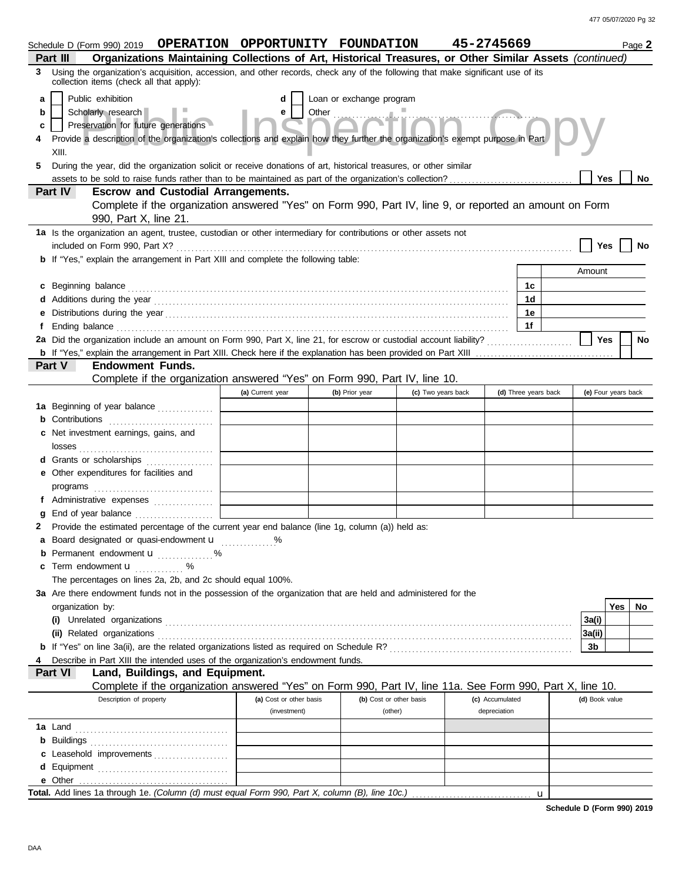Schedule D (Form 990) 2019 **OPERATION OPPORTUNITY FOUNDATION 45-2745669** Page **2**

## Part III Organizations Maintaining Collections of Art, Historical Treasures, or Other Similar Assets *(continued)*

**3** Using the organization's acquisition, accession, and other records, check any of the following that make significant use of its collection items (check all that apply):

- **a** ☐ Public exhibition
- **b** ☐ Scholarly research
- **c** ☐ Preservation for future generations
- **d** ☐ Loan or exchange program
- **e** ☐ Other ............................................

**4** Provide a description of the organization's collections and explain how they further the organization's exempt purpose in Part XIII.

**5** During the year, did the organization solicit or receive donations of art, historical treasures, or other similar assets to be sold to raise funds rather than to be maintained as part of the organization's collection? ☐ Yes ☐ No

## Part IV Escrow and Custodial Arrangements.

Complete if the organization answered "Yes" on Form 990, Part IV, line 9, or reported an amount on Form 990, Part X, line 21.

**1a** Is the organization an agent, trustee, custodian or other intermediary for contributions or other assets not included on Form 990, Part X? ☐ Yes ☐ No

**b** If "Yes," explain the arrangement in Part XIII and complete the following table:

| | | Amount |
|---|---|---|
| **c** Beginning balance | 1c | |
| **d** Additions during the year | 1d | |
| **e** Distributions during the year | 1e | |
| **f** Ending balance | 1f | |

**2a** Did the organization include an amount on Form 990, Part X, line 21, for escrow or custodial account liability? ☐ Yes ☐ No

**b** If "Yes," explain the arrangement in Part XIII. Check here if the explanation has been provided on Part XIII ☐

## Part V Endowment Funds.

Complete if the organization answered "Yes" on Form 990, Part IV, line 10.

| | (a) Current year | (b) Prior year | (c) Two years back | (d) Three years back | (e) Four years back |
|---|---|---|---|---|---|
| **1a** Beginning of year balance | | | | | |
| **b** Contributions | | | | | |
| **c** Net investment earnings, gains, and losses | | | | | |
| **d** Grants or scholarships | | | | | |
| **e** Other expenditures for facilities and programs | | | | | |
| **f** Administrative expenses | | | | | |
| **g** End of year balance | | | | | |

**2** Provide the estimated percentage of the current year end balance (line 1g, column (a)) held as:

- **a** Board designated or quasi-endowment u ............ %
- **b** Permanent endowment u ............ %
- **c** Term endowment u ............ %

The percentages on lines 2a, 2b, and 2c should equal 100%.

**3a** Are there endowment funds not in the possession of the organization that are held and administered for the organization by:

| | | Yes | No |
|---|---|---|---|
| **(i)** Unrelated organizations | 3a(i) | | |
| **(ii)** Related organizations | 3a(ii) | | |
| **b** If "Yes" on line 3a(ii), are the related organizations listed as required on Schedule R? | 3b | | |

**4** Describe in Part XIII the intended uses of the organization's endowment funds.

## Part VI Land, Buildings, and Equipment.

Complete if the organization answered "Yes" on Form 990, Part IV, line 11a. See Form 990, Part X, line 10.

| Description of property | (a) Cost or other basis (investment) | (b) Cost or other basis (other) | (c) Accumulated depreciation | (d) Book value |
|---|---|---|---|---|
| **1a** Land | | | | |
| **b** Buildings | | | | |
| **c** Leasehold improvements | | | | |
| **d** Equipment | | | | |
| **e** Other | | | | |

**Total.** Add lines 1a through 1e. *(Column (d) must equal Form 990, Part X, column (B), line 10c.)* u

**Schedule D (Form 990) 2019**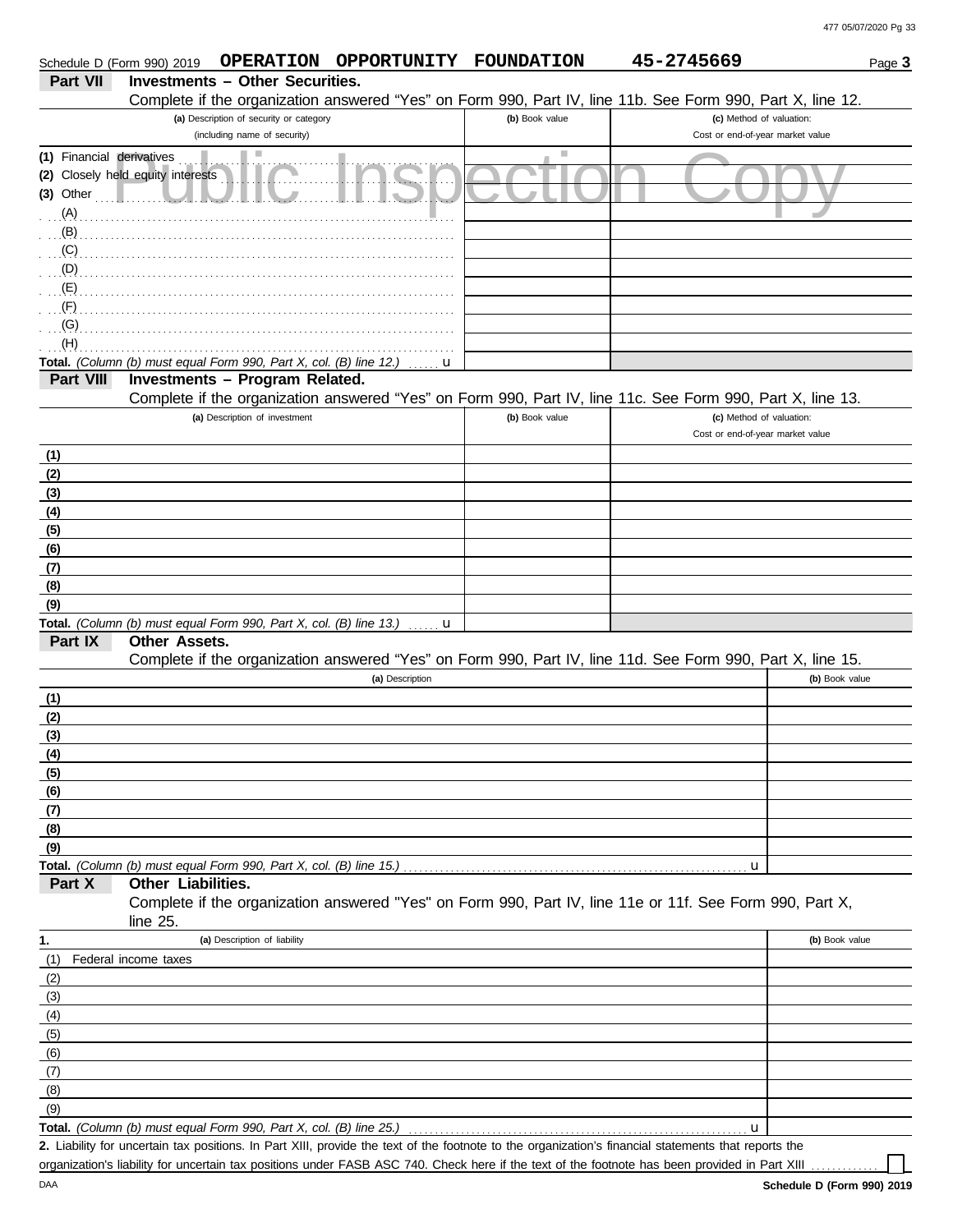Schedule D (Form 990) 2019 **OPERATION OPPORTUNITY FOUNDATION** **45-2745669** Page **3**

## Part VII Investments – Other Securities.

Complete if the organization answered "Yes" on Form 990, Part IV, line 11b. See Form 990, Part X, line 12.

| (a) Description of security or category (including name of security) | (b) Book value | (c) Method of valuation: Cost or end-of-year market value |
|---|---|---|
| (1) Financial derivatives | | |
| (2) Closely held equity interests | | |
| (3) Other | | |
| (A) | | |
| (B) | | |
| (C) | | |
| (D) | | |
| (E) | | |
| (F) | | |
| (G) | | |
| (H) | | |
| **Total.** *(Column (b) must equal Form 990, Part X, col. (B) line 12.)* u | | |

## Part VIII Investments – Program Related.

Complete if the organization answered "Yes" on Form 990, Part IV, line 11c. See Form 990, Part X, line 13.

| (a) Description of investment | (b) Book value | (c) Method of valuation: Cost or end-of-year market value |
|---|---|---|
| (1) | | |
| (2) | | |
| (3) | | |
| (4) | | |
| (5) | | |
| (6) | | |
| (7) | | |
| (8) | | |
| (9) | | |
| **Total.** *(Column (b) must equal Form 990, Part X, col. (B) line 13.)* u | | |

## Part IX Other Assets.

Complete if the organization answered "Yes" on Form 990, Part IV, line 11d. See Form 990, Part X, line 15.

| (a) Description | (b) Book value |
|---|---|
| (1) | |
| (2) | |
| (3) | |
| (4) | |
| (5) | |
| (6) | |
| (7) | |
| (8) | |
| (9) | |
| **Total.** *(Column (b) must equal Form 990, Part X, col. (B) line 15.)* u | |

## Part X Other Liabilities.

Complete if the organization answered "Yes" on Form 990, Part IV, line 11e or 11f. See Form 990, Part X, line 25.

| 1. (a) Description of liability | (b) Book value |
|---|---|
| (1) Federal income taxes | |
| (2) | |
| (3) | |
| (4) | |
| (5) | |
| (6) | |
| (7) | |
| (8) | |
| (9) | |
| **Total.** *(Column (b) must equal Form 990, Part X, col. (B) line 25.)* u | |

**2.** Liability for uncertain tax positions. In Part XIII, provide the text of the footnote to the organization's financial statements that reports the organization's liability for uncertain tax positions under FASB ASC 740. Check here if the text of the footnote has been provided in Part XIII ☐

DAA **Schedule D (Form 990) 2019**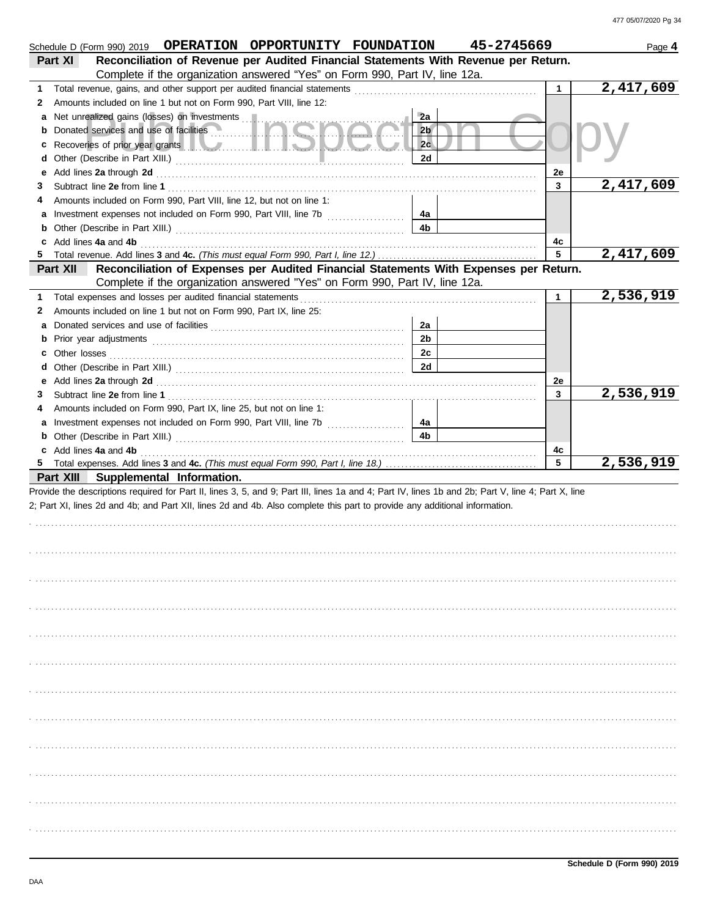Schedule D (Form 990) 2019 **OPERATION OPPORTUNITY FOUNDATION** **45-2745669** Page **4**

**Part XI** **Reconciliation of Revenue per Audited Financial Statements With Revenue per Return.** Complete if the organization answered "Yes" on Form 990, Part IV, line 12a.

| | | | | | |
|---|---|---|---|---|---|
| **1** | Total revenue, gains, and other support per audited financial statements | | | 1 | 2,417,609 |
| **2** | Amounts included on line 1 but not on Form 990, Part VIII, line 12: | | | | |
| **a** | Net unrealized gains (losses) on investments | 2a | | | |
| **b** | Donated services and use of facilities | 2b | | | |
| **c** | Recoveries of prior year grants | 2c | | | |
| **d** | Other (Describe in Part XIII.) | 2d | | | |
| **e** | Add lines **2a** through **2d** | | | 2e | |
| **3** | Subtract line **2e** from line **1** | | | 3 | 2,417,609 |
| **4** | Amounts included on Form 990, Part VIII, line 12, but not on line 1: | | | | |
| **a** | Investment expenses not included on Form 990, Part VIII, line 7b | 4a | | | |
| **b** | Other (Describe in Part XIII.) | 4b | | | |
| **c** | Add lines **4a** and **4b** | | | 4c | |
| **5** | Total revenue. Add lines **3** and **4c.** *(This must equal Form 990, Part I, line 12.)* | | | 5 | 2,417,609 |

**Part XII** **Reconciliation of Expenses per Audited Financial Statements With Expenses per Return.** Complete if the organization answered "Yes" on Form 990, Part IV, line 12a.

| | | | | | |
|---|---|---|---|---|---|
| **1** | Total expenses and losses per audited financial statements | | | 1 | 2,536,919 |
| **2** | Amounts included on line 1 but not on Form 990, Part IX, line 25: | | | | |
| **a** | Donated services and use of facilities | 2a | | | |
| **b** | Prior year adjustments | 2b | | | |
| **c** | Other losses | 2c | | | |
| **d** | Other (Describe in Part XIII.) | 2d | | | |
| **e** | Add lines **2a** through **2d** | | | 2e | |
| **3** | Subtract line **2e** from line **1** | | | 3 | 2,536,919 |
| **4** | Amounts included on Form 990, Part IX, line 25, but not on line 1: | | | | |
| **a** | Investment expenses not included on Form 990, Part VIII, line 7b | 4a | | | |
| **b** | Other (Describe in Part XIII.) | 4b | | | |
| **c** | Add lines **4a** and **4b** | | | 4c | |
| **5** | Total expenses. Add lines **3** and **4c.** *(This must equal Form 990, Part I, line 18.)* | | | 5 | 2,536,919 |

**Part XIII** **Supplemental Information.**

Provide the descriptions required for Part II, lines 3, 5, and 9; Part III, lines 1a and 4; Part IV, lines 1b and 2b; Part V, line 4; Part X, line 2; Part XI, lines 2d and 4b; and Part XII, lines 2d and 4b. Also complete this part to provide any additional information.

Schedule D (Form 990) 2019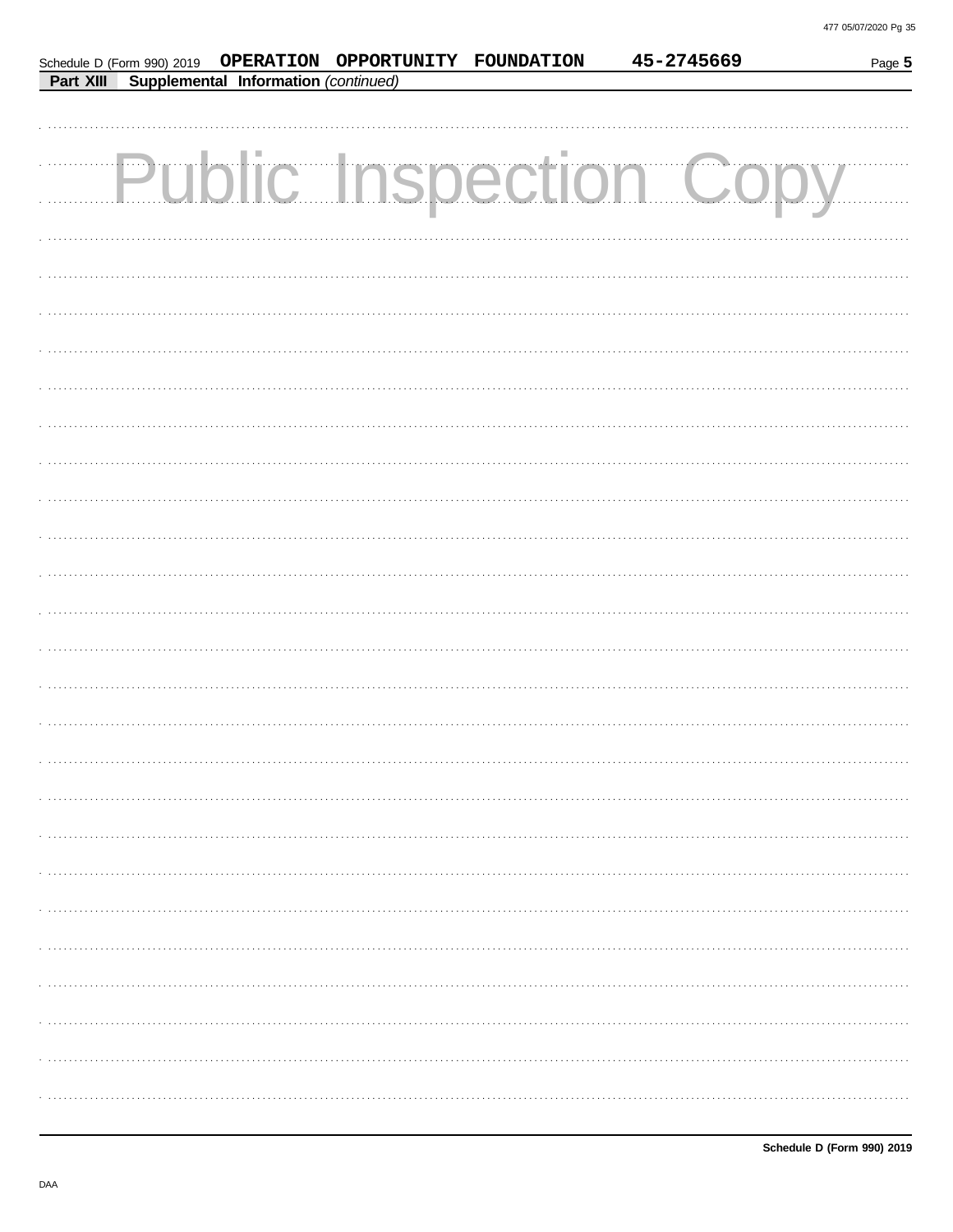Schedule D (Form 990) 2019 **OPERATION OPPORTUNITY FOUNDATION** **45-2745669** Page **5**

**Part XIII** **Supplemental Information** *(continued)*

Public Inspection Copy

**Schedule D (Form 990) 2019**

DAA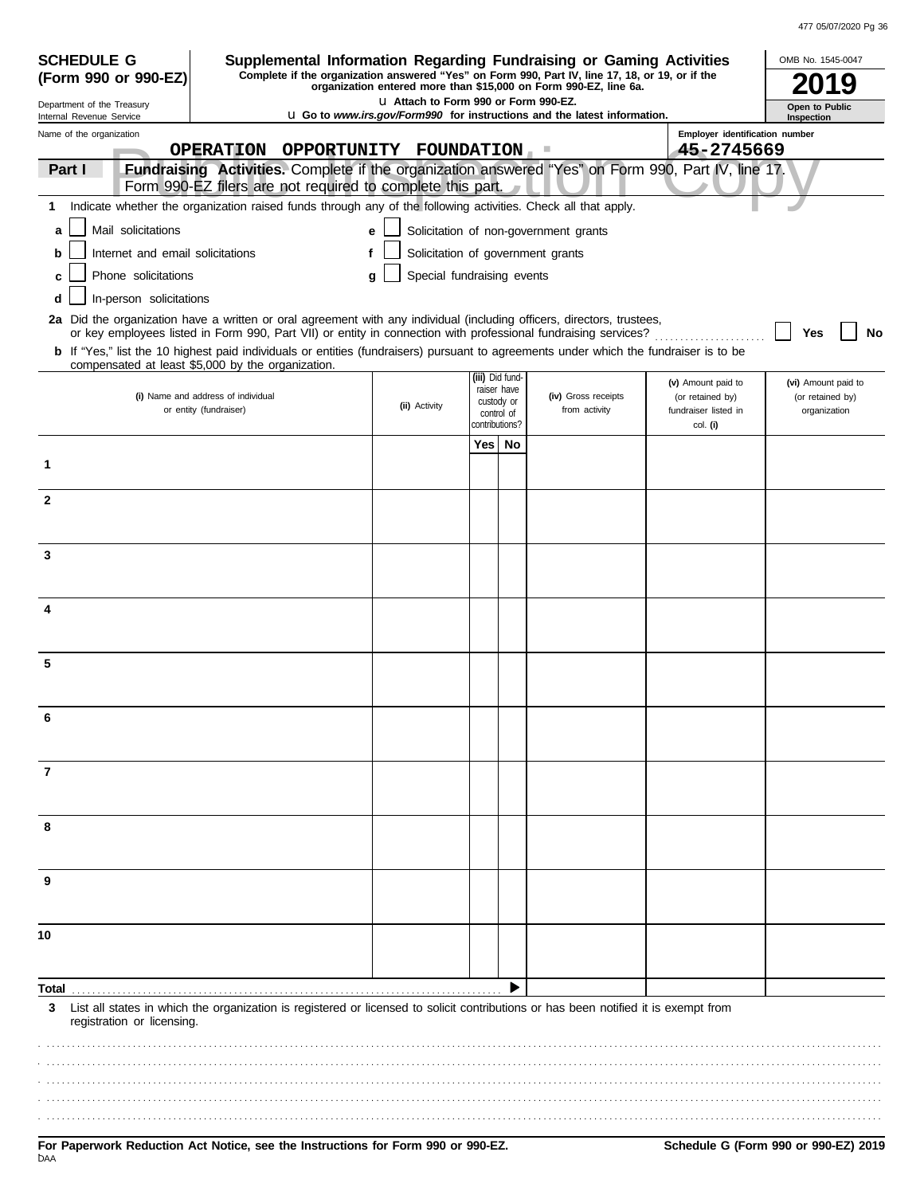**SCHEDULE G (Form 990 or 990-EZ)**

Department of the Treasury
Internal Revenue Service

# Supplemental Information Regarding Fundraising or Gaming Activities

**Complete if the organization answered "Yes" on Form 990, Part IV, line 17, 18, or 19, or if the organization entered more than $15,000 on Form 990-EZ, line 6a.**

**u Attach to Form 990 or Form 990-EZ.**

**u Go to *www.irs.gov/Form990* for instructions and the latest information.**

OMB No. 1545-0047

**2019**

**Open to Public Inspection**

Name of the organization: **OPERATION OPPORTUNITY FOUNDATION**

Employer identification number: **45-2745669**

Public Inspection Copy

**Part I — Fundraising Activities.** Complete if the organization answered "Yes" on Form 990, Part IV, line 17. Form 990-EZ filers are not required to complete this part.

**1** Indicate whether the organization raised funds through any of the following activities. Check all that apply.

- **a** ☐ Mail solicitations
- **b** ☐ Internet and email solicitations
- **c** ☐ Phone solicitations
- **d** ☐ In-person solicitations
- **e** ☐ Solicitation of non-government grants
- **f** ☐ Solicitation of government grants
- **g** ☐ Special fundraising events

**2a** Did the organization have a written or oral agreement with any individual (including officers, directors, trustees, or key employees listed in Form 990, Part VII) or entity in connection with professional fundraising services? ☐ Yes ☐ No

**b** If "Yes," list the 10 highest paid individuals or entities (fundraisers) pursuant to agreements under which the fundraiser is to be compensated at least $5,000 by the organization.

| | (i) Name and address of individual or entity (fundraiser) | (ii) Activity | (iii) Did fundraiser have custody or control of contributions? Yes | No | (iv) Gross receipts from activity | (v) Amount paid to (or retained by) fundraiser listed in col. (i) | (vi) Amount paid to (or retained by) organization |
|---|---|---|---|---|---|---|---|
| 1 | | | | | | | |
| 2 | | | | | | | |
| 3 | | | | | | | |
| 4 | | | | | | | |
| 5 | | | | | | | |
| 6 | | | | | | | |
| 7 | | | | | | | |
| 8 | | | | | | | |
| 9 | | | | | | | |
| 10 | | | | | | | |
| **Total** | | | | ▶ | | | |

**3** List all states in which the organization is registered or licensed to solicit contributions or has been notified it is exempt from registration or licensing.

**For Paperwork Reduction Act Notice, see the Instructions for Form 990 or 990-EZ.**

**Schedule G (Form 990 or 990-EZ) 2019**

DAA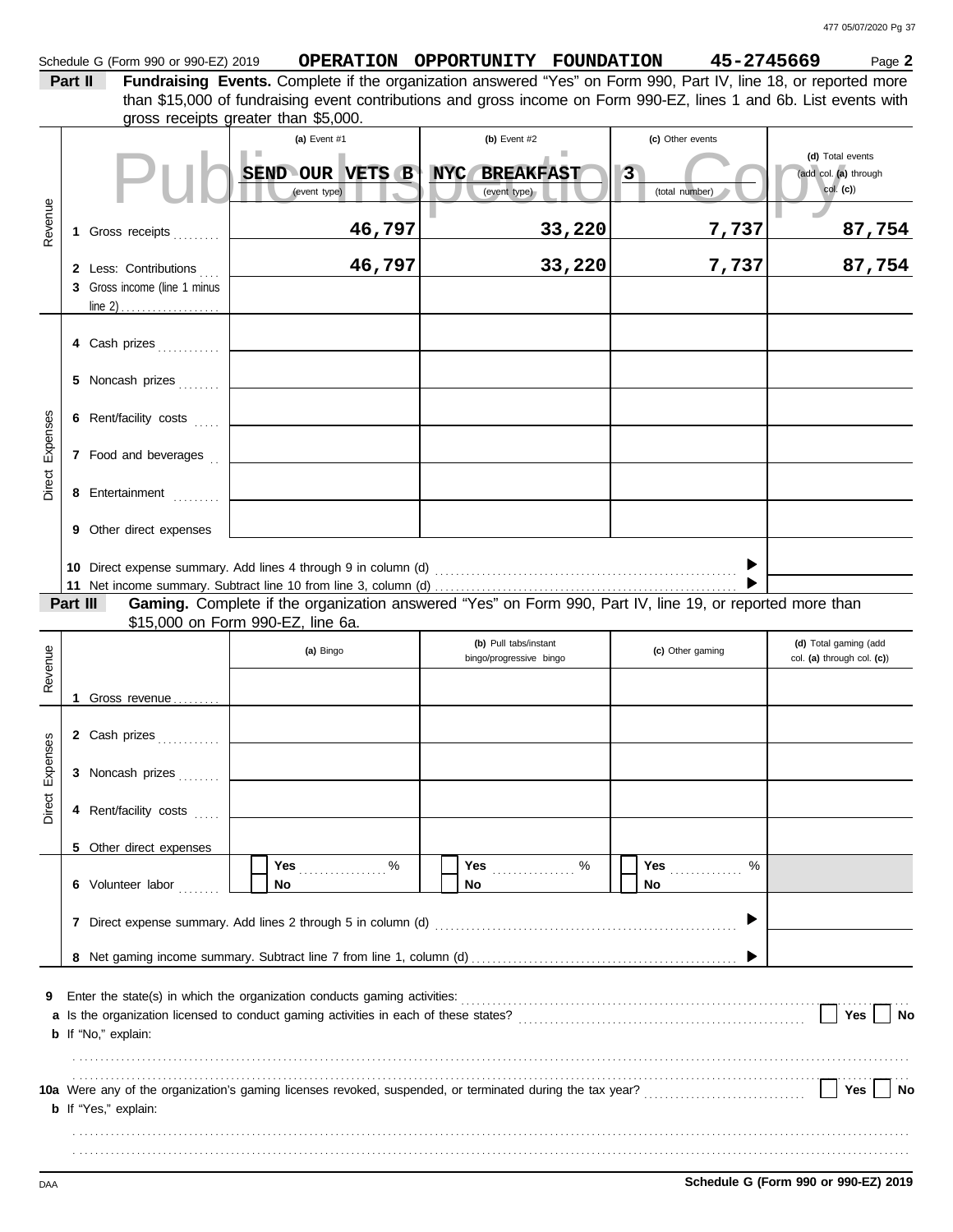Schedule G (Form 990 or 990-EZ) 2019 **OPERATION OPPORTUNITY FOUNDATION 45-2745669** Page **2**

**Part II** **Fundraising Events.** Complete if the organization answered "Yes" on Form 990, Part IV, line 18, or reported more than $15,000 of fundraising event contributions and gross income on Form 990-EZ, lines 1 and 6b. List events with gross receipts greater than $5,000.

| | | (a) Event #1 | (b) Event #2 | (c) Other events | (d) Total events (add col. (a) through col. (c)) |
|---|---|---|---|---|---|
| | | SEND OUR VETS B (event type) | NYC BREAKFAST (event type) | 3 (total number) | |
| Revenue | 1 Gross receipts | 46,797 | 33,220 | 7,737 | 87,754 |
| | 2 Less: Contributions | 46,797 | 33,220 | 7,737 | 87,754 |
| | 3 Gross income (line 1 minus line 2) | | | | |
| Direct Expenses | 4 Cash prizes | | | | |
| | 5 Noncash prizes | | | | |
| | 6 Rent/facility costs | | | | |
| | 7 Food and beverages | | | | |
| | 8 Entertainment | | | | |
| | 9 Other direct expenses | | | | |

10 Direct expense summary. Add lines 4 through 9 in column (d) ▶

11 Net income summary. Subtract line 10 from line 3, column (d) ▶

**Part III** **Gaming.** Complete if the organization answered "Yes" on Form 990, Part IV, line 19, or reported more than $15,000 on Form 990-EZ, line 6a.

| | | (a) Bingo | (b) Pull tabs/instant bingo/progressive bingo | (c) Other gaming | (d) Total gaming (add col. (a) through col. (c)) |
|---|---|---|---|---|---|
| Revenue | 1 Gross revenue | | | | |
| Direct Expenses | 2 Cash prizes | | | | |
| | 3 Noncash prizes | | | | |
| | 4 Rent/facility costs | | | | |
| | 5 Other direct expenses | | | | |
| | 6 Volunteer labor | ☐ Yes ____ % ☐ No | ☐ Yes ____ % ☐ No | ☐ Yes ____ % ☐ No | |

7 Direct expense summary. Add lines 2 through 5 in column (d) ▶

8 Net gaming income summary. Subtract line 7 from line 1, column (d) ▶

9 Enter the state(s) in which the organization conducts gaming activities:

a Is the organization licensed to conduct gaming activities in each of these states? ☐ Yes ☐ No

b If "No," explain:

10a Were any of the organization's gaming licenses revoked, suspended, or terminated during the tax year? ☐ Yes ☐ No

b If "Yes," explain:

DAA **Schedule G (Form 990 or 990-EZ) 2019**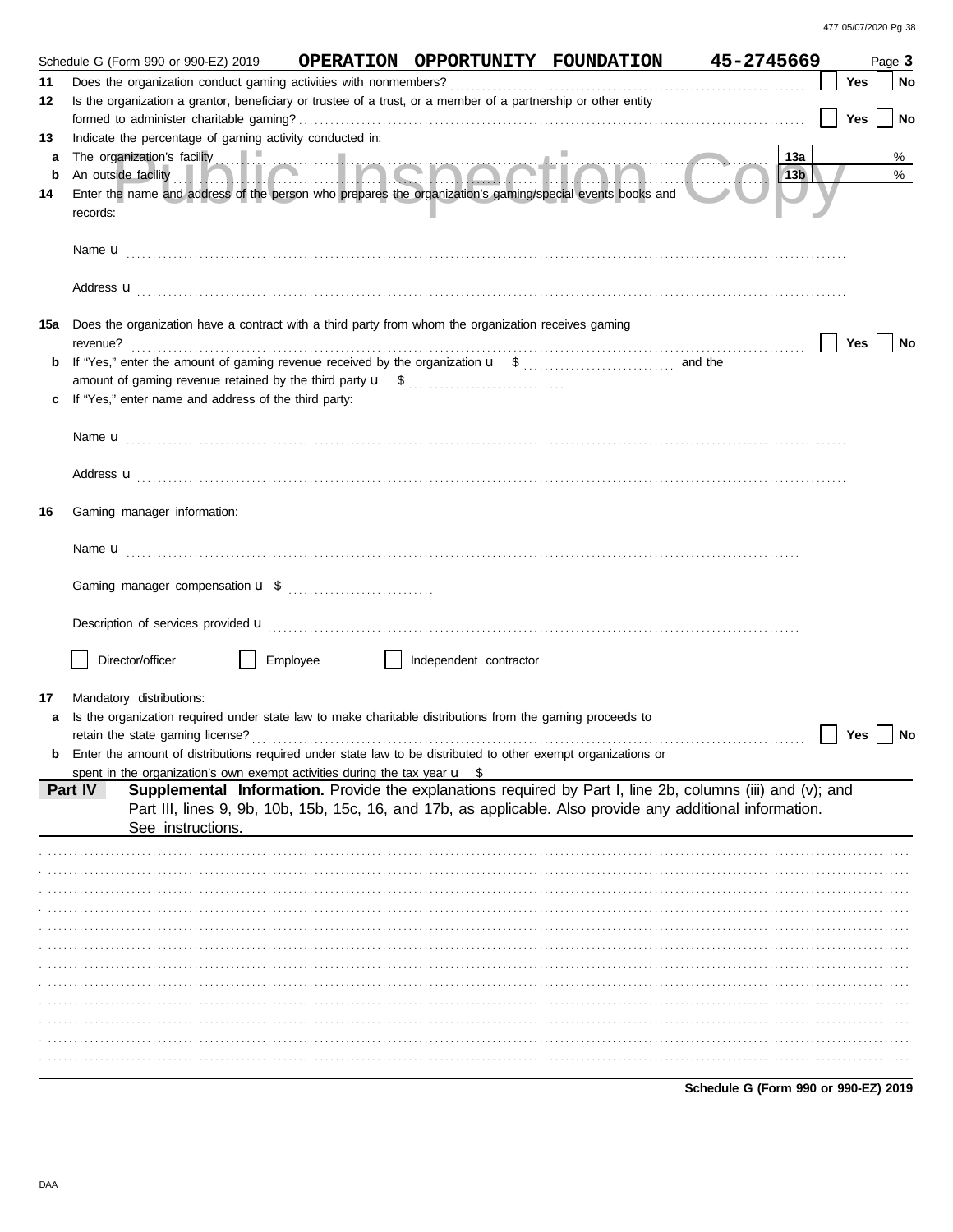Schedule G (Form 990 or 990-EZ) 2019 **OPERATION OPPORTUNITY FOUNDATION** **45-2745669** Page **3**

**11** Does the organization conduct gaming activities with nonmembers? ☐ Yes ☐ No

**12** Is the organization a grantor, beneficiary or trustee of a trust, or a member of a partnership or other entity formed to administer charitable gaming? ☐ Yes ☐ No

**13** Indicate the percentage of gaming activity conducted in:

**a** The organization's facility **13a** %

**b** An outside facility **13b** %

**14** Enter the name and address of the person who prepares the organization's gaming/special events books and records:

Name u

Address u

**15a** Does the organization have a contract with a third party from whom the organization receives gaming revenue? ☐ Yes ☐ No

**b** If "Yes," enter the amount of gaming revenue received by the organization u $ and the amount of gaming revenue retained by the third party u $

**c** If "Yes," enter name and address of the third party:

Name u

Address u

**16** Gaming manager information:

Name u

Gaming manager compensation u $

Description of services provided u

☐ Director/officer ☐ Employee ☐ Independent contractor

**17** Mandatory distributions:

**a** Is the organization required under state law to make charitable distributions from the gaming proceeds to retain the state gaming license? ☐ Yes ☐ No

**b** Enter the amount of distributions required under state law to be distributed to other exempt organizations or spent in the organization's own exempt activities during the tax year u $

**Part IV** **Supplemental Information.** Provide the explanations required by Part I, line 2b, columns (iii) and (v); and Part III, lines 9, 9b, 10b, 15b, 15c, 16, and 17b, as applicable. Also provide any additional information. See instructions.

**Schedule G (Form 990 or 990-EZ) 2019**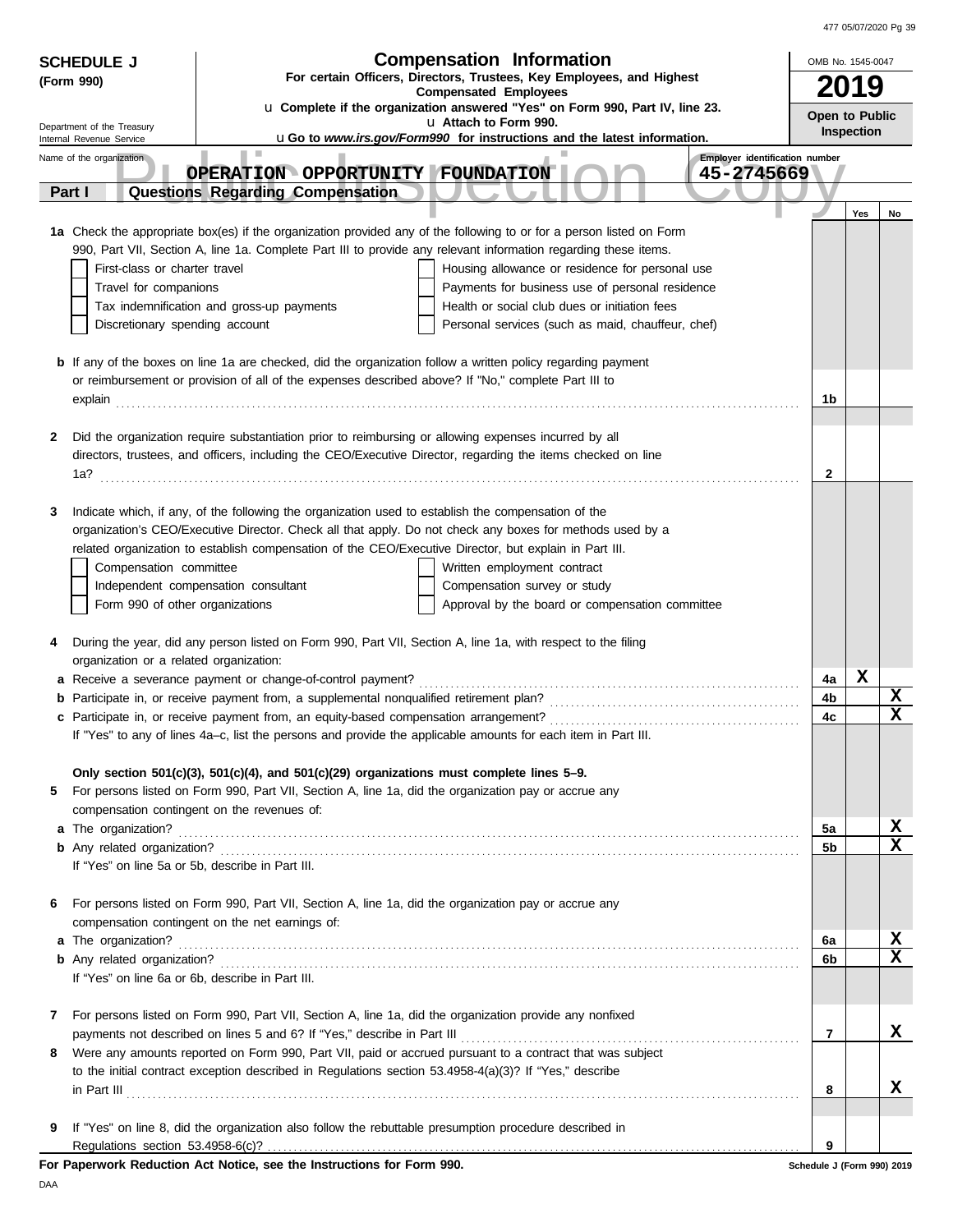**SCHEDULE J**
**(Form 990)**

Department of the Treasury
Internal Revenue Service

# Compensation Information

**For certain Officers, Directors, Trustees, Key Employees, and Highest Compensated Employees**

u **Complete if the organization answered "Yes" on Form 990, Part IV, line 23.**
u **Attach to Form 990.**
u **Go to *www.irs.gov/Form990* for instructions and the latest information.**

OMB No. 1545-0047
**2019**
**Open to Public Inspection**

Name of the organization: **OPERATION OPPORTUNITY FOUNDATION**
Employer identification number: **45-2745669**

## Part I Questions Regarding Compensation

| | | | Yes | No |
|---|---|---|---|---|
| **1a** | Check the appropriate box(es) if the organization provided any of the following to or for a person listed on Form 990, Part VII, Section A, line 1a. Complete Part III to provide any relevant information regarding these items.<br>☐ First-class or charter travel ☐ Housing allowance or residence for personal use<br>☐ Travel for companions ☐ Payments for business use of personal residence<br>☐ Tax indemnification and gross-up payments ☐ Health or social club dues or initiation fees<br>☐ Discretionary spending account ☐ Personal services (such as maid, chauffeur, chef) | | | |
| **b** | If any of the boxes on line 1a are checked, did the organization follow a written policy regarding payment or reimbursement or provision of all of the expenses described above? If "No," complete Part III to explain | 1b | | |
| **2** | Did the organization require substantiation prior to reimbursing or allowing expenses incurred by all directors, trustees, and officers, including the CEO/Executive Director, regarding the items checked on line 1a? | 2 | | |
| **3** | Indicate which, if any, of the following the organization used to establish the compensation of the organization's CEO/Executive Director. Check all that apply. Do not check any boxes for methods used by a related organization to establish compensation of the CEO/Executive Director, but explain in Part III.<br>☐ Compensation committee ☐ Written employment contract<br>☐ Independent compensation consultant ☐ Compensation survey or study<br>☐ Form 990 of other organizations ☐ Approval by the board or compensation committee | | | |
| **4** | During the year, did any person listed on Form 990, Part VII, Section A, line 1a, with respect to the filing organization or a related organization: | | | |
| **a** | Receive a severance payment or change-of-control payment? | 4a | X | |
| **b** | Participate in, or receive payment from, a supplemental nonqualified retirement plan? | 4b | | X |
| **c** | Participate in, or receive payment from, an equity-based compensation arrangement? | 4c | | X |
| | If "Yes" to any of lines 4a–c, list the persons and provide the applicable amounts for each item in Part III. | | | |
| | **Only section 501(c)(3), 501(c)(4), and 501(c)(29) organizations must complete lines 5–9.** | | | |
| **5** | For persons listed on Form 990, Part VII, Section A, line 1a, did the organization pay or accrue any compensation contingent on the revenues of: | | | |
| **a** | The organization? | 5a | | X |
| **b** | Any related organization? | 5b | | X |
| | If "Yes" on line 5a or 5b, describe in Part III. | | | |
| **6** | For persons listed on Form 990, Part VII, Section A, line 1a, did the organization pay or accrue any compensation contingent on the net earnings of: | | | |
| **a** | The organization? | 6a | | X |
| **b** | Any related organization? | 6b | | X |
| | If "Yes" on line 6a or 6b, describe in Part III. | | | |
| **7** | For persons listed on Form 990, Part VII, Section A, line 1a, did the organization provide any nonfixed payments not described on lines 5 and 6? If "Yes," describe in Part III | 7 | | X |
| **8** | Were any amounts reported on Form 990, Part VII, paid or accrued pursuant to a contract that was subject to the initial contract exception described in Regulations section 53.4958-4(a)(3)? If "Yes," describe in Part III | 8 | | X |
| **9** | If "Yes" on line 8, did the organization also follow the rebuttable presumption procedure described in Regulations section 53.4958-6(c)? | 9 | | |

**For Paperwork Reduction Act Notice, see the Instructions for Form 990.** Schedule J (Form 990) 2019

DAA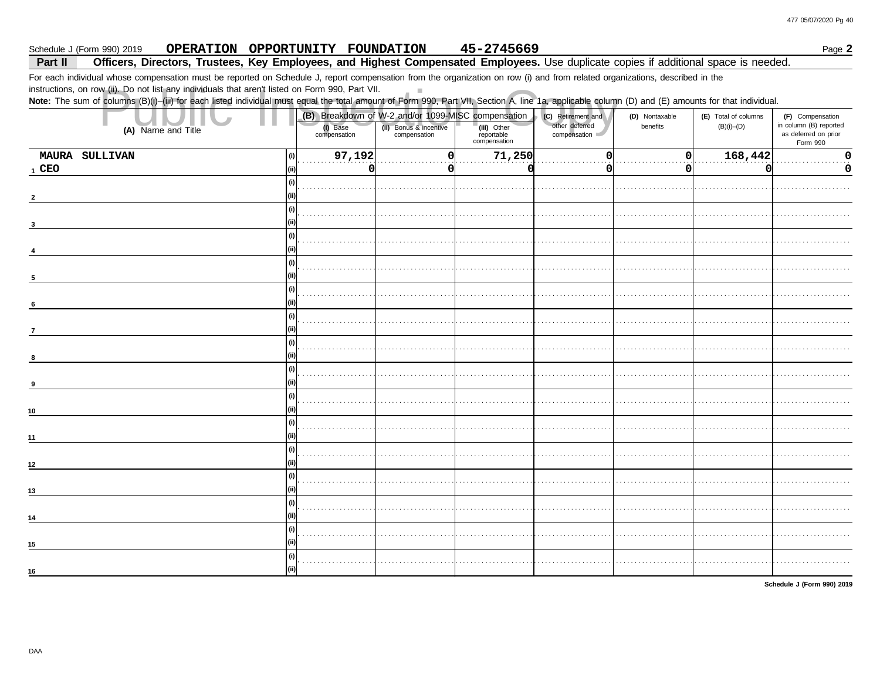Schedule J (Form 990) 2019 **OPERATION OPPORTUNITY FOUNDATION 45-2745669** Page **2**

**Part II** **Officers, Directors, Trustees, Key Employees, and Highest Compensated Employees.** Use duplicate copies if additional space is needed.

For each individual whose compensation must be reported on Schedule J, report compensation from the organization on row (i) and from related organizations, described in the instructions, on row (ii). Do not list any individuals that aren't listed on Form 990, Part VII.

**Note:** The sum of columns (B)(i)–(iii) for each listed individual must equal the total amount of Form 990, Part VII, Section A, line 1a, applicable column (D) and (E) amounts for that individual.

| (A) Name and Title | | (B) Breakdown of W-2 and/or 1099-MISC compensation | | | (C) Retirement and other deferred compensation | (D) Nontaxable benefits | (E) Total of columns (B)(i)–(D) | (F) Compensation in column (B) reported as deferred on prior Form 990 |
|---|---|---|---|---|---|---|---|---|
| | | (i) Base compensation | (ii) Bonus & incentive compensation | (iii) Other reportable compensation | | | | |
| 1 MAURA SULLIVAN | (i) | 97,192 | 0 | 71,250 | 0 | 0 | 168,442 | 0 |
| CEO | (ii) | 0 | 0 | 0 | 0 | 0 | 0 | 0 |
| 2 | (i) | | | | | | | |
| | (ii) | | | | | | | |
| 3 | (i) | | | | | | | |
| | (ii) | | | | | | | |
| 4 | (i) | | | | | | | |
| | (ii) | | | | | | | |
| 5 | (i) | | | | | | | |
| | (ii) | | | | | | | |
| 6 | (i) | | | | | | | |
| | (ii) | | | | | | | |
| 7 | (i) | | | | | | | |
| | (ii) | | | | | | | |
| 8 | (i) | | | | | | | |
| | (ii) | | | | | | | |
| 9 | (i) | | | | | | | |
| | (ii) | | | | | | | |
| 10 | (i) | | | | | | | |
| | (ii) | | | | | | | |
| 11 | (i) | | | | | | | |
| | (ii) | | | | | | | |
| 12 | (i) | | | | | | | |
| | (ii) | | | | | | | |
| 13 | (i) | | | | | | | |
| | (ii) | | | | | | | |
| 14 | (i) | | | | | | | |
| | (ii) | | | | | | | |
| 15 | (i) | | | | | | | |
| | (ii) | | | | | | | |
| 16 | (i) | | | | | | | |
| | (ii) | | | | | | | |

**Schedule J (Form 990) 2019**

DAA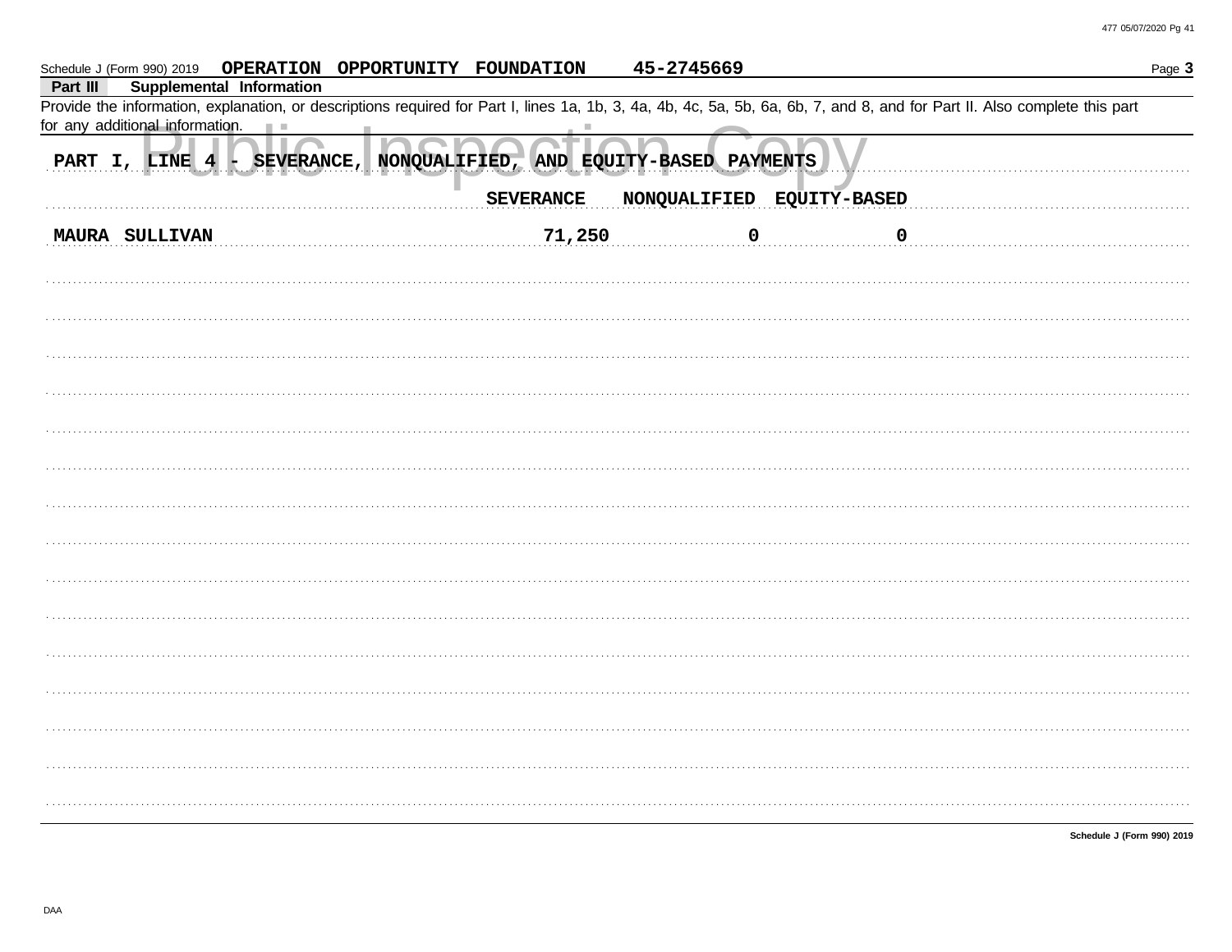Schedule J (Form 990) 2019 **OPERATION OPPORTUNITY FOUNDATION 45-2745669** Page **3**

**Part III Supplemental Information**

Provide the information, explanation, or descriptions required for Part I, lines 1a, 1b, 3, 4a, 4b, 4c, 5a, 5b, 6a, 6b, 7, and 8, and for Part II. Also complete this part for any additional information.

Public Inspection Copy

**PART I, LINE 4 - SEVERANCE, NONQUALIFIED, AND EQUITY-BASED PAYMENTS**

| | SEVERANCE | NONQUALIFIED | EQUITY-BASED |
|---|---|---|---|
| MAURA SULLIVAN | 71,250 | 0 | 0 |

**Schedule J (Form 990) 2019**

DAA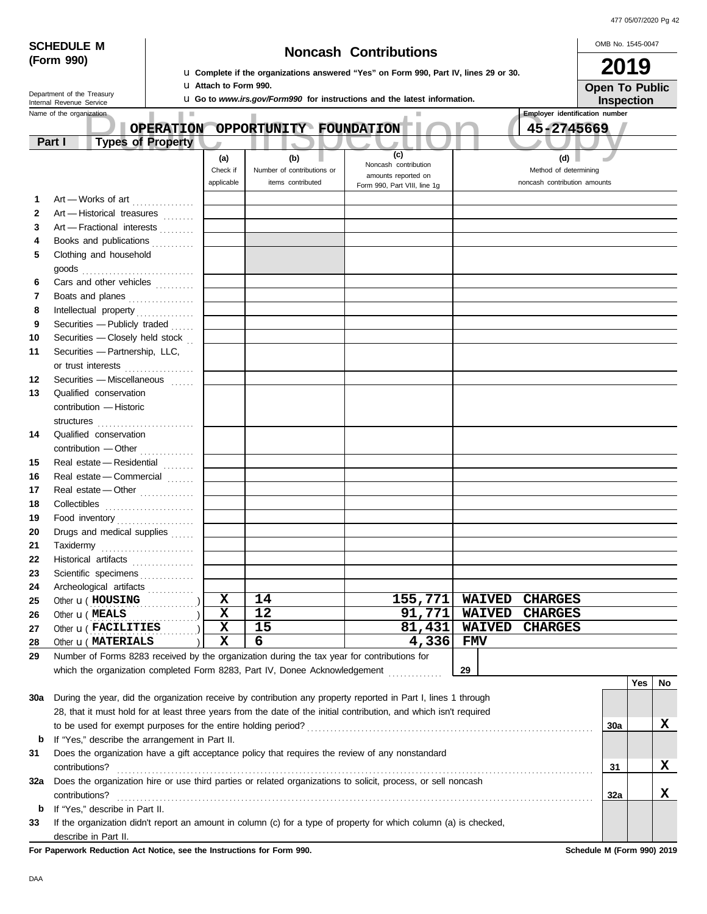**SCHEDULE M (Form 990)**

Department of the Treasury
Internal Revenue Service

# Noncash Contributions

u Complete if the organizations answered "Yes" on Form 990, Part IV, lines 29 or 30.
u Attach to Form 990.
u Go to *www.irs.gov/Form990* for instructions and the latest information.

OMB No. 1545-0047

**2019**

**Open To Public Inspection**

Name of the organization: **OPERATION OPPORTUNITY FOUNDATION**

Employer identification number: **45-2745669**

## Part I Types of Property

| | | (a) Check if applicable | (b) Number of contributions or items contributed | (c) Noncash contribution amounts reported on Form 990, Part VIII, line 1g | (d) Method of determining noncash contribution amounts |
|---|---|---|---|---|---|
| 1 | Art — Works of art | | | | |
| 2 | Art — Historical treasures | | | | |
| 3 | Art — Fractional interests | | | | |
| 4 | Books and publications | | | | |
| 5 | Clothing and household goods | | | | |
| 6 | Cars and other vehicles | | | | |
| 7 | Boats and planes | | | | |
| 8 | Intellectual property | | | | |
| 9 | Securities — Publicly traded | | | | |
| 10 | Securities — Closely held stock | | | | |
| 11 | Securities — Partnership, LLC, or trust interests | | | | |
| 12 | Securities — Miscellaneous | | | | |
| 13 | Qualified conservation contribution — Historic structures | | | | |
| 14 | Qualified conservation contribution — Other | | | | |
| 15 | Real estate — Residential | | | | |
| 16 | Real estate — Commercial | | | | |
| 17 | Real estate — Other | | | | |
| 18 | Collectibles | | | | |
| 19 | Food inventory | | | | |
| 20 | Drugs and medical supplies | | | | |
| 21 | Taxidermy | | | | |
| 22 | Historical artifacts | | | | |
| 23 | Scientific specimens | | | | |
| 24 | Archeological artifacts | | | | |
| 25 | Other u ( HOUSING ) | X | 14 | 155,771 | WAIVED CHARGES |
| 26 | Other u ( MEALS ) | X | 12 | 91,771 | WAIVED CHARGES |
| 27 | Other u ( FACILITIES ) | X | 15 | 81,431 | WAIVED CHARGES |
| 28 | Other u ( MATERIALS ) | X | 6 | 4,336 | FMV |

29 Number of Forms 8283 received by the organization during the tax year for contributions for which the organization completed Form 8283, Part IV, Donee Acknowledgement . . . . . **29**

| | | | Yes | No |
|---|---|---|---|---|
| **30a** | During the year, did the organization receive by contribution any property reported in Part I, lines 1 through 28, that it must hold for at least three years from the date of the initial contribution, and which isn't required to be used for exempt purposes for the entire holding period? | 30a | | X |
| **b** | If "Yes," describe the arrangement in Part II. | | | |
| **31** | Does the organization have a gift acceptance policy that requires the review of any nonstandard contributions? | 31 | | X |
| **32a** | Does the organization hire or use third parties or related organizations to solicit, process, or sell noncash contributions? | 32a | | X |
| **b** | If "Yes," describe in Part II. | | | |
| **33** | If the organization didn't report an amount in column (c) for a type of property for which column (a) is checked, describe in Part II. | | | |

**For Paperwork Reduction Act Notice, see the Instructions for Form 990.** **Schedule M (Form 990) 2019**

DAA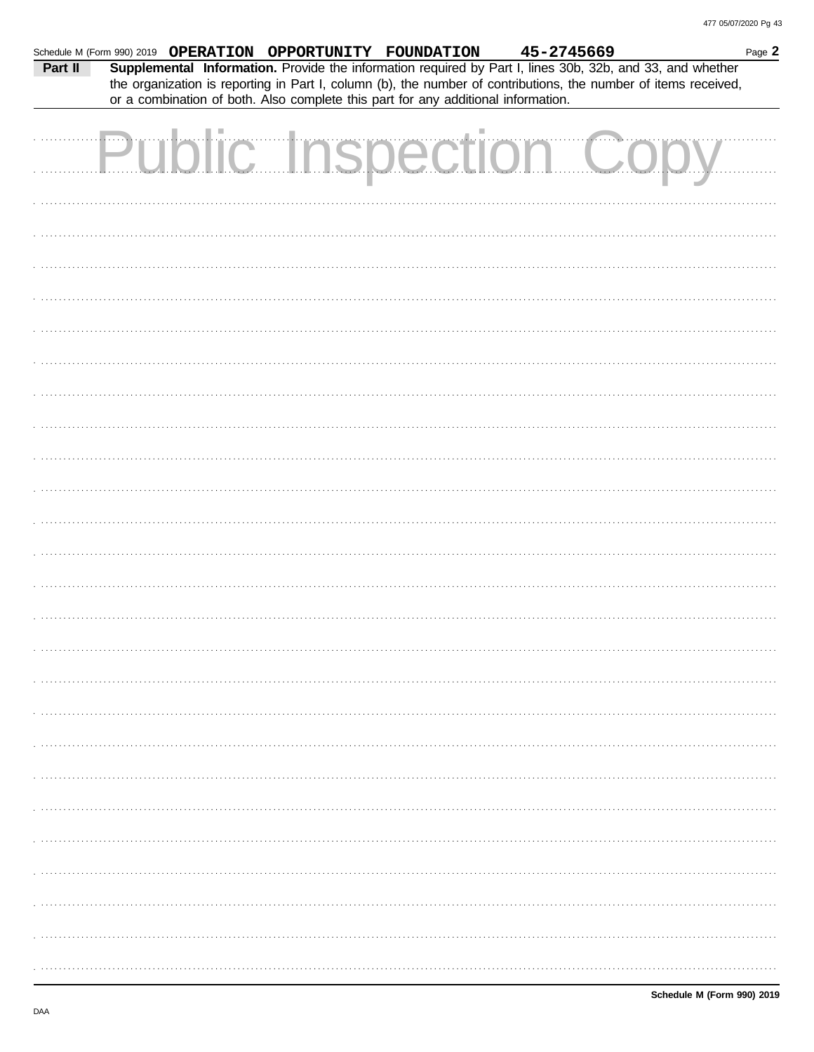Schedule M (Form 990) 2019 **OPERATION OPPORTUNITY FOUNDATION** **45-2745669** Page **2**

**Part II** **Supplemental Information.** Provide the information required by Part I, lines 30b, 32b, and 33, and whether the organization is reporting in Part I, column (b), the number of contributions, the number of items received, or a combination of both. Also complete this part for any additional information.

Public Inspection Copy

**Schedule M (Form 990) 2019**

DAA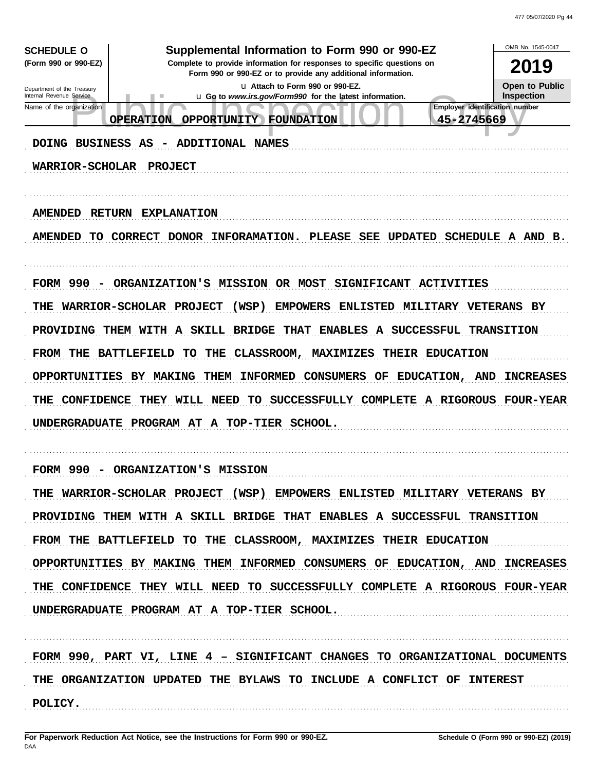**SCHEDULE O** (Form 990 or 990-EZ)

Department of the Treasury
Internal Revenue Service

# Supplemental Information to Form 990 or 990-EZ

**Complete to provide information for responses to specific questions on Form 990 or 990-EZ or to provide any additional information.**

u Attach to Form 990 or 990-EZ.
u Go to *www.irs.gov/Form990* for the latest information.

OMB No. 1545-0047

**2019**

**Open to Public Inspection**

| Name of the organization | Employer identification number |
|---|---|
| OPERATION OPPORTUNITY FOUNDATION | 45-2745669 |

DOING BUSINESS AS - ADDITIONAL NAMES

WARRIOR-SCHOLAR PROJECT

AMENDED RETURN EXPLANATION

AMENDED TO CORRECT DONOR INFORAMATION. PLEASE SEE UPDATED SCHEDULE A AND B.

FORM 990 - ORGANIZATION'S MISSION OR MOST SIGNIFICANT ACTIVITIES

THE WARRIOR-SCHOLAR PROJECT (WSP) EMPOWERS ENLISTED MILITARY VETERANS BY PROVIDING THEM WITH A SKILL BRIDGE THAT ENABLES A SUCCESSFUL TRANSITION FROM THE BATTLEFIELD TO THE CLASSROOM, MAXIMIZES THEIR EDUCATION OPPORTUNITIES BY MAKING THEM INFORMED CONSUMERS OF EDUCATION, AND INCREASES THE CONFIDENCE THEY WILL NEED TO SUCCESSFULLY COMPLETE A RIGOROUS FOUR-YEAR UNDERGRADUATE PROGRAM AT A TOP-TIER SCHOOL.

FORM 990 - ORGANIZATION'S MISSION

THE WARRIOR-SCHOLAR PROJECT (WSP) EMPOWERS ENLISTED MILITARY VETERANS BY PROVIDING THEM WITH A SKILL BRIDGE THAT ENABLES A SUCCESSFUL TRANSITION FROM THE BATTLEFIELD TO THE CLASSROOM, MAXIMIZES THEIR EDUCATION OPPORTUNITIES BY MAKING THEM INFORMED CONSUMERS OF EDUCATION, AND INCREASES THE CONFIDENCE THEY WILL NEED TO SUCCESSFULLY COMPLETE A RIGOROUS FOUR-YEAR UNDERGRADUATE PROGRAM AT A TOP-TIER SCHOOL.

FORM 990, PART VI, LINE 4 – SIGNIFICANT CHANGES TO ORGANIZATIONAL DOCUMENTS

THE ORGANIZATION UPDATED THE BYLAWS TO INCLUDE A CONFLICT OF INTEREST POLICY.

**For Paperwork Reduction Act Notice, see the Instructions for Form 990 or 990-EZ.** DAA **Schedule O (Form 990 or 990-EZ) (2019)**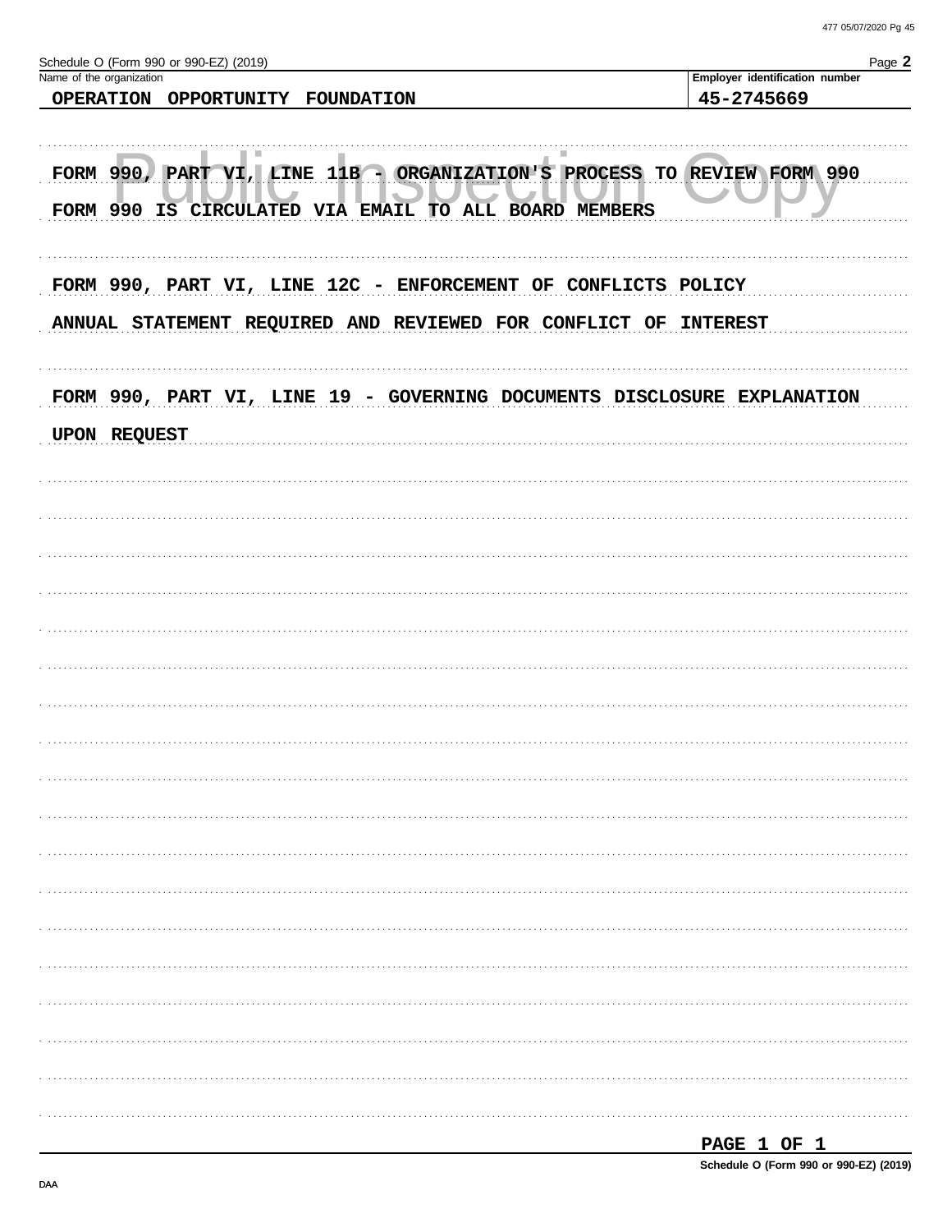Schedule O (Form 990 or 990-EZ) (2019) Page **2**

| Name of the organization | Employer identification number |
|---|---|
| OPERATION OPPORTUNITY FOUNDATION | 45-2745669 |

FORM 990, PART VI, LINE 11B - ORGANIZATION'S PROCESS TO REVIEW FORM 990

FORM 990 IS CIRCULATED VIA EMAIL TO ALL BOARD MEMBERS

FORM 990, PART VI, LINE 12C - ENFORCEMENT OF CONFLICTS POLICY

ANNUAL STATEMENT REQUIRED AND REVIEWED FOR CONFLICT OF INTEREST

FORM 990, PART VI, LINE 19 - GOVERNING DOCUMENTS DISCLOSURE EXPLANATION

UPON REQUEST

**Schedule O (Form 990 or 990-EZ) (2019)**